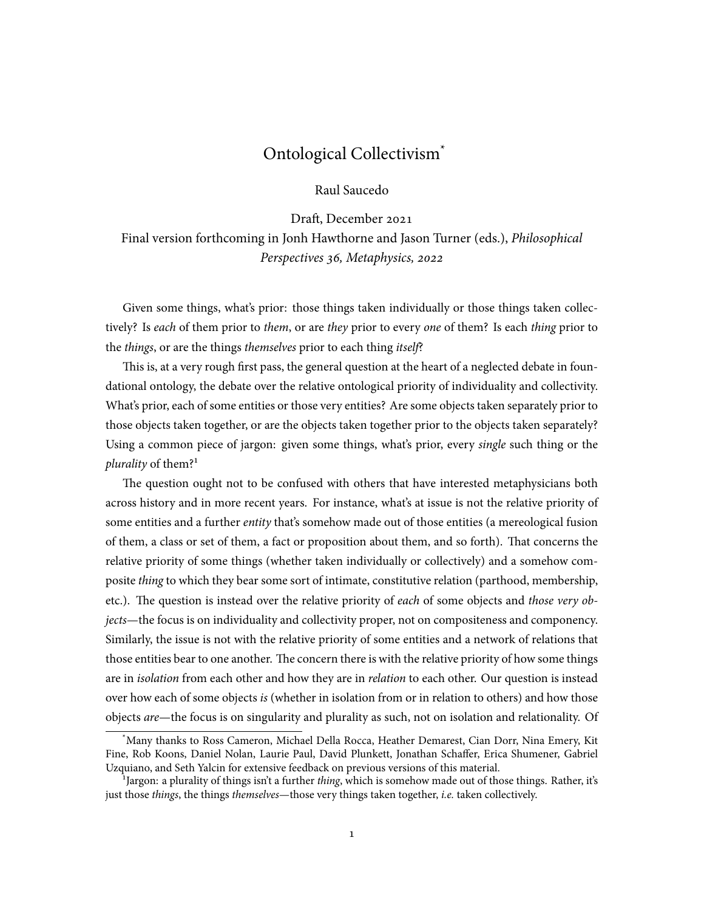# Ontological Collectivism[*]

Raul Saucedo

Draft, December 2021

Final version forthcoming in Jonh Hawthorne and Jason Turner (eds.), *Philosophical Perspectives 36, Metaphysics, 2022*

Given some things, what's prior: those things taken individually or those things taken collectively? Is *each* of them prior to *them*, or are *they* prior to every *one* of them? Is each *thing* prior to the *things*, or are the things *themselves* prior to each thing *itself*?

This is, at a very rough first pass, the general question at the heart of a neglected debate in foundational ontology, the debate over the relative ontological priority of individuality and collectivity. What's prior, each of some entities or those very entities? Are some objects taken separately prior to those objects taken together, or are the objects taken together prior to the objects taken separately? Using a common piece of jargon: given some things, what's prior, every *single* such thing or the *plurality* of them?[1]

The question ought not to be confused with others that have interested metaphysicians both across history and in more recent years. For instance, what's at issue is not the relative priority of some entities and a further *entity* that's somehow made out of those entities (a mereological fusion of them, a class or set of them, a fact or proposition about them, and so forth). That concerns the relative priority of some things (whether taken individually or collectively) and a somehow composite *thing* to which they bear some sort of intimate, constitutive relation (parthood, membership, etc.). The question is instead over the relative priority of *each* of some objects and *those very objects*—the focus is on individuality and collectivity proper, not on compositeness and componency. Similarly, the issue is not with the relative priority of some entities and a network of relations that those entities bear to one another. The concern there is with the relative priority of how some things are in *isolation* from each other and how they are in *relation* to each other. Our question is instead over how each of some objects *is* (whether in isolation from or in relation to others) and how those objects *are*—the focus is on singularity and plurality as such, not on isolation and relationality. Of

[*] Many thanks to Ross Cameron, Michael Della Rocca, Heather Demarest, Cian Dorr, Nina Emery, Kit Fine, Rob Koons, Daniel Nolan, Laurie Paul, David Plunkett, Jonathan Schaffer, Erica Shumener, Gabriel Uzquiano, and Seth Yalcin for extensive feedback on previous versions of this material.

[1] Jargon: a plurality of things isn't a further *thing*, which is somehow made out of those things. Rather, it's just those *things*, the things *themselves*—those very things taken together, *i.e.* taken collectively.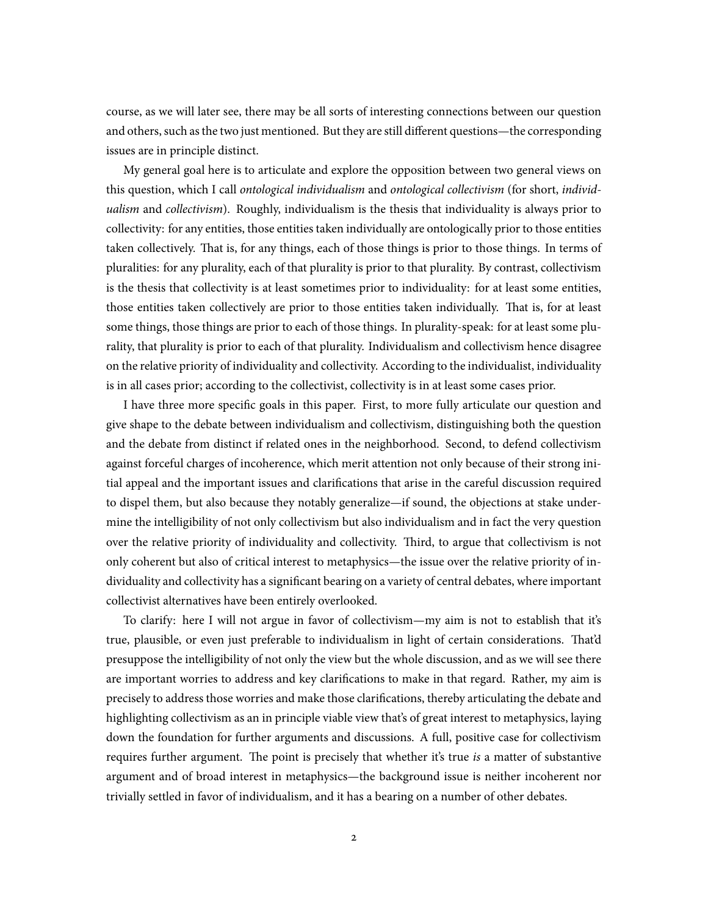course, as we will later see, there may be all sorts of interesting connections between our question and others, such as the two just mentioned. But they are still different questions—the corresponding issues are in principle distinct.

My general goal here is to articulate and explore the opposition between two general views on this question, which I call *ontological individualism* and *ontological collectivism* (for short, *individualism* and *collectivism*). Roughly, individualism is the thesis that individuality is always prior to collectivity: for any entities, those entities taken individually are ontologically prior to those entities taken collectively. That is, for any things, each of those things is prior to those things. In terms of pluralities: for any plurality, each of that plurality is prior to that plurality. By contrast, collectivism is the thesis that collectivity is at least sometimes prior to individuality: for at least some entities, those entities taken collectively are prior to those entities taken individually. That is, for at least some things, those things are prior to each of those things. In plurality-speak: for at least some plurality, that plurality is prior to each of that plurality. Individualism and collectivism hence disagree on the relative priority of individuality and collectivity. According to the individualist, individuality is in all cases prior; according to the collectivist, collectivity is in at least some cases prior.

I have three more specific goals in this paper. First, to more fully articulate our question and give shape to the debate between individualism and collectivism, distinguishing both the question and the debate from distinct if related ones in the neighborhood. Second, to defend collectivism against forceful charges of incoherence, which merit attention not only because of their strong initial appeal and the important issues and clarifications that arise in the careful discussion required to dispel them, but also because they notably generalize—if sound, the objections at stake undermine the intelligibility of not only collectivism but also individualism and in fact the very question over the relative priority of individuality and collectivity. Third, to argue that collectivism is not only coherent but also of critical interest to metaphysics—the issue over the relative priority of individuality and collectivity has a significant bearing on a variety of central debates, where important collectivist alternatives have been entirely overlooked.

To clarify: here I will not argue in favor of collectivism—my aim is not to establish that it's true, plausible, or even just preferable to individualism in light of certain considerations. That'd presuppose the intelligibility of not only the view but the whole discussion, and as we will see there are important worries to address and key clarifications to make in that regard. Rather, my aim is precisely to address those worries and make those clarifications, thereby articulating the debate and highlighting collectivism as an in principle viable view that's of great interest to metaphysics, laying down the foundation for further arguments and discussions. A full, positive case for collectivism requires further argument. The point is precisely that whether it's true *is* a matter of substantive argument and of broad interest in metaphysics—the background issue is neither incoherent nor trivially settled in favor of individualism, and it has a bearing on a number of other debates.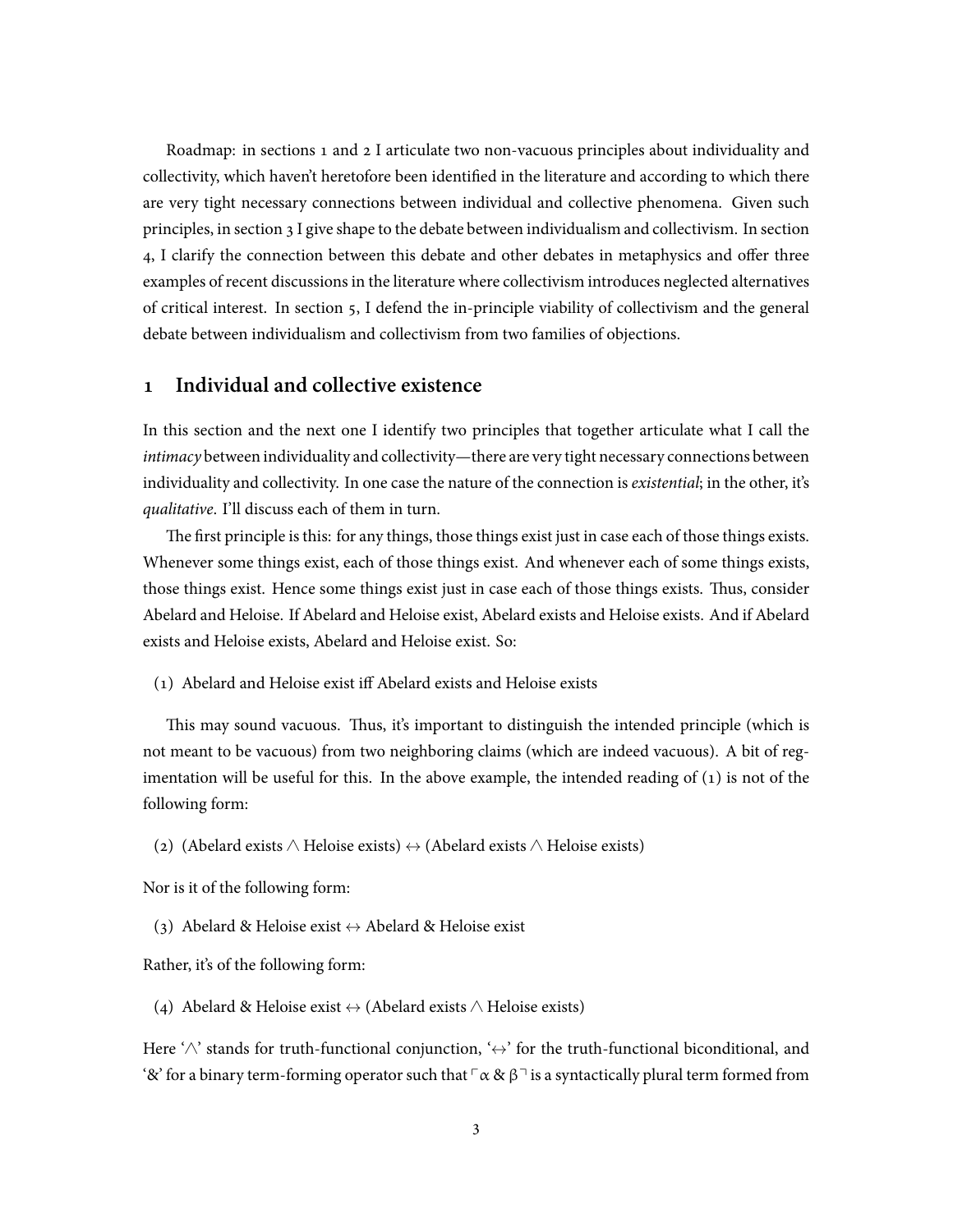Roadmap: in sections 1 and 2 I articulate two non-vacuous principles about individuality and collectivity, which haven't heretofore been identified in the literature and according to which there are very tight necessary connections between individual and collective phenomena. Given such principles, in section 3 I give shape to the debate between individualism and collectivism. In section 4, I clarify the connection between this debate and other debates in metaphysics and offer three examples of recent discussions in the literature where collectivism introduces neglected alternatives of critical interest. In section 5, I defend the in-principle viability of collectivism and the general debate between individualism and collectivism from two families of objections.

## 1 Individual and collective existence

In this section and the next one I identify two principles that together articulate what I call the *intimacy* between individuality and collectivity—there are very tight necessary connections between individuality and collectivity. In one case the nature of the connection is *existential*; in the other, it's *qualitative*. I'll discuss each of them in turn.

The first principle is this: for any things, those things exist just in case each of those things exists. Whenever some things exist, each of those things exist. And whenever each of some things exists, those things exist. Hence some things exist just in case each of those things exists. Thus, consider Abelard and Heloise. If Abelard and Heloise exist, Abelard exists and Heloise exists. And if Abelard exists and Heloise exists, Abelard and Heloise exist. So:

(1) Abelard and Heloise exist iff Abelard exists and Heloise exists

This may sound vacuous. Thus, it's important to distinguish the intended principle (which is not meant to be vacuous) from two neighboring claims (which are indeed vacuous). A bit of regimentation will be useful for this. In the above example, the intended reading of (1) is not of the following form:

(2) (Abelard exists $\wedge$ Heloise exists) $\leftrightarrow$ (Abelard exists $\wedge$ Heloise exists)

Nor is it of the following form:

(3) Abelard & Heloise exist $\leftrightarrow$ Abelard & Heloise exist

Rather, it's of the following form:

(4) Abelard & Heloise exist $\leftrightarrow$ (Abelard exists $\wedge$ Heloise exists)

Here '$\wedge$' stands for truth-functional conjunction, '$\leftrightarrow$' for the truth-functional biconditional, and '&' for a binary term-forming operator such that $\ulcorner \alpha \,\&\, \beta \urcorner$ is a syntactically plural term formed from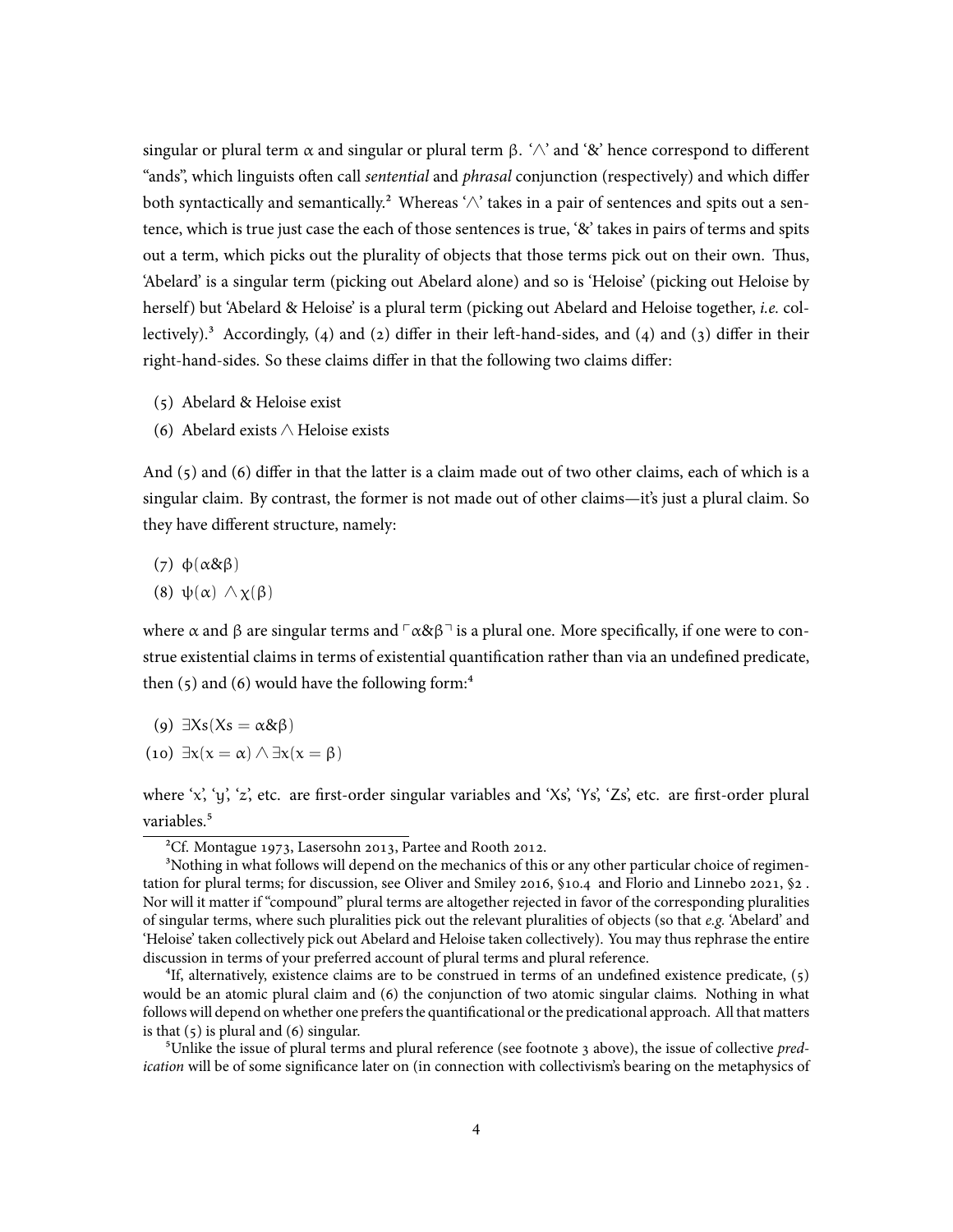singular or plural term $\alpha$ and singular or plural term $\beta$. '$\wedge$' and '&' hence correspond to different "ands", which linguists often call *sentential* and *phrasal* conjunction (respectively) and which differ both syntactically and semantically.[2] Whereas '$\wedge$' takes in a pair of sentences and spits out a sentence, which is true just case the each of those sentences is true, '&' takes in pairs of terms and spits out a term, which picks out the plurality of objects that those terms pick out on their own. Thus, 'Abelard' is a singular term (picking out Abelard alone) and so is 'Heloise' (picking out Heloise by herself) but 'Abelard & Heloise' is a plural term (picking out Abelard and Heloise together, *i.e.* collectively).[3] Accordingly, (4) and (2) differ in their left-hand-sides, and (4) and (3) differ in their right-hand-sides. So these claims differ in that the following two claims differ:

(5) Abelard & Heloise exist

(6) Abelard exists $\wedge$ Heloise exists

And (5) and (6) differ in that the latter is a claim made out of two other claims, each of which is a singular claim. By contrast, the former is not made out of other claims—it's just a plural claim. So they have different structure, namely:

(7) $\phi(\alpha \& \beta)$

(8) $\psi(\alpha) \wedge \chi(\beta)$

where $\alpha$ and $\beta$ are singular terms and $\ulcorner \alpha \& \beta \urcorner$ is a plural one. More specifically, if one were to construe existential claims in terms of existential quantification rather than via an undefined predicate, then (5) and (6) would have the following form:[4]

(9) $\exists Xs(Xs = \alpha \& \beta)$

(10) $\exists x(x = \alpha) \wedge \exists x(x = \beta)$

where 'x', 'y', 'z', etc. are first-order singular variables and 'Xs', 'Ys', 'Zs', etc. are first-order plural variables.[5]

---

[2] Cf. Montague 1973, Lasersohn 2013, Partee and Rooth 2012.

[3] Nothing in what follows will depend on the mechanics of this or any other particular choice of regimentation for plural terms; for discussion, see Oliver and Smiley 2016, §10.4 and Florio and Linnebo 2021, §2. Nor will it matter if "compound" plural terms are altogether rejected in favor of the corresponding pluralities of singular terms, where such pluralities pick out the relevant pluralities of objects (so that *e.g.* 'Abelard' and 'Heloise' taken collectively pick out Abelard and Heloise taken collectively). You may thus rephrase the entire discussion in terms of your preferred account of plural terms and plural reference.

[4] If, alternatively, existence claims are to be construed in terms of an undefined existence predicate, (5) would be an atomic plural claim and (6) the conjunction of two atomic singular claims. Nothing in what follows will depend on whether one prefers the quantificational or the predicational approach. All that matters is that (5) is plural and (6) singular.

[5] Unlike the issue of plural terms and plural reference (see footnote 3 above), the issue of collective *predication* will be of some significance later on (in connection with collectivism's bearing on the metaphysics of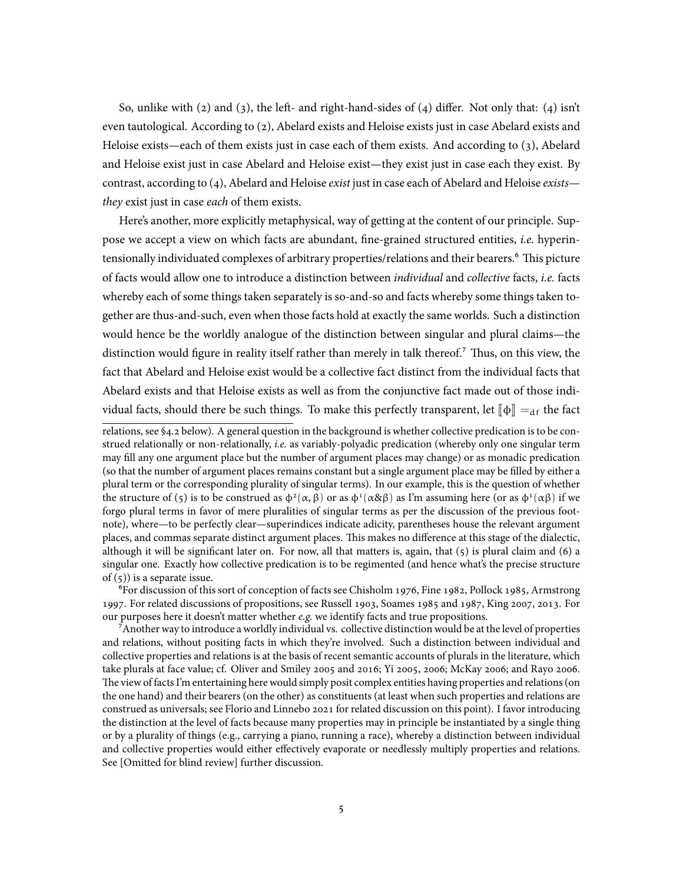So, unlike with (2) and (3), the left- and right-hand-sides of (4) differ. Not only that: (4) isn't even tautological. According to (2), Abelard exists and Heloise exists just in case Abelard exists and Heloise exists—each of them exists just in case each of them exists. And according to (3), Abelard and Heloise exist just in case Abelard and Heloise exist—they exist just in case each they exist. By contrast, according to (4), Abelard and Heloise *exist* just in case each of Abelard and Heloise *exists*—*they* exist just in case *each* of them exists.

Here's another, more explicitly metaphysical, way of getting at the content of our principle. Suppose we accept a view on which facts are abundant, fine-grained structured entities, *i.e.* hyperintensionally individuated complexes of arbitrary properties/relations and their bearers.[6] This picture of facts would allow one to introduce a distinction between *individual* and *collective* facts, *i.e.* facts whereby each of some things taken separately is so-and-so and facts whereby some things taken together are thus-and-such, even when those facts hold at exactly the same worlds. Such a distinction would hence be the worldly analogue of the distinction between singular and plural claims—the distinction would figure in reality itself rather than merely in talk thereof.[7] Thus, on this view, the fact that Abelard and Heloise exist would be a collective fact distinct from the individual facts that Abelard exists and that Heloise exists as well as from the conjunctive fact made out of those individual facts, should there be such things. To make this perfectly transparent, let $[\![\phi]\!] =_{df}$ the fact

---

relations, see §4.2 below). A general question in the background is whether collective predication is to be construed relationally or non-relationally, *i.e.* as variably-polyadic predication (whereby only one singular term may fill any one argument place but the number of argument places may change) or as monadic predication (so that the number of argument places remains constant but a single argument place may be filled by either a plural term or the corresponding plurality of singular terms). In our example, this is the question of whether the structure of (5) is to be construed as $\phi^2(\alpha, \beta)$ or as $\phi^1(\alpha\&\beta)$ as I'm assuming here (or as $\phi^1(\alpha\beta)$ if we forgo plural terms in favor of mere pluralities of singular terms as per the discussion of the previous footnote), where—to be perfectly clear—superindices indicate adicity, parentheses house the relevant argument places, and commas separate distinct argument places. This makes no difference at this stage of the dialectic, although it will be significant later on. For now, all that matters is, again, that (5) is plural claim and (6) a singular one. Exactly how collective predication is to be regimented (and hence what's the precise structure of (5)) is a separate issue.

[6] For discussion of this sort of conception of facts see Chisholm 1976, Fine 1982, Pollock 1985, Armstrong 1997. For related discussions of propositions, see Russell 1903, Soames 1985 and 1987, King 2007, 2013. For our purposes here it doesn't matter whether *e.g.* we identify facts and true propositions.

[7] Another way to introduce a worldly individual vs. collective distinction would be at the level of properties and relations, without positing facts in which they're involved. Such a distinction between individual and collective properties and relations is at the basis of recent semantic accounts of plurals in the literature, which take plurals at face value; cf. Oliver and Smiley 2005 and 2016; Yi 2005, 2006; McKay 2006; and Rayo 2006. The view of facts I'm entertaining here would simply posit complex entities having properties and relations (on the one hand) and their bearers (on the other) as constituents (at least when such properties and relations are construed as universals; see Florio and Linnebo 2021 for related discussion on this point). I favor introducing the distinction at the level of facts because many properties may in principle be instantiated by a single thing or by a plurality of things (e.g., carrying a piano, running a race), whereby a distinction between individual and collective properties would either effectively evaporate or needlessly multiply properties and relations. See [Omitted for blind review] further discussion.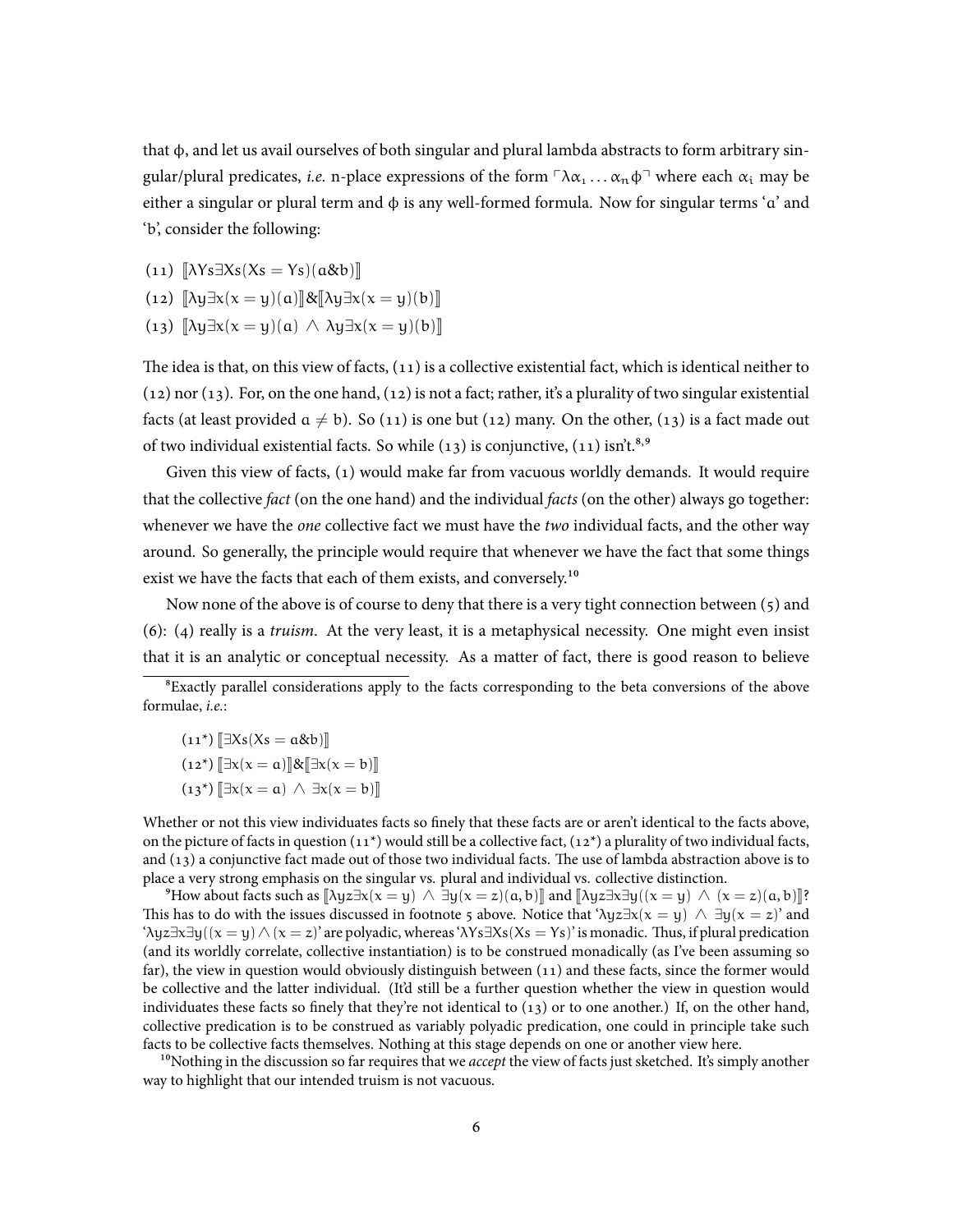that $\phi$, and let us avail ourselves of both singular and plural lambda abstracts to form arbitrary singular/plural predicates, *i.e.* n-place expressions of the form $\ulcorner\lambda\alpha_1 \ldots \alpha_n\phi\urcorner$ where each $\alpha_i$ may be either a singular or plural term and $\phi$ is any well-formed formula. Now for singular terms '$a$' and '$b$', consider the following:

(11) $[\![\lambda Ys\exists Xs(Xs = Ys)(a\&b)]\!]$

(12) $[\![\lambda y\exists x(x = y)(a)]\!]\&[\![\lambda y\exists x(x = y)(b)]\!]$

(13) $[\![\lambda y\exists x(x = y)(a) \wedge \lambda y\exists x(x = y)(b)]\!]$

The idea is that, on this view of facts, (11) is a collective existential fact, which is identical neither to (12) nor (13). For, on the one hand, (12) is not a fact; rather, it's a plurality of two singular existential facts (at least provided $a \neq b$). So (11) is one but (12) many. On the other, (13) is a fact made out of two individual existential facts. So while (13) is conjunctive, (11) isn't.[8,9]

Given this view of facts, (1) would make far from vacuous worldly demands. It would require that the collective *fact* (on the one hand) and the individual *facts* (on the other) always go together: whenever we have the *one* collective fact we must have the *two* individual facts, and the other way around. So generally, the principle would require that whenever we have the fact that some things exist we have the facts that each of them exists, and conversely.[10]

Now none of the above is of course to deny that there is a very tight connection between (5) and (6): (4) really is a *truism*. At the very least, it is a metaphysical necessity. One might even insist that it is an analytic or conceptual necessity. As a matter of fact, there is good reason to believe

---

[8] Exactly parallel considerations apply to the facts corresponding to the beta conversions of the above formulae, *i.e.*:

(11*) $[\![\exists Xs(Xs = a\&b)]\!]$

(12*) $[\![\exists x(x = a)]\!]\&[\![\exists x(x = b)]\!]$

(13*) $[\![\exists x(x = a) \wedge \exists x(x = b)]\!]$

Whether or not this view individuates facts so finely that these facts are or aren't identical to the facts above, on the picture of facts in question (11*) would still be a collective fact, (12*) a plurality of two individual facts, and (13) a conjunctive fact made out of those two individual facts. The use of lambda abstraction above is to place a very strong emphasis on the singular vs. plural and individual vs. collective distinction.

[9] How about facts such as $[\![\lambda yz\exists x(x = y) \wedge \exists y(x = z)(a, b)]\!]$ and $[\![\lambda yz\exists x\exists y((x = y) \wedge (x = z)(a, b)]\!]$? This has to do with the issues discussed in footnote 5 above. Notice that '$\lambda yz\exists x(x = y) \wedge \exists y(x = z)$' and '$\lambda yz\exists x\exists y((x = y) \wedge (x = z)$' are polyadic, whereas '$\lambda Ys\exists Xs(Xs = Ys)$' is monadic. Thus, if plural predication (and its worldly correlate, collective instantiation) is to be construed monadically (as I've been assuming so far), the view in question would obviously distinguish between (11) and these facts, since the former would be collective and the latter individual. (It'd still be a further question whether the view in question would individuates these facts so finely that they're not identical to (13) or to one another.) If, on the other hand, collective predication is to be construed as variably polyadic predication, one could in principle take such facts to be collective facts themselves. Nothing at this stage depends on one or another view here.

[10] Nothing in the discussion so far requires that we *accept* the view of facts just sketched. It's simply another way to highlight that our intended truism is not vacuous.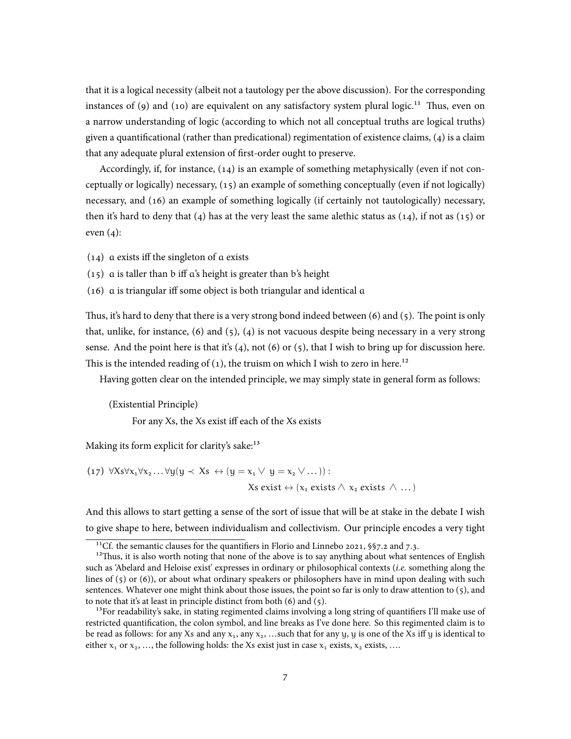that it is a logical necessity (albeit not a tautology per the above discussion). For the corresponding instances of (9) and (10) are equivalent on any satisfactory system plural logic.[11] Thus, even on a narrow understanding of logic (according to which not all conceptual truths are logical truths) given a quantificational (rather than predicational) regimentation of existence claims, (4) is a claim that any adequate plural extension of first-order ought to preserve.

Accordingly, if, for instance, (14) is an example of something metaphysically (even if not conceptually or logically) necessary, (15) an example of something conceptually (even if not logically) necessary, and (16) an example of something logically (if certainly not tautologically) necessary, then it's hard to deny that (4) has at the very least the same alethic status as (14), if not as (15) or even (4):

(14) a exists iff the singleton of a exists

(15) a is taller than b iff a's height is greater than b's height

(16) a is triangular iff some object is both triangular and identical a

Thus, it's hard to deny that there is a very strong bond indeed between (6) and (5). The point is only that, unlike, for instance, (6) and (5), (4) is not vacuous despite being necessary in a very strong sense. And the point here is that it's (4), not (6) or (5), that I wish to bring up for discussion here. This is the intended reading of (1), the truism on which I wish to zero in here.[12]

Having gotten clear on the intended principle, we may simply state in general form as follows:

> (Existential Principle)
>
> For any Xs, the Xs exist iff each of the Xs exists

Making its form explicit for clarity's sake:[13]

(17) $$\forall Xs \forall x_1 \forall x_2 \ldots \forall y (y \prec Xs \leftrightarrow (y = x_1 \vee y = x_2 \vee \ldots)) : \\ Xs \text{ exist} \leftrightarrow (x_1 \text{ exists} \wedge x_2 \text{ exists} \wedge \ldots)$$

And this allows to start getting a sense of the sort of issue that will be at stake in the debate I wish to give shape to here, between individualism and collectivism. Our principle encodes a very tight

[11] Cf. the semantic clauses for the quantifiers in Florio and Linnebo 2021, §§7.2 and 7.3.

[12] Thus, it is also worth noting that none of the above is to say anything about what sentences of English such as 'Abelard and Heloise exist' expresses in ordinary or philosophical contexts (*i.e.* something along the lines of (5) or (6)), or about what ordinary speakers or philosophers have in mind upon dealing with such sentences. Whatever one might think about those issues, the point so far is only to draw attention to (5), and to note that it's at least in principle distinct from both (6) and (5).

[13] For readability's sake, in stating regimented claims involving a long string of quantifiers I'll make use of restricted quantification, the colon symbol, and line breaks as I've done here. So this regimented claim is to be read as follows: for any Xs and any $x_1$, any $x_2$, …such that for any $y$, $y$ is one of the Xs iff $y$ is identical to either $x_1$ or $x_2$, …, the following holds: the Xs exist just in case $x_1$ exists, $x_2$ exists, ….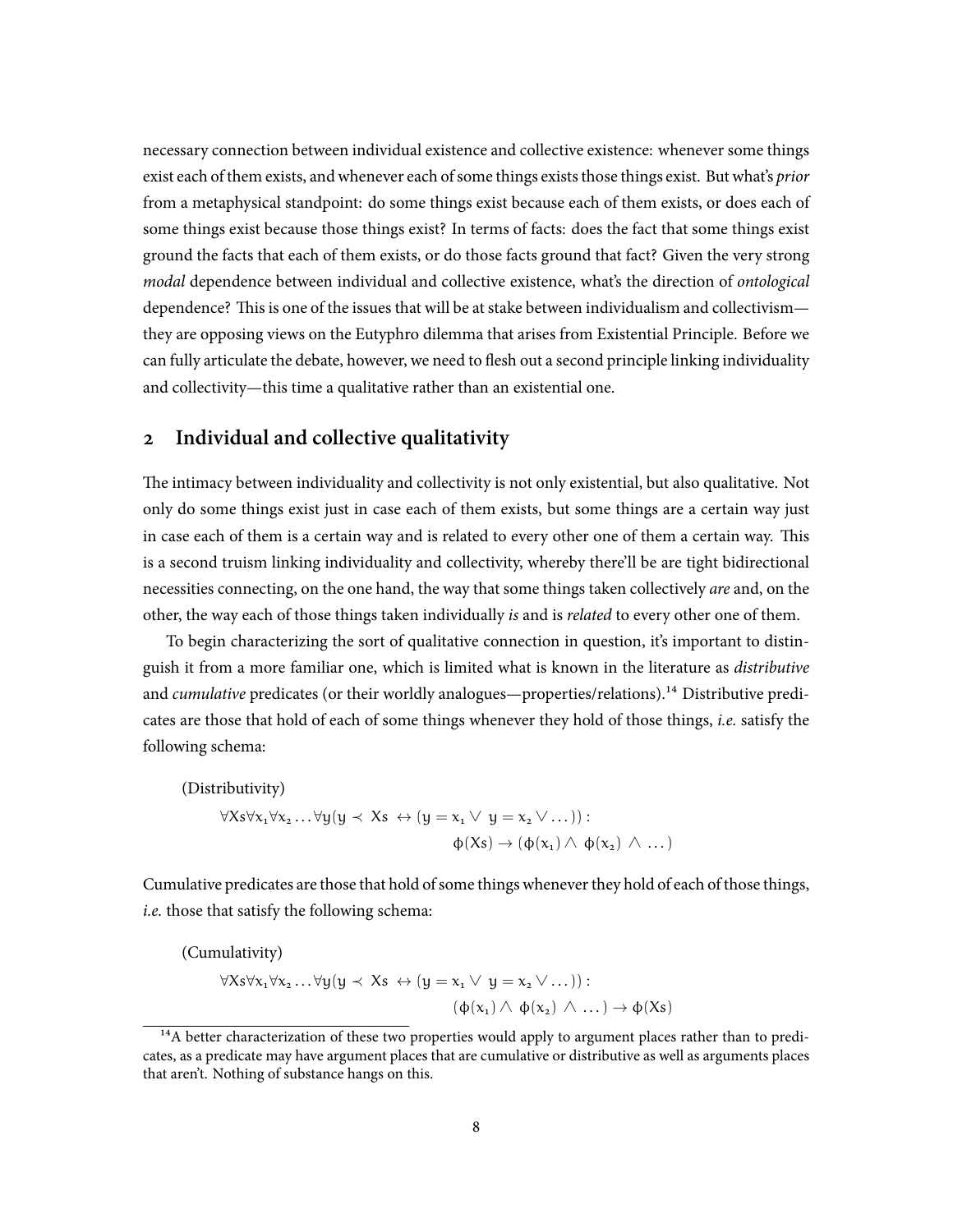necessary connection between individual existence and collective existence: whenever some things exist each of them exists, and whenever each of some things exists those things exist. But what's *prior* from a metaphysical standpoint: do some things exist because each of them exists, or does each of some things exist because those things exist? In terms of facts: does the fact that some things exist ground the facts that each of them exists, or do those facts ground that fact? Given the very strong *modal* dependence between individual and collective existence, what's the direction of *ontological* dependence? This is one of the issues that will be at stake between individualism and collectivism—they are opposing views on the Eutyphro dilemma that arises from Existential Principle. Before we can fully articulate the debate, however, we need to flesh out a second principle linking individuality and collectivity—this time a qualitative rather than an existential one.

## 2 Individual and collective qualitativity

The intimacy between individuality and collectivity is not only existential, but also qualitative. Not only do some things exist just in case each of them exists, but some things are a certain way just in case each of them is a certain way and is related to every other one of them a certain way. This is a second truism linking individuality and collectivity, whereby there'll be are tight bidirectional necessities connecting, on the one hand, the way that some things taken collectively *are* and, on the other, the way each of those things taken individually *is* and is *related* to every other one of them.

To begin characterizing the sort of qualitative connection in question, it's important to distinguish it from a more familiar one, which is limited what is known in the literature as *distributive* and *cumulative* predicates (or their worldly analogues—properties/relations).[14] Distributive predicates are those that hold of each of some things whenever they hold of those things, *i.e.* satisfy the following schema:

(Distributivity)

$$\forall Xs \forall x_1 \forall x_2 \ldots \forall y (y \prec Xs \leftrightarrow (y = x_1 \lor y = x_2 \lor \ldots)) : \\ \phi(Xs) \rightarrow (\phi(x_1) \land \phi(x_2) \land \ldots)$$

Cumulative predicates are those that hold of some things whenever they hold of each of those things, *i.e.* those that satisfy the following schema:

(Cumulativity)

$$\forall Xs \forall x_1 \forall x_2 \ldots \forall y (y \prec Xs \leftrightarrow (y = x_1 \lor y = x_2 \lor \ldots)) : \\ (\phi(x_1) \land \phi(x_2) \land \ldots) \rightarrow \phi(Xs)$$

[14] A better characterization of these two properties would apply to argument places rather than to predicates, as a predicate may have argument places that are cumulative or distributive as well as arguments places that aren't. Nothing of substance hangs on this.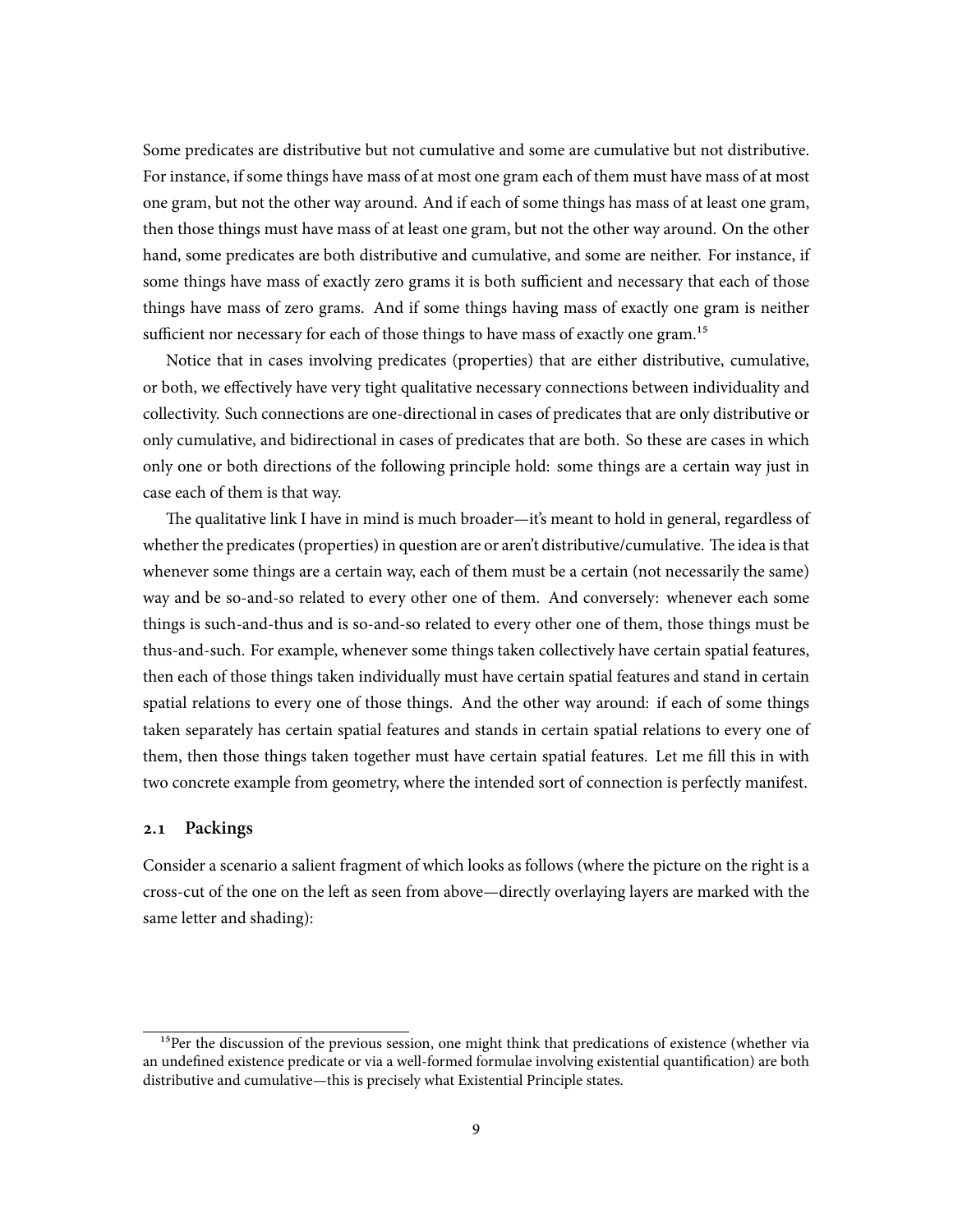Some predicates are distributive but not cumulative and some are cumulative but not distributive. For instance, if some things have mass of at most one gram each of them must have mass of at most one gram, but not the other way around. And if each of some things has mass of at least one gram, then those things must have mass of at least one gram, but not the other way around. On the other hand, some predicates are both distributive and cumulative, and some are neither. For instance, if some things have mass of exactly zero grams it is both sufficient and necessary that each of those things have mass of zero grams. And if some things having mass of exactly one gram is neither sufficient nor necessary for each of those things to have mass of exactly one gram.[15]

Notice that in cases involving predicates (properties) that are either distributive, cumulative, or both, we effectively have very tight qualitative necessary connections between individuality and collectivity. Such connections are one-directional in cases of predicates that are only distributive or only cumulative, and bidirectional in cases of predicates that are both. So these are cases in which only one or both directions of the following principle hold: some things are a certain way just in case each of them is that way.

The qualitative link I have in mind is much broader—it's meant to hold in general, regardless of whether the predicates (properties) in question are or aren't distributive/cumulative. The idea is that whenever some things are a certain way, each of them must be a certain (not necessarily the same) way and be so-and-so related to every other one of them. And conversely: whenever each some things is such-and-thus and is so-and-so related to every other one of them, those things must be thus-and-such. For example, whenever some things taken collectively have certain spatial features, then each of those things taken individually must have certain spatial features and stand in certain spatial relations to every one of those things. And the other way around: if each of some things taken separately has certain spatial features and stands in certain spatial relations to every one of them, then those things taken together must have certain spatial features. Let me fill this in with two concrete example from geometry, where the intended sort of connection is perfectly manifest.

### 2.1 Packings

Consider a scenario a salient fragment of which looks as follows (where the picture on the right is a cross-cut of the one on the left as seen from above—directly overlaying layers are marked with the same letter and shading):

[15]Per the discussion of the previous session, one might think that predications of existence (whether via an undefined existence predicate or via a well-formed formulae involving existential quantification) are both distributive and cumulative—this is precisely what Existential Principle states.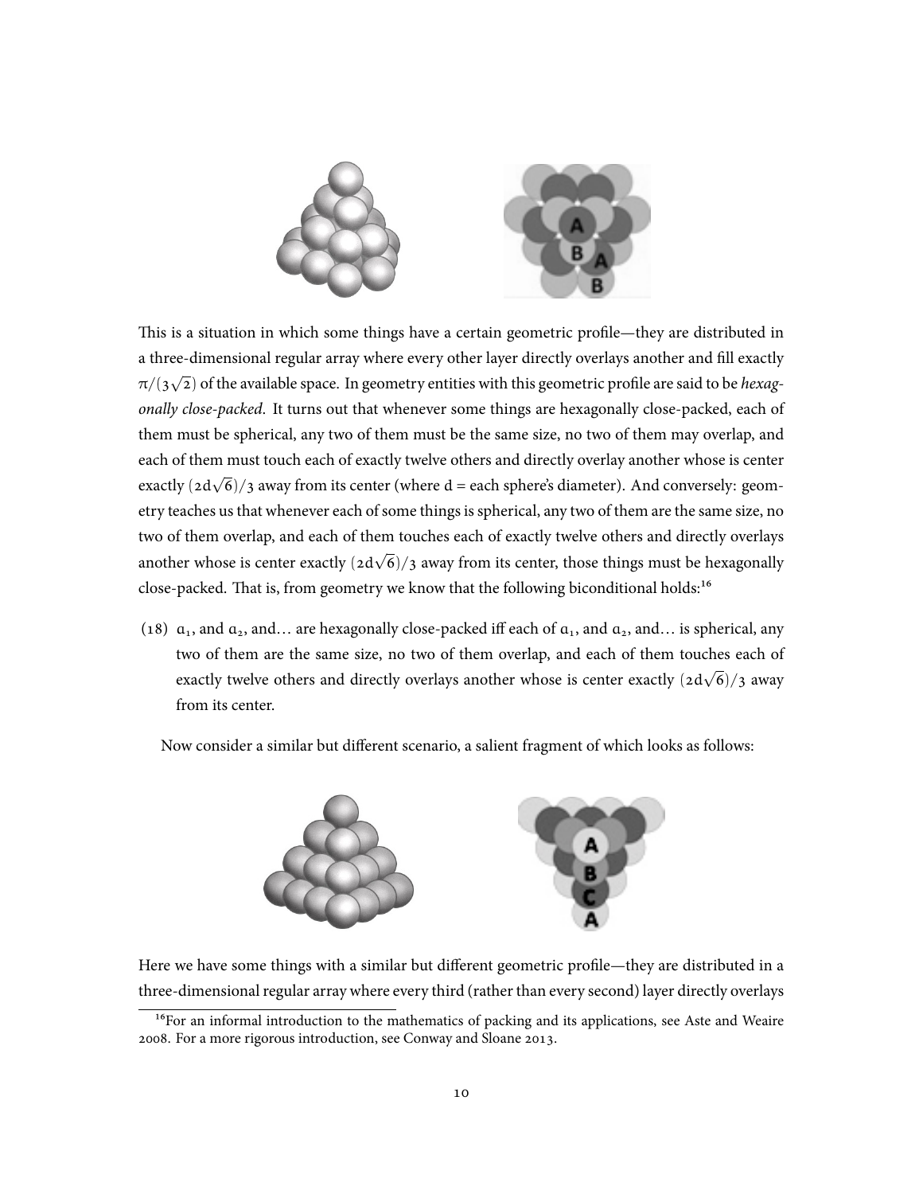This is a situation in which some things have a certain geometric profile—they are distributed in a three-dimensional regular array where every other layer directly overlays another and fill exactly $\pi/(3\sqrt{2})$ of the available space. In geometry entities with this geometric profile are said to be *hexagonally close-packed*. It turns out that whenever some things are hexagonally close-packed, each of them must be spherical, any two of them must be the same size, no two of them may overlap, and each of them must touch each of exactly twelve others and directly overlay another whose is center exactly $(2d\sqrt{6})/3$ away from its center (where d = each sphere's diameter). And conversely: geometry teaches us that whenever each of some things is spherical, any two of them are the same size, no two of them overlap, and each of them touches each of exactly twelve others and directly overlays another whose is center exactly $(2d\sqrt{6})/3$ away from its center, those things must be hexagonally close-packed. That is, from geometry we know that the following biconditional holds:[16]

(18) $a_1$, and $a_2$, and… are hexagonally close-packed iff each of $a_1$, and $a_2$, and… is spherical, any two of them are the same size, no two of them overlap, and each of them touches each of exactly twelve others and directly overlays another whose is center exactly $(2d\sqrt{6})/3$ away from its center.

Now consider a similar but different scenario, a salient fragment of which looks as follows:

Here we have some things with a similar but different geometric profile—they are distributed in a three-dimensional regular array where every third (rather than every second) layer directly overlays

[16] For an informal introduction to the mathematics of packing and its applications, see Aste and Weaire 2008. For a more rigorous introduction, see Conway and Sloane 2013.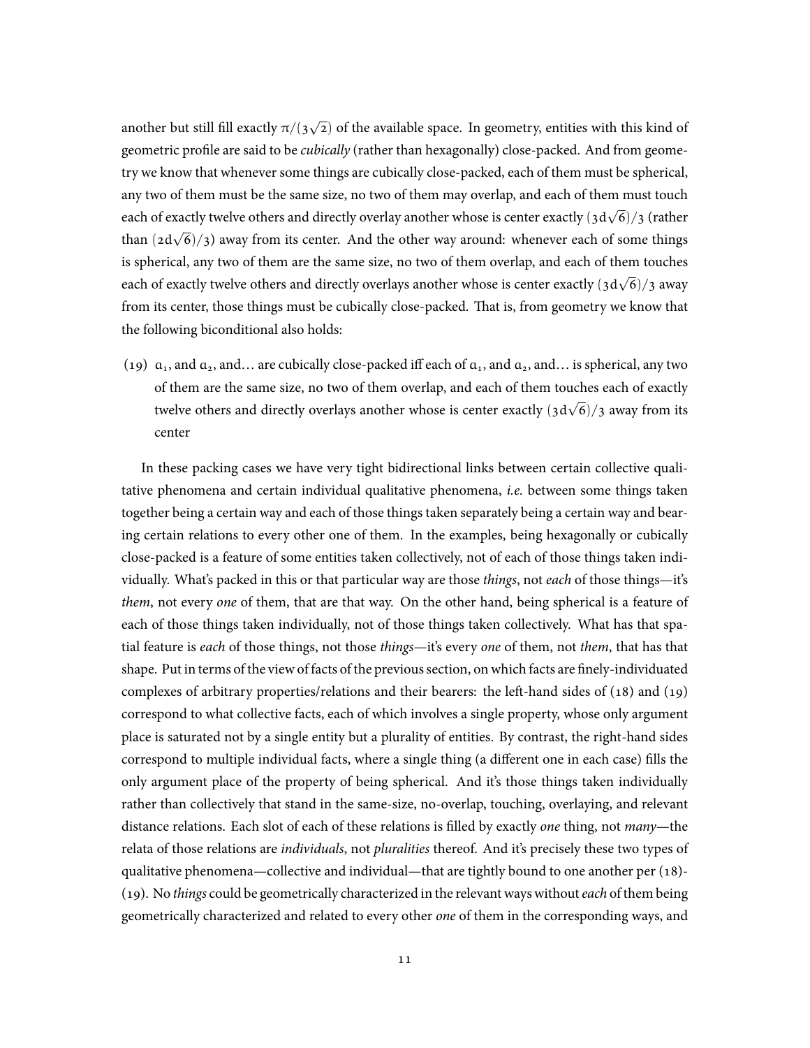another but still fill exactly $\pi/(3\sqrt{2})$ of the available space. In geometry, entities with this kind of geometric profile are said to be *cubically* (rather than hexagonally) close-packed. And from geometry we know that whenever some things are cubically close-packed, each of them must be spherical, any two of them must be the same size, no two of them may overlap, and each of them must touch each of exactly twelve others and directly overlay another whose is center exactly $(3d\sqrt{6})/3$ (rather than $(2d\sqrt{6})/3$) away from its center. And the other way around: whenever each of some things is spherical, any two of them are the same size, no two of them overlap, and each of them touches each of exactly twelve others and directly overlays another whose is center exactly $(3d\sqrt{6})/3$ away from its center, those things must be cubically close-packed. That is, from geometry we know that the following biconditional also holds:

(19) $a_1$, and $a_2$, and… are cubically close-packed iff each of $a_1$, and $a_2$, and… is spherical, any two of them are the same size, no two of them overlap, and each of them touches each of exactly twelve others and directly overlays another whose is center exactly $(3d\sqrt{6})/3$ away from its center

In these packing cases we have very tight bidirectional links between certain collective qualitative phenomena and certain individual qualitative phenomena, *i.e.* between some things taken together being a certain way and each of those things taken separately being a certain way and bearing certain relations to every other one of them. In the examples, being hexagonally or cubically close-packed is a feature of some entities taken collectively, not of each of those things taken individually. What's packed in this or that particular way are those *things*, not *each* of those things—it's *them*, not every *one* of them, that are that way. On the other hand, being spherical is a feature of each of those things taken individually, not of those things taken collectively. What has that spatial feature is *each* of those things, not those *things*—it's every *one* of them, not *them*, that has that shape. Put in terms of the view of facts of the previous section, on which facts are finely-individuated complexes of arbitrary properties/relations and their bearers: the left-hand sides of (18) and (19) correspond to what collective facts, each of which involves a single property, whose only argument place is saturated not by a single entity but a plurality of entities. By contrast, the right-hand sides correspond to multiple individual facts, where a single thing (a different one in each case) fills the only argument place of the property of being spherical. And it's those things taken individually rather than collectively that stand in the same-size, no-overlap, touching, overlaying, and relevant distance relations. Each slot of each of these relations is filled by exactly *one* thing, not *many*—the relata of those relations are *individuals*, not *pluralities* thereof. And it's precisely these two types of qualitative phenomena—collective and individual—that are tightly bound to one another per (18)-(19). No *things* could be geometrically characterized in the relevant ways without *each* of them being geometrically characterized and related to every other *one* of them in the corresponding ways, and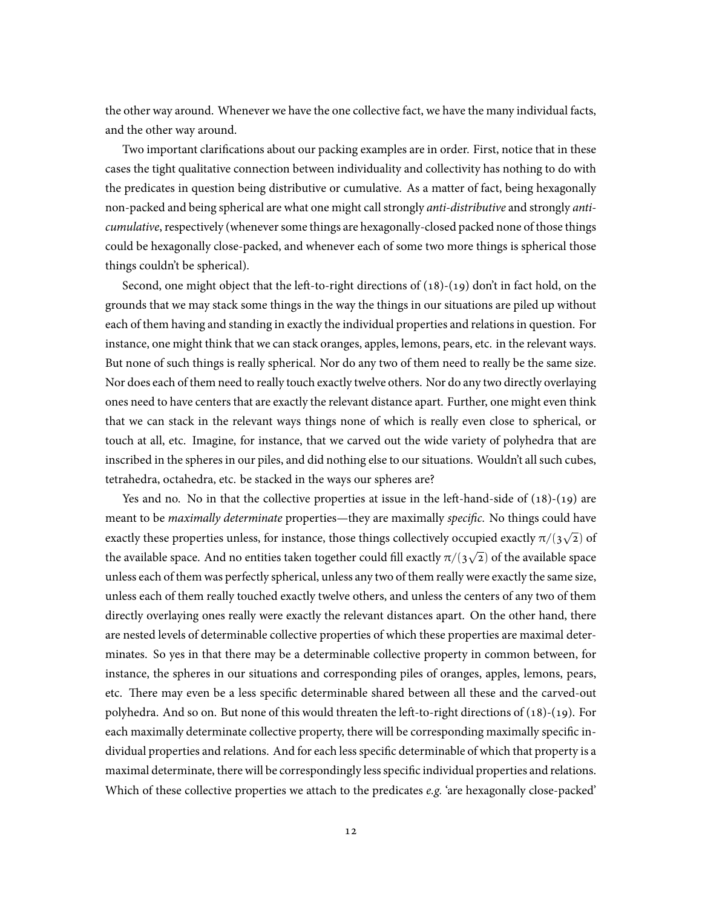the other way around. Whenever we have the one collective fact, we have the many individual facts, and the other way around.

Two important clarifications about our packing examples are in order. First, notice that in these cases the tight qualitative connection between individuality and collectivity has nothing to do with the predicates in question being distributive or cumulative. As a matter of fact, being hexagonally non-packed and being spherical are what one might call strongly *anti-distributive* and strongly *anti-cumulative*, respectively (whenever some things are hexagonally-closed packed none of those things could be hexagonally close-packed, and whenever each of some two more things is spherical those things couldn't be spherical).

Second, one might object that the left-to-right directions of (18)-(19) don't in fact hold, on the grounds that we may stack some things in the way the things in our situations are piled up without each of them having and standing in exactly the individual properties and relations in question. For instance, one might think that we can stack oranges, apples, lemons, pears, etc. in the relevant ways. But none of such things is really spherical. Nor do any two of them need to really be the same size. Nor does each of them need to really touch exactly twelve others. Nor do any two directly overlaying ones need to have centers that are exactly the relevant distance apart. Further, one might even think that we can stack in the relevant ways things none of which is really even close to spherical, or touch at all, etc. Imagine, for instance, that we carved out the wide variety of polyhedra that are inscribed in the spheres in our piles, and did nothing else to our situations. Wouldn't all such cubes, tetrahedra, octahedra, etc. be stacked in the ways our spheres are?

Yes and no. No in that the collective properties at issue in the left-hand-side of (18)-(19) are meant to be *maximally determinate* properties—they are maximally *specific*. No things could have exactly these properties unless, for instance, those things collectively occupied exactly $\pi/(3\sqrt{2})$ of the available space. And no entities taken together could fill exactly $\pi/(3\sqrt{2})$ of the available space unless each of them was perfectly spherical, unless any two of them really were exactly the same size, unless each of them really touched exactly twelve others, and unless the centers of any two of them directly overlaying ones really were exactly the relevant distances apart. On the other hand, there are nested levels of determinable collective properties of which these properties are maximal determinates. So yes in that there may be a determinable collective property in common between, for instance, the spheres in our situations and corresponding piles of oranges, apples, lemons, pears, etc. There may even be a less specific determinable shared between all these and the carved-out polyhedra. And so on. But none of this would threaten the left-to-right directions of (18)-(19). For each maximally determinate collective property, there will be corresponding maximally specific individual properties and relations. And for each less specific determinable of which that property is a maximal determinate, there will be correspondingly less specific individual properties and relations. Which of these collective properties we attach to the predicates *e.g.* 'are hexagonally close-packed'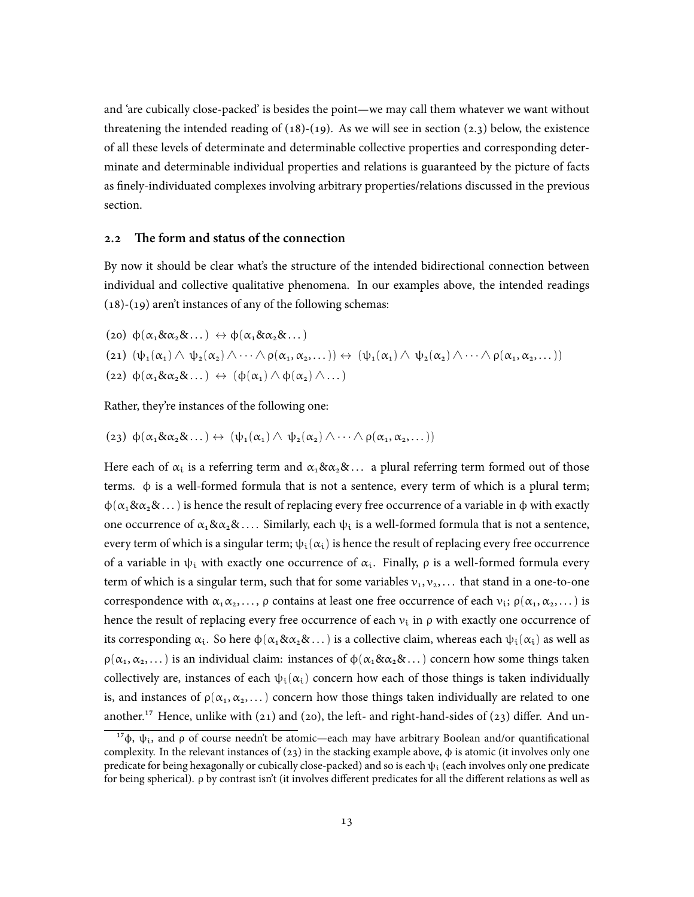and 'are cubically close-packed' is besides the point—we may call them whatever we want without threatening the intended reading of (18)-(19). As we will see in section (2.3) below, the existence of all these levels of determinate and determinable collective properties and corresponding determinate and determinable individual properties and relations is guaranteed by the picture of facts as finely-individuated complexes involving arbitrary properties/relations discussed in the previous section.

## 2.2 The form and status of the connection

By now it should be clear what's the structure of the intended bidirectional connection between individual and collective qualitative phenomena. In our examples above, the intended readings (18)-(19) aren't instances of any of the following schemas:

(20) $\phi(\alpha_1 \& \alpha_2 \& \dots) \leftrightarrow \phi(\alpha_1 \& \alpha_2 \& \dots)$

(21) $(\psi_1(\alpha_1) \wedge \psi_2(\alpha_2) \wedge \dots \wedge \rho(\alpha_1, \alpha_2, \dots)) \leftrightarrow (\psi_1(\alpha_1) \wedge \psi_2(\alpha_2) \wedge \dots \wedge \rho(\alpha_1, \alpha_2, \dots))$

(22) $\phi(\alpha_1 \& \alpha_2 \& \dots) \leftrightarrow (\phi(\alpha_1) \wedge \phi(\alpha_2) \wedge \dots)$

Rather, they're instances of the following one:

(23) $\phi(\alpha_1 \& \alpha_2 \& \dots) \leftrightarrow (\psi_1(\alpha_1) \wedge \psi_2(\alpha_2) \wedge \dots \wedge \rho(\alpha_1, \alpha_2, \dots))$

Here each of $\alpha_i$ is a referring term and $\alpha_1 \& \alpha_2 \& \dots$ a plural referring term formed out of those terms. $\phi$ is a well-formed formula that is not a sentence, every term of which is a plural term; $\phi(\alpha_1 \& \alpha_2 \& \dots)$ is hence the result of replacing every free occurrence of a variable in $\phi$ with exactly one occurrence of $\alpha_1 \& \alpha_2 \& \dots$. Similarly, each $\psi_i$ is a well-formed formula that is not a sentence, every term of which is a singular term; $\psi_i(\alpha_i)$ is hence the result of replacing every free occurrence of a variable in $\psi_i$ with exactly one occurrence of $\alpha_i$. Finally, $\rho$ is a well-formed formula every term of which is a singular term, such that for some variables $v_1, v_2, \dots$ that stand in a one-to-one correspondence with $\alpha_1 \alpha_2, \dots$, $\rho$ contains at least one free occurrence of each $v_i$; $\rho(\alpha_1, \alpha_2, \dots)$ is hence the result of replacing every free occurrence of each $v_i$ in $\rho$ with exactly one occurrence of its corresponding $\alpha_i$. So here $\phi(\alpha_1 \& \alpha_2 \& \dots)$ is a collective claim, whereas each $\psi_i(\alpha_i)$ as well as $\rho(\alpha_1, \alpha_2, \dots)$ is an individual claim: instances of $\phi(\alpha_1 \& \alpha_2 \& \dots)$ concern how some things taken collectively are, instances of each $\psi_i(\alpha_i)$ concern how each of those things is taken individually is, and instances of $\rho(\alpha_1, \alpha_2, \dots)$ concern how those things taken individually are related to one another.[17] Hence, unlike with (21) and (20), the left- and right-hand-sides of (23) differ. And un-

[17] $\phi$, $\psi_i$, and $\rho$ of course needn't be atomic—each may have arbitrary Boolean and/or quantificational complexity. In the relevant instances of (23) in the stacking example above, $\phi$ is atomic (it involves only one predicate for being hexagonally or cubically close-packed) and so is each $\psi_i$ (each involves only one predicate for being spherical). $\rho$ by contrast isn't (it involves different predicates for all the different relations as well as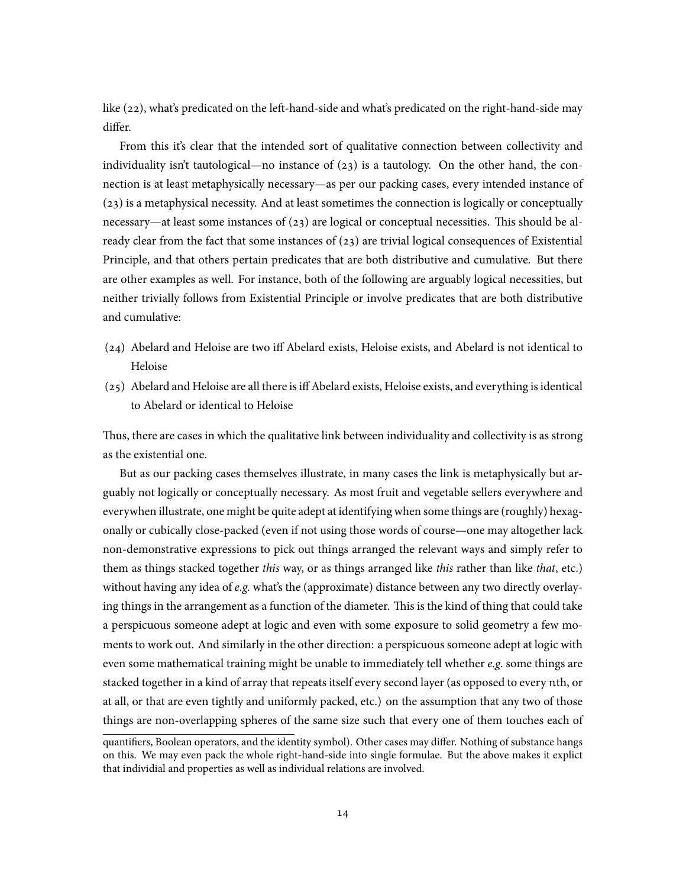like (22), what's predicated on the left-hand-side and what's predicated on the right-hand-side may differ.

From this it's clear that the intended sort of qualitative connection between collectivity and individuality isn't tautological—no instance of (23) is a tautology. On the other hand, the connection is at least metaphysically necessary—as per our packing cases, every intended instance of (23) is a metaphysical necessity. And at least sometimes the connection is logically or conceptually necessary—at least some instances of (23) are logical or conceptual necessities. This should be already clear from the fact that some instances of (23) are trivial logical consequences of Existential Principle, and that others pertain predicates that are both distributive and cumulative. But there are other examples as well. For instance, both of the following are arguably logical necessities, but neither trivially follows from Existential Principle or involve predicates that are both distributive and cumulative:

(24) Abelard and Heloise are two iff Abelard exists, Heloise exists, and Abelard is not identical to Heloise

(25) Abelard and Heloise are all there is iff Abelard exists, Heloise exists, and everything is identical to Abelard or identical to Heloise

Thus, there are cases in which the qualitative link between individuality and collectivity is as strong as the existential one.

But as our packing cases themselves illustrate, in many cases the link is metaphysically but arguably not logically or conceptually necessary. As most fruit and vegetable sellers everywhere and everywhen illustrate, one might be quite adept at identifying when some things are (roughly) hexagonally or cubically close-packed (even if not using those words of course—one may altogether lack non-demonstrative expressions to pick out things arranged the relevant ways and simply refer to them as things stacked together *this* way, or as things arranged like *this* rather than like *that*, etc.) without having any idea of *e.g.* what's the (approximate) distance between any two directly overlaying things in the arrangement as a function of the diameter. This is the kind of thing that could take a perspicuous someone adept at logic and even with some exposure to solid geometry a few moments to work out. And similarly in the other direction: a perspicuous someone adept at logic with even some mathematical training might be unable to immediately tell whether *e.g.* some things are stacked together in a kind of array that repeats itself every second layer (as opposed to every $n$th, or at all, or that are even tightly and uniformly packed, etc.) on the assumption that any two of those things are non-overlapping spheres of the same size such that every one of them touches each of

quantifiers, Boolean operators, and the identity symbol). Other cases may differ. Nothing of substance hangs on this. We may even pack the whole right-hand-side into single formulae. But the above makes it explict that individial and properties as well as individual relations are involved.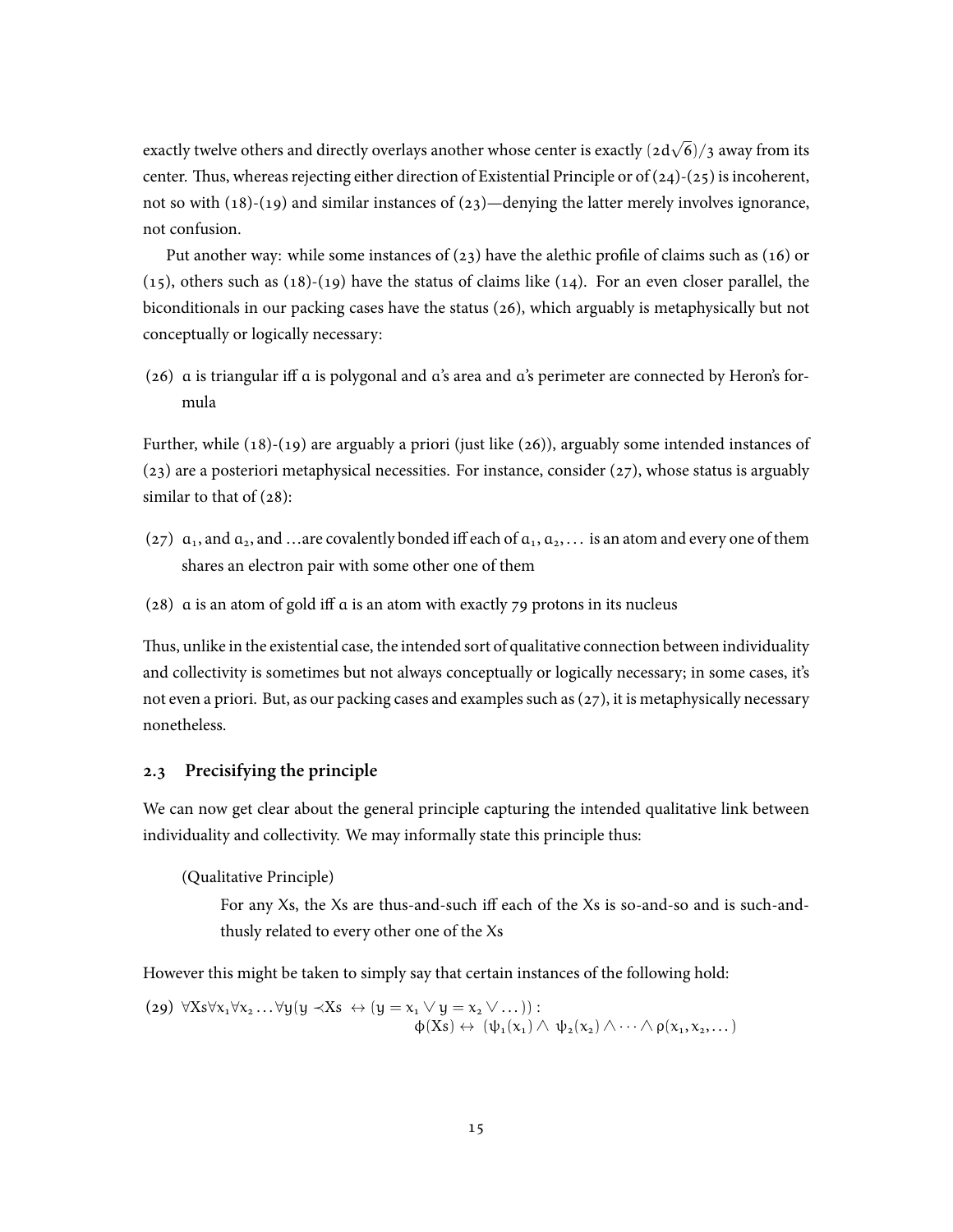exactly twelve others and directly overlays another whose center is exactly $(2d\sqrt{6})/3$ away from its center. Thus, whereas rejecting either direction of Existential Principle or of (24)-(25) is incoherent, not so with (18)-(19) and similar instances of (23)—denying the latter merely involves ignorance, not confusion.

Put another way: while some instances of (23) have the alethic profile of claims such as (16) or (15), others such as (18)-(19) have the status of claims like (14). For an even closer parallel, the biconditionals in our packing cases have the status (26), which arguably is metaphysically but not conceptually or logically necessary:

(26) $a$ is triangular iff $a$ is polygonal and $a$'s area and $a$'s perimeter are connected by Heron's formula

Further, while (18)-(19) are arguably a priori (just like (26)), arguably some intended instances of (23) are a posteriori metaphysical necessities. For instance, consider (27), whose status is arguably similar to that of (28):

(27) $a_1$, and $a_2$, and …are covalently bonded iff each of $a_1, a_2, \ldots$ is an atom and every one of them shares an electron pair with some other one of them

(28) $a$ is an atom of gold iff $a$ is an atom with exactly 79 protons in its nucleus

Thus, unlike in the existential case, the intended sort of qualitative connection between individuality and collectivity is sometimes but not always conceptually or logically necessary; in some cases, it's not even a priori. But, as our packing cases and examples such as (27), it is metaphysically necessary nonetheless.

### 2.3 Precisifying the principle

We can now get clear about the general principle capturing the intended qualitative link between individuality and collectivity. We may informally state this principle thus:

(Qualitative Principle)

For any Xs, the Xs are thus-and-such iff each of the Xs is so-and-so and is such-and-thusly related to every other one of the Xs

However this might be taken to simply say that certain instances of the following hold:

(29) $$\forall Xs \forall x_1 \forall x_2 \ldots \forall y (y \prec Xs \leftrightarrow (y = x_1 \vee y = x_2 \vee \ldots)) : \phi(Xs) \leftrightarrow (\psi_1(x_1) \wedge \psi_2(x_2) \wedge \cdots \wedge \rho(x_1, x_2, \ldots)$$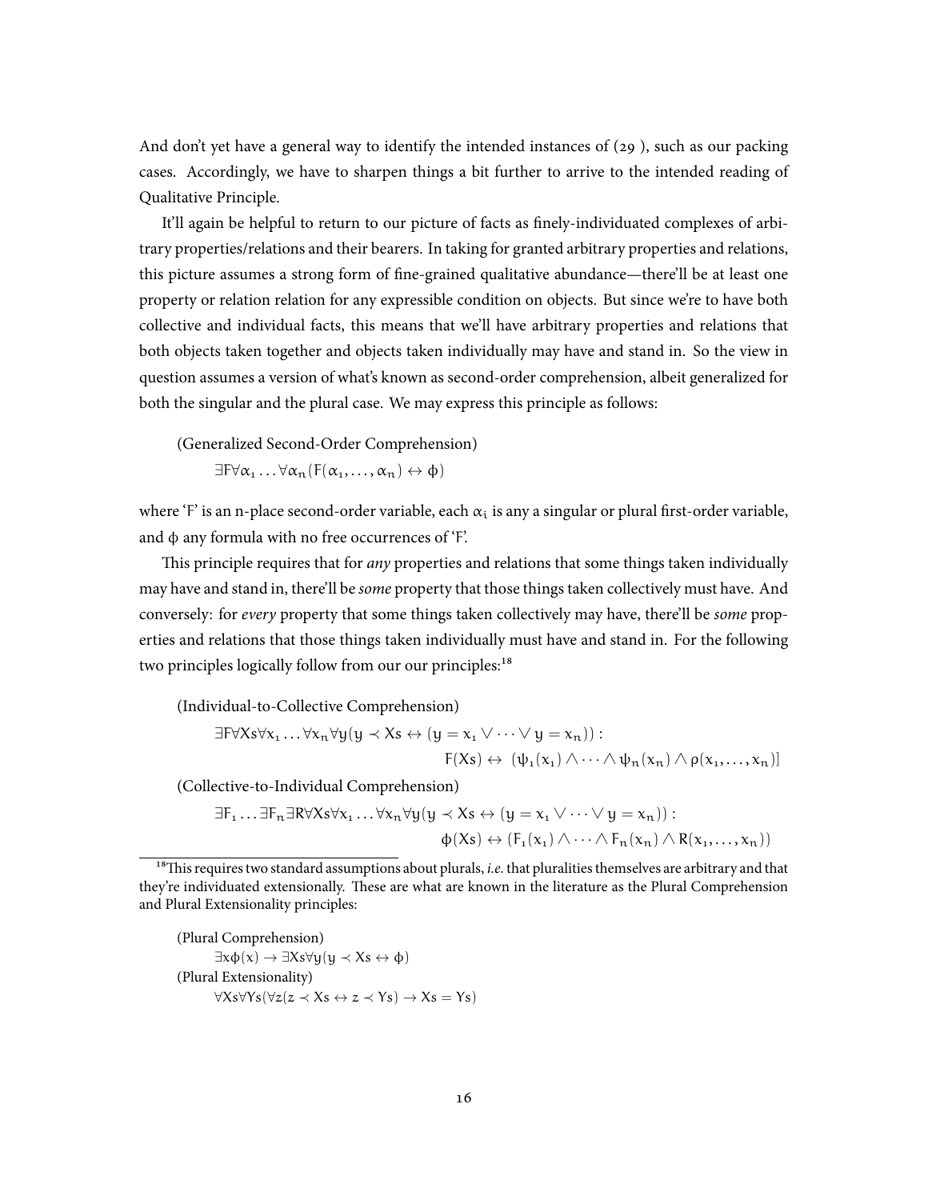And don't yet have a general way to identify the intended instances of (29 ), such as our packing cases. Accordingly, we have to sharpen things a bit further to arrive to the intended reading of Qualitative Principle.

It'll again be helpful to return to our picture of facts as finely-individuated complexes of arbitrary properties/relations and their bearers. In taking for granted arbitrary properties and relations, this picture assumes a strong form of fine-grained qualitative abundance—there'll be at least one property or relation relation for any expressible condition on objects. But since we're to have both collective and individual facts, this means that we'll have arbitrary properties and relations that both objects taken together and objects taken individually may have and stand in. So the view in question assumes a version of what's known as second-order comprehension, albeit generalized for both the singular and the plural case. We may express this principle as follows:

(Generalized Second-Order Comprehension)

$$\exists F \forall \alpha_1 \dots \forall \alpha_n (F(\alpha_1, \dots, \alpha_n) \leftrightarrow \phi)$$

where 'F' is an n-place second-order variable, each $\alpha_i$ is any a singular or plural first-order variable, and $\phi$ any formula with no free occurrences of 'F'.

This principle requires that for *any* properties and relations that some things taken individually may have and stand in, there'll be *some* property that those things taken collectively must have. And conversely: for *every* property that some things taken collectively may have, there'll be *some* properties and relations that those things taken individually must have and stand in. For the following two principles logically follow from our our principles:[18]

(Individual-to-Collective Comprehension)

$$\exists F \forall Xs \forall x_1 \dots \forall x_n \forall y (y \prec Xs \leftrightarrow (y = x_1 \vee \dots \vee y = x_n)) : F(Xs) \leftrightarrow (\psi_1(x_1) \wedge \dots \wedge \psi_n(x_n) \wedge \rho(x_1, \dots, x_n)]$$

(Collective-to-Individual Comprehension)

$$\exists F_1 \dots \exists F_n \exists R \forall Xs \forall x_1 \dots \forall x_n \forall y (y \prec Xs \leftrightarrow (y = x_1 \vee \dots \vee y = x_n)) : \phi(Xs) \leftrightarrow (F_1(x_1) \wedge \dots \wedge F_n(x_n) \wedge R(x_1, \dots, x_n))$$

[18] This requires two standard assumptions about plurals, *i.e.* that pluralities themselves are arbitrary and that they're individuated extensionally. These are what are known in the literature as the Plural Comprehension and Plural Extensionality principles:

(Plural Comprehension)

$$\exists x \phi(x) \rightarrow \exists Xs \forall y (y \prec Xs \leftrightarrow \phi)$$

(Plural Extensionality)

$$\forall Xs \forall Ys (\forall z (z \prec Xs \leftrightarrow z \prec Ys) \rightarrow Xs = Ys)$$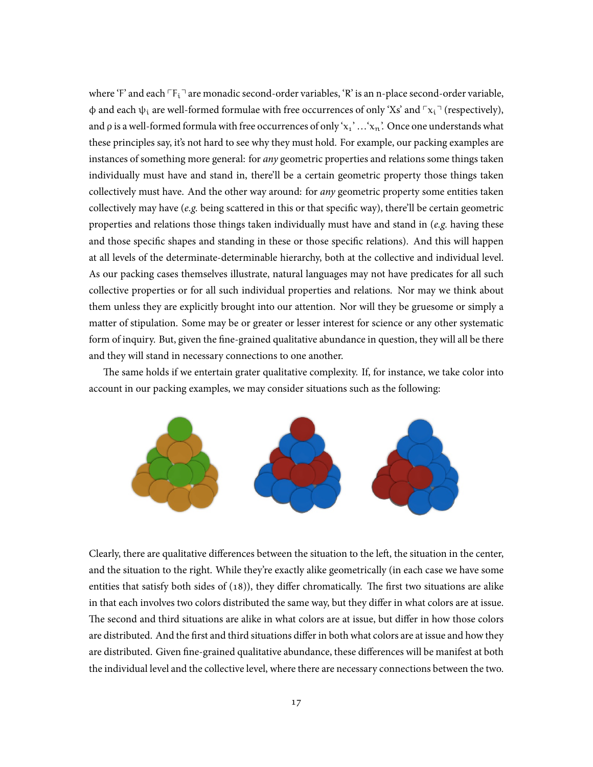where 'F' and each $\ulcorner F_i \urcorner$ are monadic second-order variables, 'R' is an n-place second-order variable, $\phi$ and each $\psi_i$ are well-formed formulae with free occurrences of only 'Xs' and $\ulcorner x_i \urcorner$ (respectively), and $\rho$ is a well-formed formula with free occurrences of only '$x_1$' …'$x_n$'. Once one understands what these principles say, it's not hard to see why they must hold. For example, our packing examples are instances of something more general: for *any* geometric properties and relations some things taken individually must have and stand in, there'll be a certain geometric property those things taken collectively must have. And the other way around: for *any* geometric property some entities taken collectively may have (*e.g.* being scattered in this or that specific way), there'll be certain geometric properties and relations those things taken individually must have and stand in (*e.g.* having these and those specific shapes and standing in these or those specific relations). And this will happen at all levels of the determinate-determinable hierarchy, both at the collective and individual level. As our packing cases themselves illustrate, natural languages may not have predicates for all such collective properties or for all such individual properties and relations. Nor may we think about them unless they are explicitly brought into our attention. Nor will they be gruesome or simply a matter of stipulation. Some may be or greater or lesser interest for science or any other systematic form of inquiry. But, given the fine-grained qualitative abundance in question, they will all be there and they will stand in necessary connections to one another.

The same holds if we entertain grater qualitative complexity. If, for instance, we take color into account in our packing examples, we may consider situations such as the following:

Clearly, there are qualitative differences between the situation to the left, the situation in the center, and the situation to the right. While they're exactly alike geometrically (in each case we have some entities that satisfy both sides of (18)), they differ chromatically. The first two situations are alike in that each involves two colors distributed the same way, but they differ in what colors are at issue. The second and third situations are alike in what colors are at issue, but differ in how those colors are distributed. And the first and third situations differ in both what colors are at issue and how they are distributed. Given fine-grained qualitative abundance, these differences will be manifest at both the individual level and the collective level, where there are necessary connections between the two.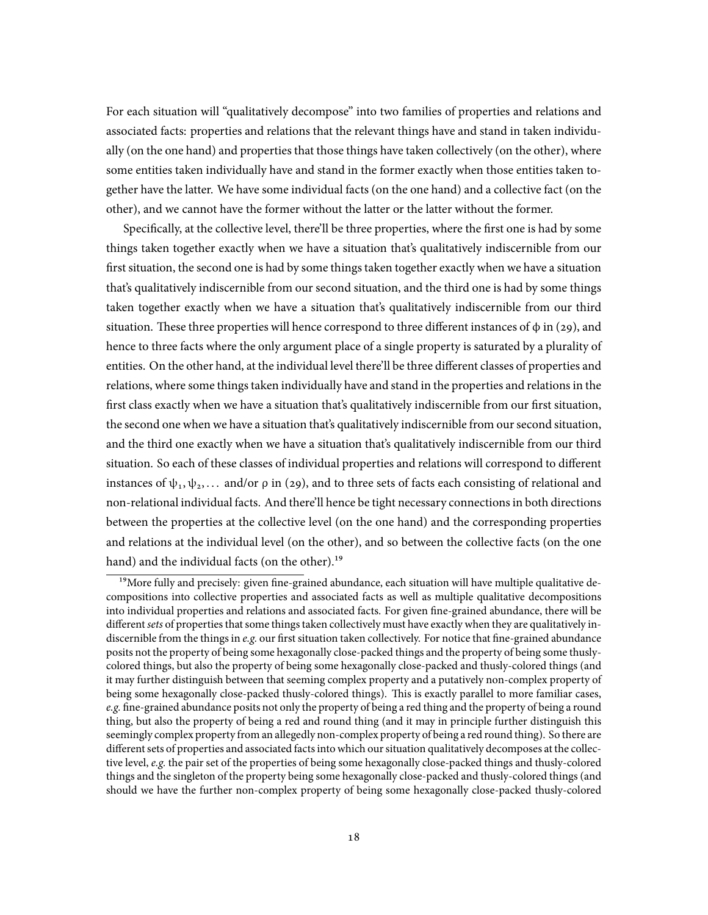For each situation will "qualitatively decompose" into two families of properties and relations and associated facts: properties and relations that the relevant things have and stand in taken individually (on the one hand) and properties that those things have taken collectively (on the other), where some entities taken individually have and stand in the former exactly when those entities taken together have the latter. We have some individual facts (on the one hand) and a collective fact (on the other), and we cannot have the former without the latter or the latter without the former.

Specifically, at the collective level, there'll be three properties, where the first one is had by some things taken together exactly when we have a situation that's qualitatively indiscernible from our first situation, the second one is had by some things taken together exactly when we have a situation that's qualitatively indiscernible from our second situation, and the third one is had by some things taken together exactly when we have a situation that's qualitatively indiscernible from our third situation. These three properties will hence correspond to three different instances of $\phi$ in (29), and hence to three facts where the only argument place of a single property is saturated by a plurality of entities. On the other hand, at the individual level there'll be three different classes of properties and relations, where some things taken individually have and stand in the properties and relations in the first class exactly when we have a situation that's qualitatively indiscernible from our first situation, the second one when we have a situation that's qualitatively indiscernible from our second situation, and the third one exactly when we have a situation that's qualitatively indiscernible from our third situation. So each of these classes of individual properties and relations will correspond to different instances of $\psi_1, \psi_2, \ldots$ and/or $\rho$ in (29), and to three sets of facts each consisting of relational and non-relational individual facts. And there'll hence be tight necessary connections in both directions between the properties at the collective level (on the one hand) and the corresponding properties and relations at the individual level (on the other), and so between the collective facts (on the one hand) and the individual facts (on the other).[19]

[19]More fully and precisely: given fine-grained abundance, each situation will have multiple qualitative decompositions into collective properties and associated facts as well as multiple qualitative decompositions into individual properties and relations and associated facts. For given fine-grained abundance, there will be different *sets* of properties that some things taken collectively must have exactly when they are qualitatively indiscernible from the things in *e.g.* our first situation taken collectively. For notice that fine-grained abundance posits not the property of being some hexagonally close-packed things and the property of being some thusly-colored things, but also the property of being some hexagonally close-packed and thusly-colored things (and it may further distinguish between that seeming complex property and a putatively non-complex property of being some hexagonally close-packed thusly-colored things). This is exactly parallel to more familiar cases, *e.g.* fine-grained abundance posits not only the property of being a red thing and the property of being a round thing, but also the property of being a red and round thing (and it may in principle further distinguish this seemingly complex property from an allegedly non-complex property of being a red round thing). So there are different sets of properties and associated facts into which our situation qualitatively decomposes at the collective level, *e.g.* the pair set of the properties of being some hexagonally close-packed things and thusly-colored things and the singleton of the property being some hexagonally close-packed and thusly-colored things (and should we have the further non-complex property of being some hexagonally close-packed thusly-colored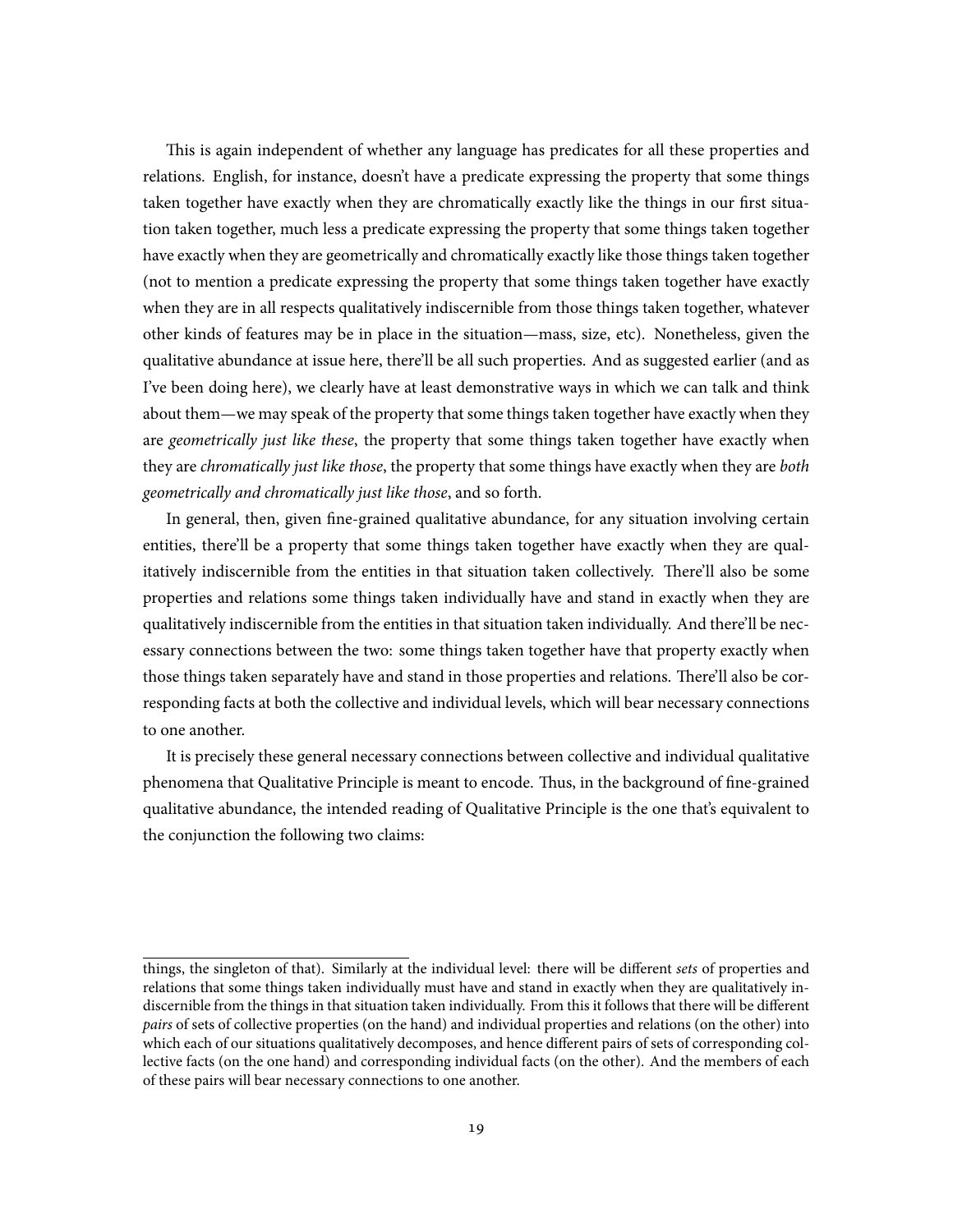This is again independent of whether any language has predicates for all these properties and relations. English, for instance, doesn't have a predicate expressing the property that some things taken together have exactly when they are chromatically exactly like the things in our first situation taken together, much less a predicate expressing the property that some things taken together have exactly when they are geometrically and chromatically exactly like those things taken together (not to mention a predicate expressing the property that some things taken together have exactly when they are in all respects qualitatively indiscernible from those things taken together, whatever other kinds of features may be in place in the situation—mass, size, etc). Nonetheless, given the qualitative abundance at issue here, there'll be all such properties. And as suggested earlier (and as I've been doing here), we clearly have at least demonstrative ways in which we can talk and think about them—we may speak of the property that some things taken together have exactly when they are *geometrically just like these*, the property that some things taken together have exactly when they are *chromatically just like those*, the property that some things have exactly when they are *both geometrically and chromatically just like those*, and so forth.

In general, then, given fine-grained qualitative abundance, for any situation involving certain entities, there'll be a property that some things taken together have exactly when they are qualitatively indiscernible from the entities in that situation taken collectively. There'll also be some properties and relations some things taken individually have and stand in exactly when they are qualitatively indiscernible from the entities in that situation taken individually. And there'll be necessary connections between the two: some things taken together have that property exactly when those things taken separately have and stand in those properties and relations. There'll also be corresponding facts at both the collective and individual levels, which will bear necessary connections to one another.

It is precisely these general necessary connections between collective and individual qualitative phenomena that Qualitative Principle is meant to encode. Thus, in the background of fine-grained qualitative abundance, the intended reading of Qualitative Principle is the one that's equivalent to the conjunction the following two claims:

---

things, the singleton of that). Similarly at the individual level: there will be different *sets* of properties and relations that some things taken individually must have and stand in exactly when they are qualitatively indiscernible from the things in that situation taken individually. From this it follows that there will be different *pairs* of sets of collective properties (on the hand) and individual properties and relations (on the other) into which each of our situations qualitatively decomposes, and hence different pairs of sets of corresponding collective facts (on the one hand) and corresponding individual facts (on the other). And the members of each of these pairs will bear necessary connections to one another.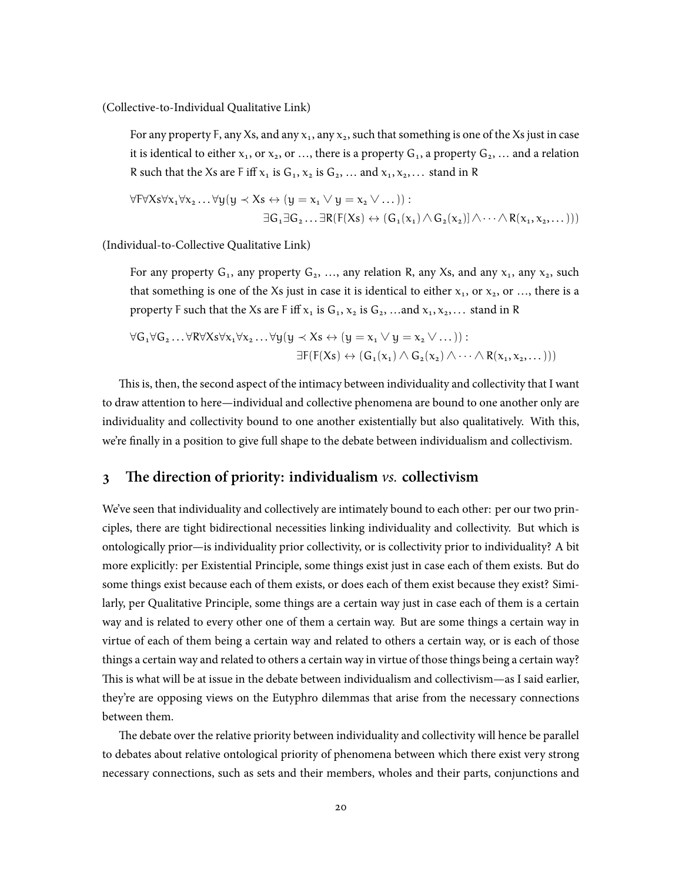(Collective-to-Individual Qualitative Link)

> For any property F, any Xs, and any $x_1$, any $x_2$, such that something is one of the Xs just in case it is identical to either $x_1$, or $x_2$, or …, there is a property $G_1$, a property $G_2$, … and a relation R such that the Xs are F iff $x_1$ is $G_1$, $x_2$ is $G_2$, … and $x_1, x_2, \ldots$ stand in R
>
> $$\forall F \forall Xs \forall x_1 \forall x_2 \ldots \forall y (y \prec Xs \leftrightarrow (y = x_1 \lor y = x_2 \lor \ldots)) : \exists G_1 \exists G_2 \ldots \exists R (F(Xs) \leftrightarrow (G_1(x_1) \land G_2(x_2)] \land \cdots \land R(x_1, x_2, \ldots)))$$

(Individual-to-Collective Qualitative Link)

> For any property $G_1$, any property $G_2$, …, any relation R, any Xs, and any $x_1$, any $x_2$, such that something is one of the Xs just in case it is identical to either $x_1$, or $x_2$, or …, there is a property F such that the Xs are F iff $x_1$ is $G_1$, $x_2$ is $G_2$, …and $x_1, x_2, \ldots$ stand in R
>
> $$\forall G_1 \forall G_2 \ldots \forall R \forall Xs \forall x_1 \forall x_2 \ldots \forall y (y \prec Xs \leftrightarrow (y = x_1 \lor y = x_2 \lor \ldots)) : \exists F (F(Xs) \leftrightarrow (G_1(x_1) \land G_2(x_2) \land \cdots \land R(x_1, x_2, \ldots)))$$

This is, then, the second aspect of the intimacy between individuality and collectivity that I want to draw attention to here—individual and collective phenomena are bound to one another only are individuality and collectivity bound to one another existentially but also qualitatively. With this, we're finally in a position to give full shape to the debate between individualism and collectivism.

## 3 The direction of priority: individualism *vs.* collectivism

We've seen that individuality and collectively are intimately bound to each other: per our two principles, there are tight bidirectional necessities linking individuality and collectivity. But which is ontologically prior—is individuality prior collectivity, or is collectivity prior to individuality? A bit more explicitly: per Existential Principle, some things exist just in case each of them exists. But do some things exist because each of them exists, or does each of them exist because they exist? Similarly, per Qualitative Principle, some things are a certain way just in case each of them is a certain way and is related to every other one of them a certain way. But are some things a certain way in virtue of each of them being a certain way and related to others a certain way, or is each of those things a certain way and related to others a certain way in virtue of those things being a certain way? This is what will be at issue in the debate between individualism and collectivism—as I said earlier, they're are opposing views on the Eutyphro dilemmas that arise from the necessary connections between them.

The debate over the relative priority between individuality and collectivity will hence be parallel to debates about relative ontological priority of phenomena between which there exist very strong necessary connections, such as sets and their members, wholes and their parts, conjunctions and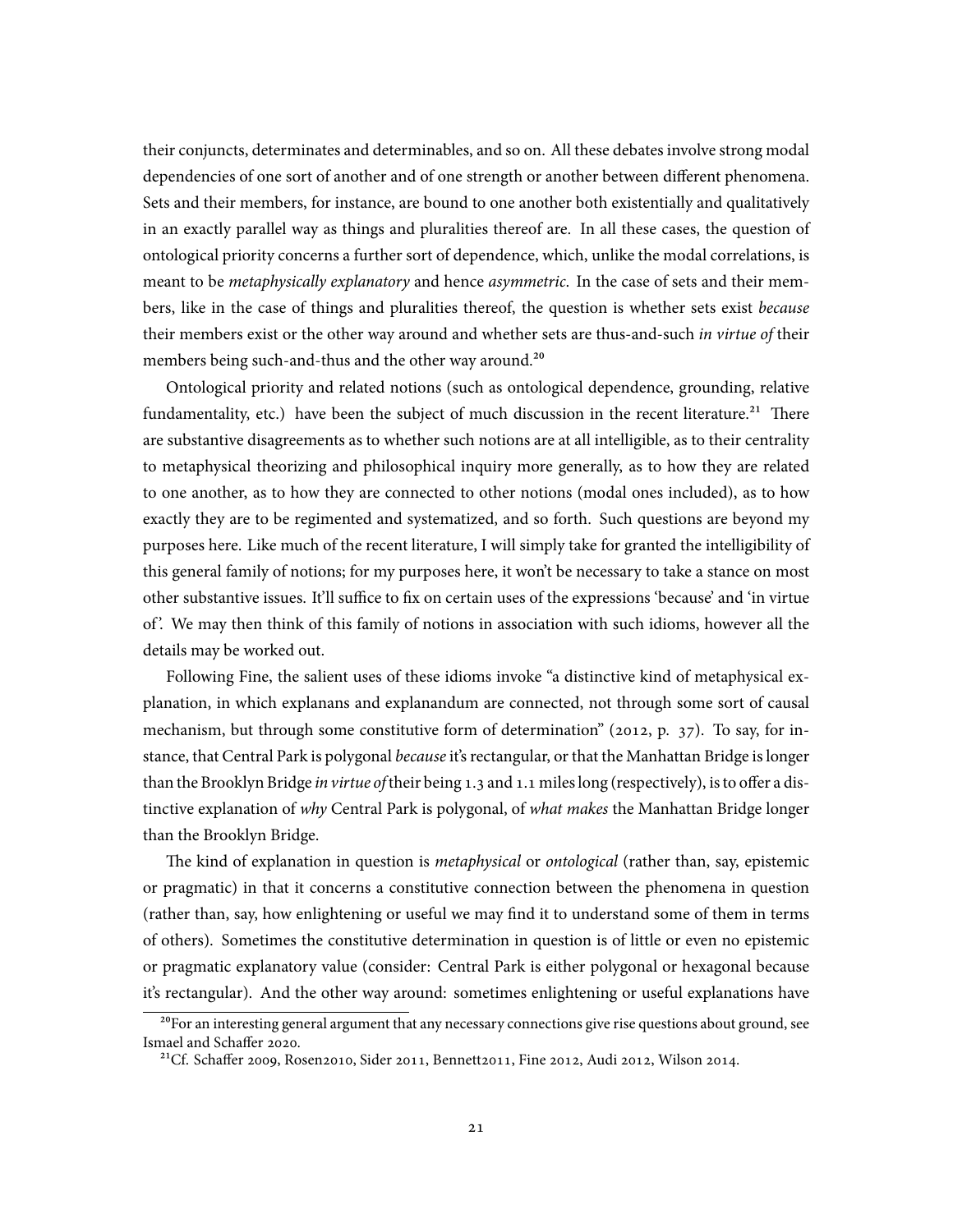their conjuncts, determinates and determinables, and so on. All these debates involve strong modal dependencies of one sort of another and of one strength or another between different phenomena. Sets and their members, for instance, are bound to one another both existentially and qualitatively in an exactly parallel way as things and pluralities thereof are. In all these cases, the question of ontological priority concerns a further sort of dependence, which, unlike the modal correlations, is meant to be *metaphysically explanatory* and hence *asymmetric*. In the case of sets and their members, like in the case of things and pluralities thereof, the question is whether sets exist *because* their members exist or the other way around and whether sets are thus-and-such *in virtue of* their members being such-and-thus and the other way around.[20]

Ontological priority and related notions (such as ontological dependence, grounding, relative fundamentality, etc.) have been the subject of much discussion in the recent literature.[21] There are substantive disagreements as to whether such notions are at all intelligible, as to their centrality to metaphysical theorizing and philosophical inquiry more generally, as to how they are related to one another, as to how they are connected to other notions (modal ones included), as to how exactly they are to be regimented and systematized, and so forth. Such questions are beyond my purposes here. Like much of the recent literature, I will simply take for granted the intelligibility of this general family of notions; for my purposes here, it won't be necessary to take a stance on most other substantive issues. It'll suffice to fix on certain uses of the expressions 'because' and 'in virtue of'. We may then think of this family of notions in association with such idioms, however all the details may be worked out.

Following Fine, the salient uses of these idioms invoke "a distinctive kind of metaphysical explanation, in which explanans and explanandum are connected, not through some sort of causal mechanism, but through some constitutive form of determination" (2012, p. 37). To say, for instance, that Central Park is polygonal *because* it's rectangular, or that the Manhattan Bridge is longer than the Brooklyn Bridge *in virtue of* their being 1.3 and 1.1 miles long (respectively), is to offer a distinctive explanation of *why* Central Park is polygonal, of *what makes* the Manhattan Bridge longer than the Brooklyn Bridge.

The kind of explanation in question is *metaphysical* or *ontological* (rather than, say, epistemic or pragmatic) in that it concerns a constitutive connection between the phenomena in question (rather than, say, how enlightening or useful we may find it to understand some of them in terms of others). Sometimes the constitutive determination in question is of little or even no epistemic or pragmatic explanatory value (consider: Central Park is either polygonal or hexagonal because it's rectangular). And the other way around: sometimes enlightening or useful explanations have

---

[20] For an interesting general argument that any necessary connections give rise questions about ground, see Ismael and Schaffer 2020.

[21] Cf. Schaffer 2009, Rosen2010, Sider 2011, Bennett2011, Fine 2012, Audi 2012, Wilson 2014.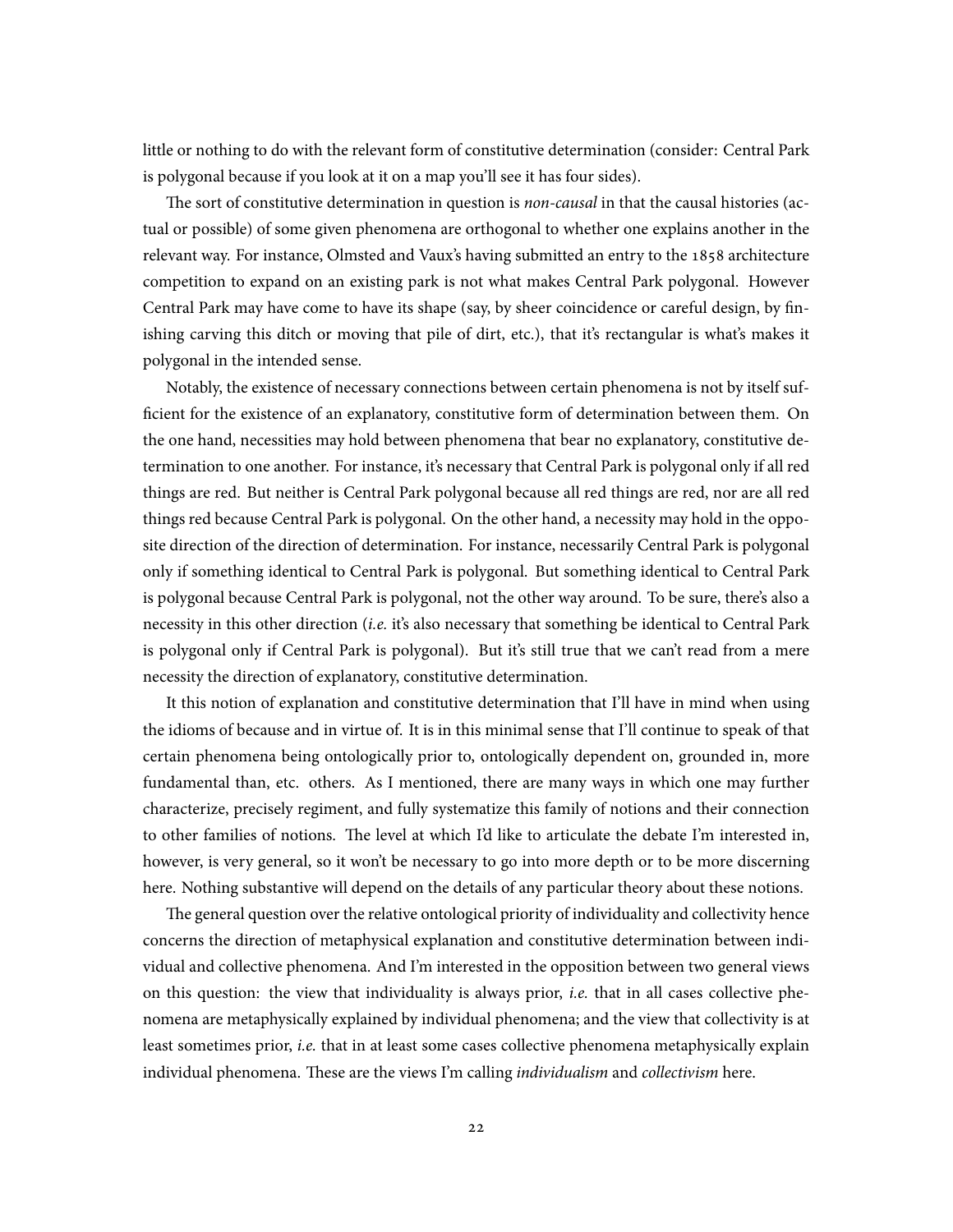little or nothing to do with the relevant form of constitutive determination (consider: Central Park is polygonal because if you look at it on a map you'll see it has four sides).

The sort of constitutive determination in question is *non-causal* in that the causal histories (actual or possible) of some given phenomena are orthogonal to whether one explains another in the relevant way. For instance, Olmsted and Vaux's having submitted an entry to the 1858 architecture competition to expand on an existing park is not what makes Central Park polygonal. However Central Park may have come to have its shape (say, by sheer coincidence or careful design, by finishing carving this ditch or moving that pile of dirt, etc.), that it's rectangular is what's makes it polygonal in the intended sense.

Notably, the existence of necessary connections between certain phenomena is not by itself sufficient for the existence of an explanatory, constitutive form of determination between them. On the one hand, necessities may hold between phenomena that bear no explanatory, constitutive determination to one another. For instance, it's necessary that Central Park is polygonal only if all red things are red. But neither is Central Park polygonal because all red things are red, nor are all red things red because Central Park is polygonal. On the other hand, a necessity may hold in the opposite direction of the direction of determination. For instance, necessarily Central Park is polygonal only if something identical to Central Park is polygonal. But something identical to Central Park is polygonal because Central Park is polygonal, not the other way around. To be sure, there's also a necessity in this other direction (*i.e.* it's also necessary that something be identical to Central Park is polygonal only if Central Park is polygonal). But it's still true that we can't read from a mere necessity the direction of explanatory, constitutive determination.

It this notion of explanation and constitutive determination that I'll have in mind when using the idioms of because and in virtue of. It is in this minimal sense that I'll continue to speak of that certain phenomena being ontologically prior to, ontologically dependent on, grounded in, more fundamental than, etc. others. As I mentioned, there are many ways in which one may further characterize, precisely regiment, and fully systematize this family of notions and their connection to other families of notions. The level at which I'd like to articulate the debate I'm interested in, however, is very general, so it won't be necessary to go into more depth or to be more discerning here. Nothing substantive will depend on the details of any particular theory about these notions.

The general question over the relative ontological priority of individuality and collectivity hence concerns the direction of metaphysical explanation and constitutive determination between individual and collective phenomena. And I'm interested in the opposition between two general views on this question: the view that individuality is always prior, *i.e.* that in all cases collective phenomena are metaphysically explained by individual phenomena; and the view that collectivity is at least sometimes prior, *i.e.* that in at least some cases collective phenomena metaphysically explain individual phenomena. These are the views I'm calling *individualism* and *collectivism* here.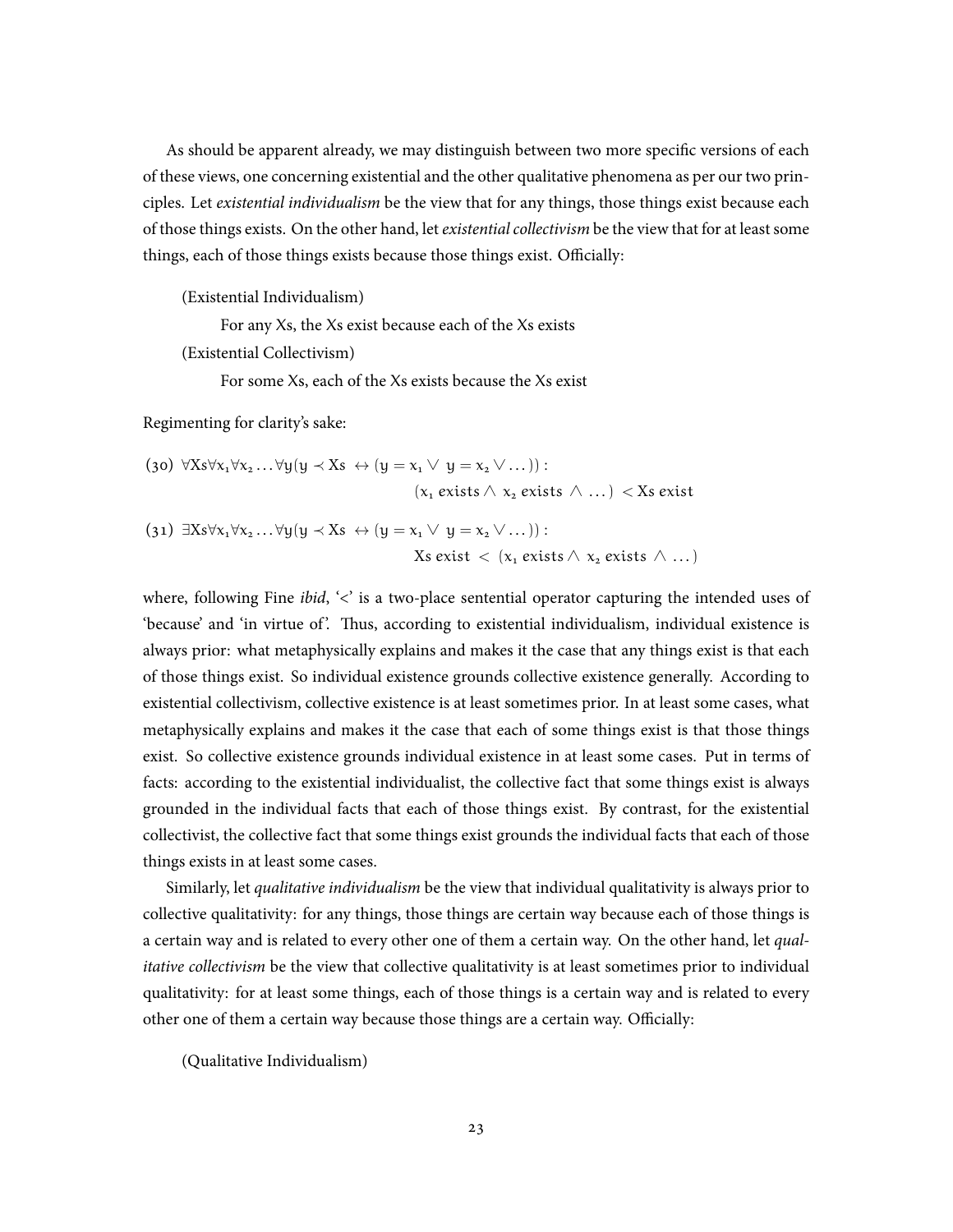As should be apparent already, we may distinguish between two more specific versions of each of these views, one concerning existential and the other qualitative phenomena as per our two principles. Let *existential individualism* be the view that for any things, those things exist because each of those things exists. On the other hand, let *existential collectivism* be the view that for at least some things, each of those things exists because those things exist. Officially:

(Existential Individualism)

For any Xs, the Xs exist because each of the Xs exists

(Existential Collectivism)

For some Xs, each of the Xs exists because the Xs exist

Regimenting for clarity's sake:

$$(30)\ \forall Xs \forall x_1 \forall x_2 \ldots \forall y (y \prec Xs \leftrightarrow (y = x_1 \lor y = x_2 \lor \ldots)) : (x_1 \text{ exists} \land x_2 \text{ exists} \land \ldots) < Xs \text{ exist}$$

$$(31)\ \exists Xs \forall x_1 \forall x_2 \ldots \forall y (y \prec Xs \leftrightarrow (y = x_1 \lor y = x_2 \lor \ldots)) : Xs \text{ exist} < (x_1 \text{ exists} \land x_2 \text{ exists} \land \ldots)$$

where, following Fine *ibid*, '<' is a two-place sentential operator capturing the intended uses of 'because' and 'in virtue of'. Thus, according to existential individualism, individual existence is always prior: what metaphysically explains and makes it the case that any things exist is that each of those things exist. So individual existence grounds collective existence generally. According to existential collectivism, collective existence is at least sometimes prior. In at least some cases, what metaphysically explains and makes it the case that each of some things exist is that those things exist. So collective existence grounds individual existence in at least some cases. Put in terms of facts: according to the existential individualist, the collective fact that some things exist is always grounded in the individual facts that each of those things exist. By contrast, for the existential collectivist, the collective fact that some things exist grounds the individual facts that each of those things exists in at least some cases.

Similarly, let *qualitative individualism* be the view that individual qualitativity is always prior to collective qualitativity: for any things, those things are certain way because each of those things is a certain way and is related to every other one of them a certain way. On the other hand, let *qualitative collectivism* be the view that collective qualitativity is at least sometimes prior to individual qualitativity: for at least some things, each of those things is a certain way and is related to every other one of them a certain way because those things are a certain way. Officially:

(Qualitative Individualism)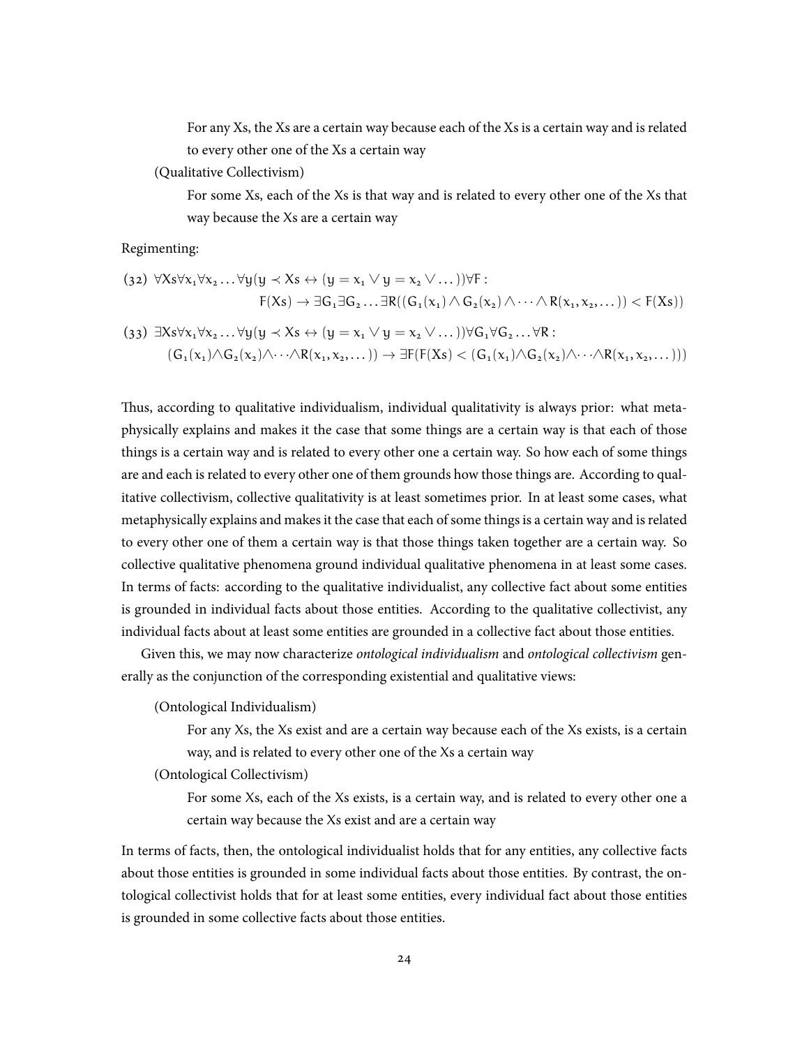For any Xs, the Xs are a certain way because each of the Xs is a certain way and is related to every other one of the Xs a certain way

(Qualitative Collectivism)

For some Xs, each of the Xs is that way and is related to every other one of the Xs that way because the Xs are a certain way

Regimenting:

$$(32)\ \forall Xs \forall x_1 \forall x_2 \ldots \forall y(y \prec Xs \leftrightarrow (y = x_1 \vee y = x_2 \vee \ldots))\forall F : \\ F(Xs) \rightarrow \exists G_1 \exists G_2 \ldots \exists R((G_1(x_1) \wedge G_2(x_2) \wedge \cdots \wedge R(x_1, x_2, \ldots)) < F(Xs))$$

$$(33)\ \exists Xs \forall x_1 \forall x_2 \ldots \forall y(y \prec Xs \leftrightarrow (y = x_1 \vee y = x_2 \vee \ldots))\forall G_1 \forall G_2 \ldots \forall R : \\ (G_1(x_1) \wedge G_2(x_2) \wedge \cdots \wedge R(x_1, x_2, \ldots)) \rightarrow \exists F(F(Xs) < (G_1(x_1) \wedge G_2(x_2) \wedge \cdots \wedge R(x_1, x_2, \ldots)))$$

Thus, according to qualitative individualism, individual qualitativity is always prior: what metaphysically explains and makes it the case that some things are a certain way is that each of those things is a certain way and is related to every other one a certain way. So how each of some things are and each is related to every other one of them grounds how those things are. According to qualitative collectivism, collective qualitativity is at least sometimes prior. In at least some cases, what metaphysically explains and makes it the case that each of some things is a certain way and is related to every other one of them a certain way is that those things taken together are a certain way. So collective qualitative phenomena ground individual qualitative phenomena in at least some cases. In terms of facts: according to the qualitative individualist, any collective fact about some entities is grounded in individual facts about those entities. According to the qualitative collectivist, any individual facts about at least some entities are grounded in a collective fact about those entities.

Given this, we may now characterize *ontological individualism* and *ontological collectivism* generally as the conjunction of the corresponding existential and qualitative views:

(Ontological Individualism)

For any Xs, the Xs exist and are a certain way because each of the Xs exists, is a certain way, and is related to every other one of the Xs a certain way

(Ontological Collectivism)

For some Xs, each of the Xs exists, is a certain way, and is related to every other one a certain way because the Xs exist and are a certain way

In terms of facts, then, the ontological individualist holds that for any entities, any collective facts about those entities is grounded in some individual facts about those entities. By contrast, the ontological collectivist holds that for at least some entities, every individual fact about those entities is grounded in some collective facts about those entities.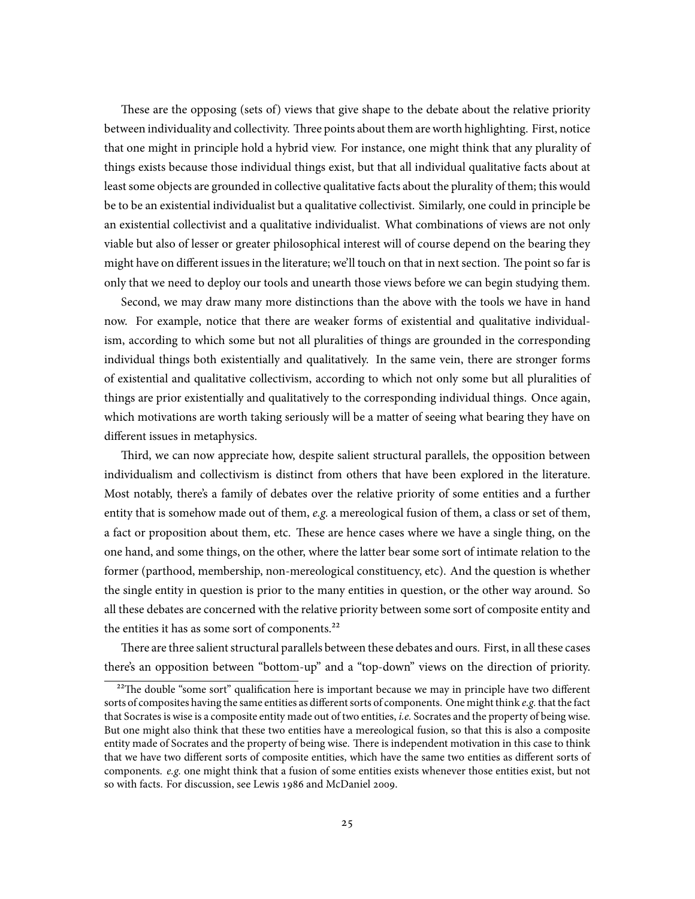These are the opposing (sets of) views that give shape to the debate about the relative priority between individuality and collectivity. Three points about them are worth highlighting. First, notice that one might in principle hold a hybrid view. For instance, one might think that any plurality of things exists because those individual things exist, but that all individual qualitative facts about at least some objects are grounded in collective qualitative facts about the plurality of them; this would be to be an existential individualist but a qualitative collectivist. Similarly, one could in principle be an existential collectivist and a qualitative individualist. What combinations of views are not only viable but also of lesser or greater philosophical interest will of course depend on the bearing they might have on different issues in the literature; we'll touch on that in next section. The point so far is only that we need to deploy our tools and unearth those views before we can begin studying them.

Second, we may draw many more distinctions than the above with the tools we have in hand now. For example, notice that there are weaker forms of existential and qualitative individualism, according to which some but not all pluralities of things are grounded in the corresponding individual things both existentially and qualitatively. In the same vein, there are stronger forms of existential and qualitative collectivism, according to which not only some but all pluralities of things are prior existentially and qualitatively to the corresponding individual things. Once again, which motivations are worth taking seriously will be a matter of seeing what bearing they have on different issues in metaphysics.

Third, we can now appreciate how, despite salient structural parallels, the opposition between individualism and collectivism is distinct from others that have been explored in the literature. Most notably, there's a family of debates over the relative priority of some entities and a further entity that is somehow made out of them, *e.g.* a mereological fusion of them, a class or set of them, a fact or proposition about them, etc. These are hence cases where we have a single thing, on the one hand, and some things, on the other, where the latter bear some sort of intimate relation to the former (parthood, membership, non-mereological constituency, etc). And the question is whether the single entity in question is prior to the many entities in question, or the other way around. So all these debates are concerned with the relative priority between some sort of composite entity and the entities it has as some sort of components.[22]

There are three salient structural parallels between these debates and ours. First, in all these cases there's an opposition between "bottom-up" and a "top-down" views on the direction of priority.

[22]The double "some sort" qualification here is important because we may in principle have two different sorts of composites having the same entities as different sorts of components. One might think *e.g.* that the fact that Socrates is wise is a composite entity made out of two entities, *i.e.* Socrates and the property of being wise. But one might also think that these two entities have a mereological fusion, so that this is also a composite entity made of Socrates and the property of being wise. There is independent motivation in this case to think that we have two different sorts of composite entities, which have the same two entities as different sorts of components. *e.g.* one might think that a fusion of some entities exists whenever those entities exist, but not so with facts. For discussion, see Lewis 1986 and McDaniel 2009.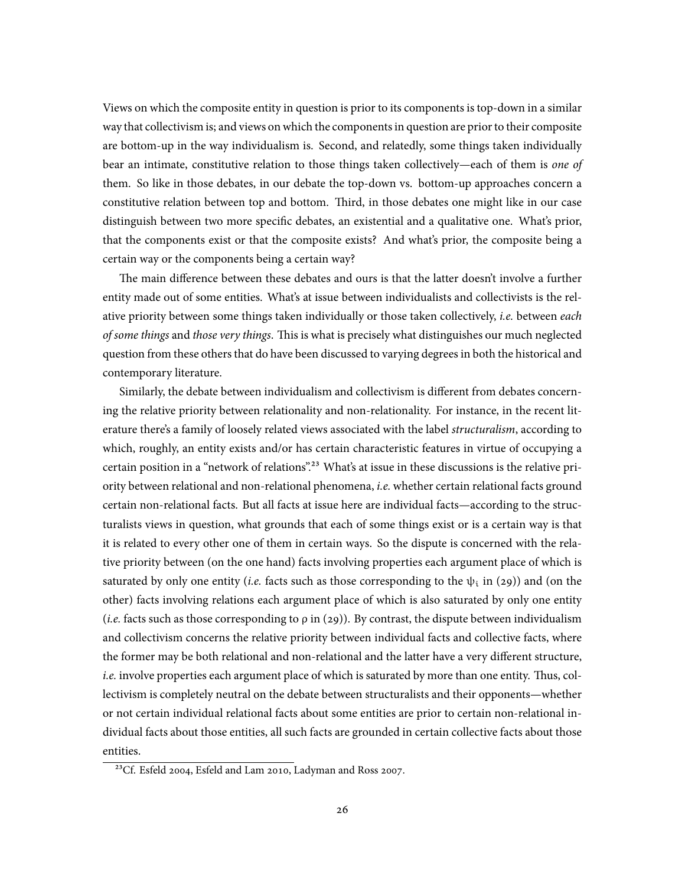Views on which the composite entity in question is prior to its components is top-down in a similar way that collectivism is; and views on which the components in question are prior to their composite are bottom-up in the way individualism is. Second, and relatedly, some things taken individually bear an intimate, constitutive relation to those things taken collectively—each of them is *one of* them. So like in those debates, in our debate the top-down vs. bottom-up approaches concern a constitutive relation between top and bottom. Third, in those debates one might like in our case distinguish between two more specific debates, an existential and a qualitative one. What's prior, that the components exist or that the composite exists? And what's prior, the composite being a certain way or the components being a certain way?

The main difference between these debates and ours is that the latter doesn't involve a further entity made out of some entities. What's at issue between individualists and collectivists is the relative priority between some things taken individually or those taken collectively, *i.e.* between *each of some things* and *those very things*. This is what is precisely what distinguishes our much neglected question from these others that do have been discussed to varying degrees in both the historical and contemporary literature.

Similarly, the debate between individualism and collectivism is different from debates concerning the relative priority between relationality and non-relationality. For instance, in the recent literature there's a family of loosely related views associated with the label *structuralism*, according to which, roughly, an entity exists and/or has certain characteristic features in virtue of occupying a certain position in a "network of relations".[23] What's at issue in these discussions is the relative priority between relational and non-relational phenomena, *i.e.* whether certain relational facts ground certain non-relational facts. But all facts at issue here are individual facts—according to the structuralists views in question, what grounds that each of some things exist or is a certain way is that it is related to every other one of them in certain ways. So the dispute is concerned with the relative priority between (on the one hand) facts involving properties each argument place of which is saturated by only one entity (*i.e.* facts such as those corresponding to the $\psi_i$ in (29)) and (on the other) facts involving relations each argument place of which is also saturated by only one entity (*i.e.* facts such as those corresponding to $\rho$ in (29)). By contrast, the dispute between individualism and collectivism concerns the relative priority between individual facts and collective facts, where the former may be both relational and non-relational and the latter have a very different structure, *i.e.* involve properties each argument place of which is saturated by more than one entity. Thus, collectivism is completely neutral on the debate between structuralists and their opponents—whether or not certain individual relational facts about some entities are prior to certain non-relational individual facts about those entities, all such facts are grounded in certain collective facts about those entities.

[23] Cf. Esfeld 2004, Esfeld and Lam 2010, Ladyman and Ross 2007.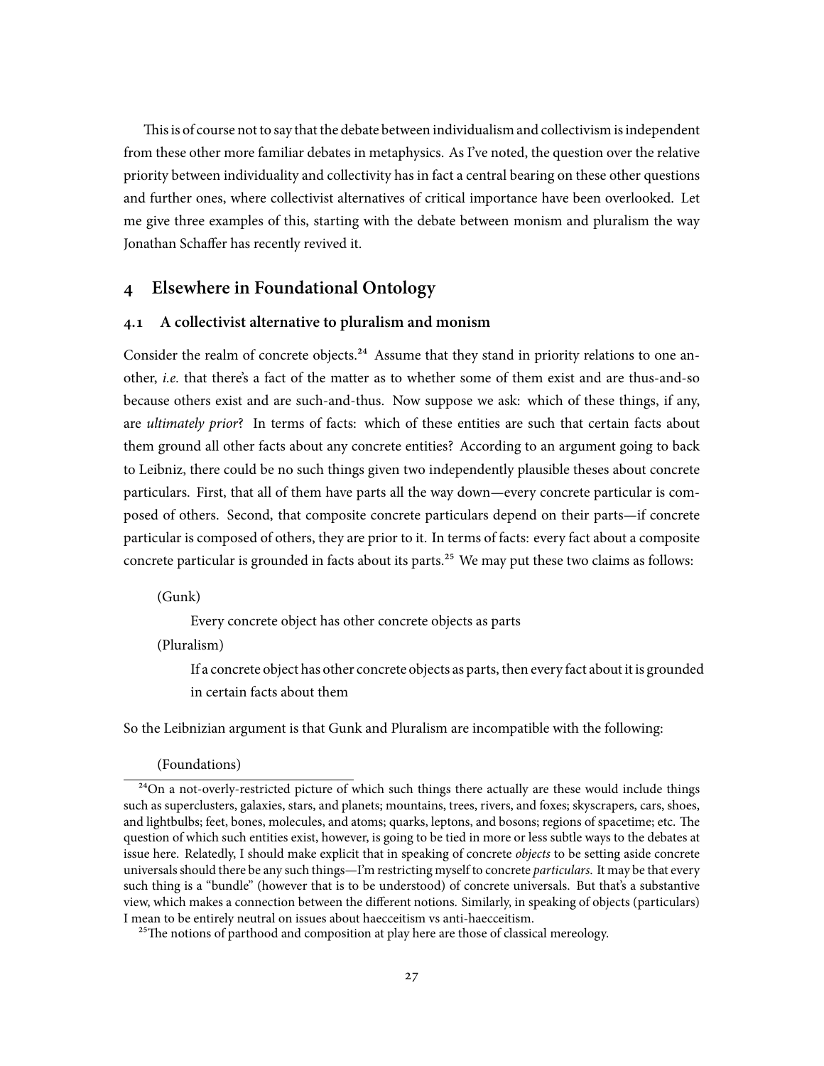This is of course not to say that the debate between individualism and collectivism is independent from these other more familiar debates in metaphysics. As I've noted, the question over the relative priority between individuality and collectivity has in fact a central bearing on these other questions and further ones, where collectivist alternatives of critical importance have been overlooked. Let me give three examples of this, starting with the debate between monism and pluralism the way Jonathan Schaffer has recently revived it.

## 4 Elsewhere in Foundational Ontology

### 4.1 A collectivist alternative to pluralism and monism

Consider the realm of concrete objects.[24] Assume that they stand in priority relations to one another, *i.e.* that there's a fact of the matter as to whether some of them exist and are thus-and-so because others exist and are such-and-thus. Now suppose we ask: which of these things, if any, are *ultimately prior*? In terms of facts: which of these entities are such that certain facts about them ground all other facts about any concrete entities? According to an argument going to back to Leibniz, there could be no such things given two independently plausible theses about concrete particulars. First, that all of them have parts all the way down—every concrete particular is composed of others. Second, that composite concrete particulars depend on their parts—if concrete particular is composed of others, they are prior to it. In terms of facts: every fact about a composite concrete particular is grounded in facts about its parts.[25] We may put these two claims as follows:

(Gunk)

> Every concrete object has other concrete objects as parts

(Pluralism)

> If a concrete object has other concrete objects as parts, then every fact about it is grounded in certain facts about them

So the Leibnizian argument is that Gunk and Pluralism are incompatible with the following:

(Foundations)

---

[24] On a not-overly-restricted picture of which such things there actually are these would include things such as superclusters, galaxies, stars, and planets; mountains, trees, rivers, and foxes; skyscrapers, cars, shoes, and lightbulbs; feet, bones, molecules, and atoms; quarks, leptons, and bosons; regions of spacetime; etc. The question of which such entities exist, however, is going to be tied in more or less subtle ways to the debates at issue here. Relatedly, I should make explicit that in speaking of concrete *objects* to be setting aside concrete universals should there be any such things—I'm restricting myself to concrete *particulars*. It may be that every such thing is a "bundle" (however that is to be understood) of concrete universals. But that's a substantive view, which makes a connection between the different notions. Similarly, in speaking of objects (particulars) I mean to be entirely neutral on issues about haecceitism vs anti-haecceitism.

[25] The notions of parthood and composition at play here are those of classical mereology.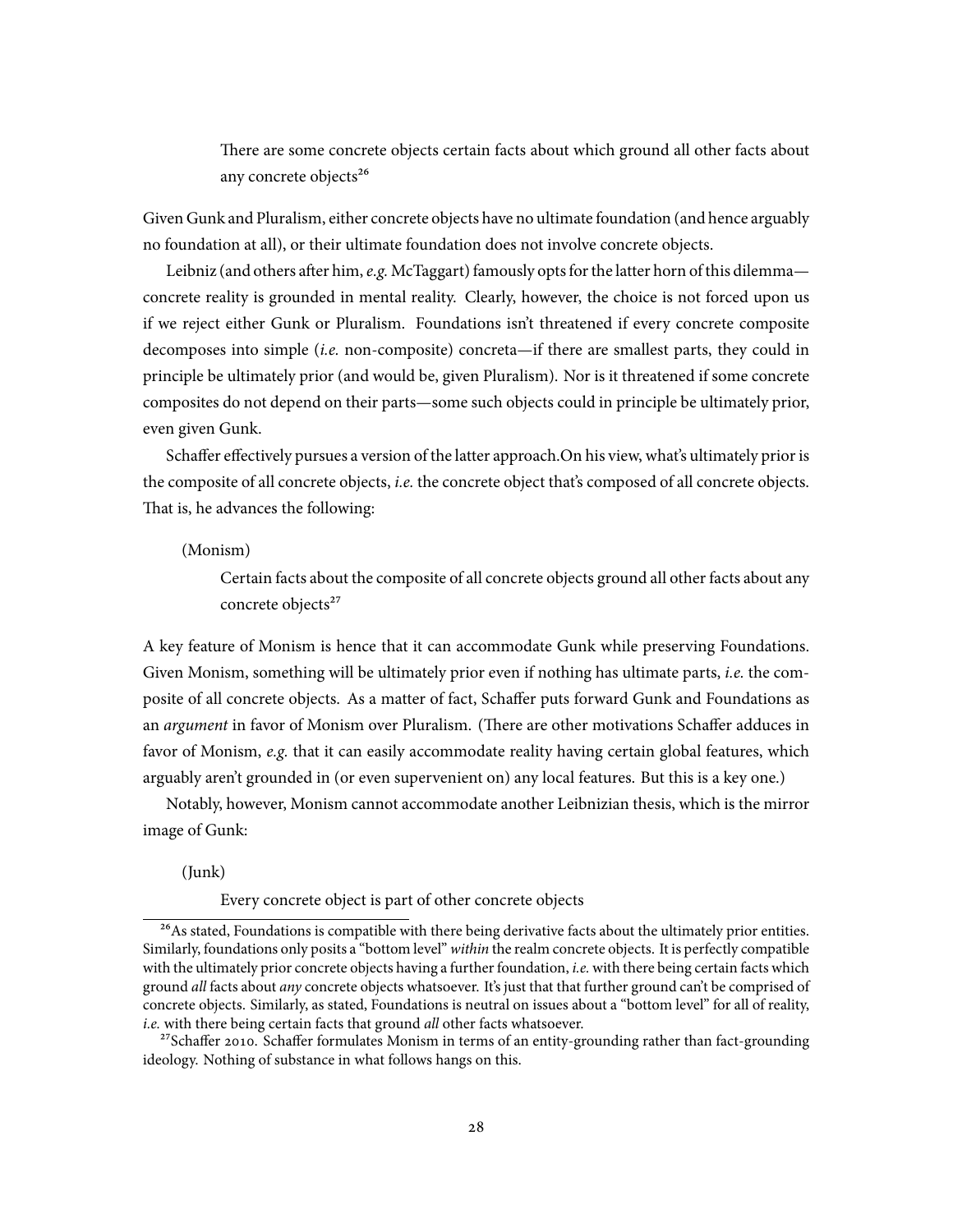There are some concrete objects certain facts about which ground all other facts about any concrete objects[26]

Given Gunk and Pluralism, either concrete objects have no ultimate foundation (and hence arguably no foundation at all), or their ultimate foundation does not involve concrete objects.

Leibniz (and others after him, *e.g.* McTaggart) famously opts for the latter horn of this dilemma—concrete reality is grounded in mental reality. Clearly, however, the choice is not forced upon us if we reject either Gunk or Pluralism. Foundations isn't threatened if every concrete composite decomposes into simple (*i.e.* non-composite) concreta—if there are smallest parts, they could in principle be ultimately prior (and would be, given Pluralism). Nor is it threatened if some concrete composites do not depend on their parts—some such objects could in principle be ultimately prior, even given Gunk.

Schaffer effectively pursues a version of the latter approach.On his view, what's ultimately prior is the composite of all concrete objects, *i.e.* the concrete object that's composed of all concrete objects. That is, he advances the following:

(Monism)

Certain facts about the composite of all concrete objects ground all other facts about any concrete objects[27]

A key feature of Monism is hence that it can accommodate Gunk while preserving Foundations. Given Monism, something will be ultimately prior even if nothing has ultimate parts, *i.e.* the composite of all concrete objects. As a matter of fact, Schaffer puts forward Gunk and Foundations as an *argument* in favor of Monism over Pluralism. (There are other motivations Schaffer adduces in favor of Monism, *e.g.* that it can easily accommodate reality having certain global features, which arguably aren't grounded in (or even supervenient on) any local features. But this is a key one.)

Notably, however, Monism cannot accommodate another Leibnizian thesis, which is the mirror image of Gunk:

(Junk)

Every concrete object is part of other concrete objects

[26]As stated, Foundations is compatible with there being derivative facts about the ultimately prior entities. Similarly, foundations only posits a "bottom level" *within* the realm concrete objects. It is perfectly compatible with the ultimately prior concrete objects having a further foundation, *i.e.* with there being certain facts which ground *all* facts about *any* concrete objects whatsoever. It's just that that further ground can't be comprised of concrete objects. Similarly, as stated, Foundations is neutral on issues about a "bottom level" for all of reality, *i.e.* with there being certain facts that ground *all* other facts whatsoever.

[27]Schaffer 2010. Schaffer formulates Monism in terms of an entity-grounding rather than fact-grounding ideology. Nothing of substance in what follows hangs on this.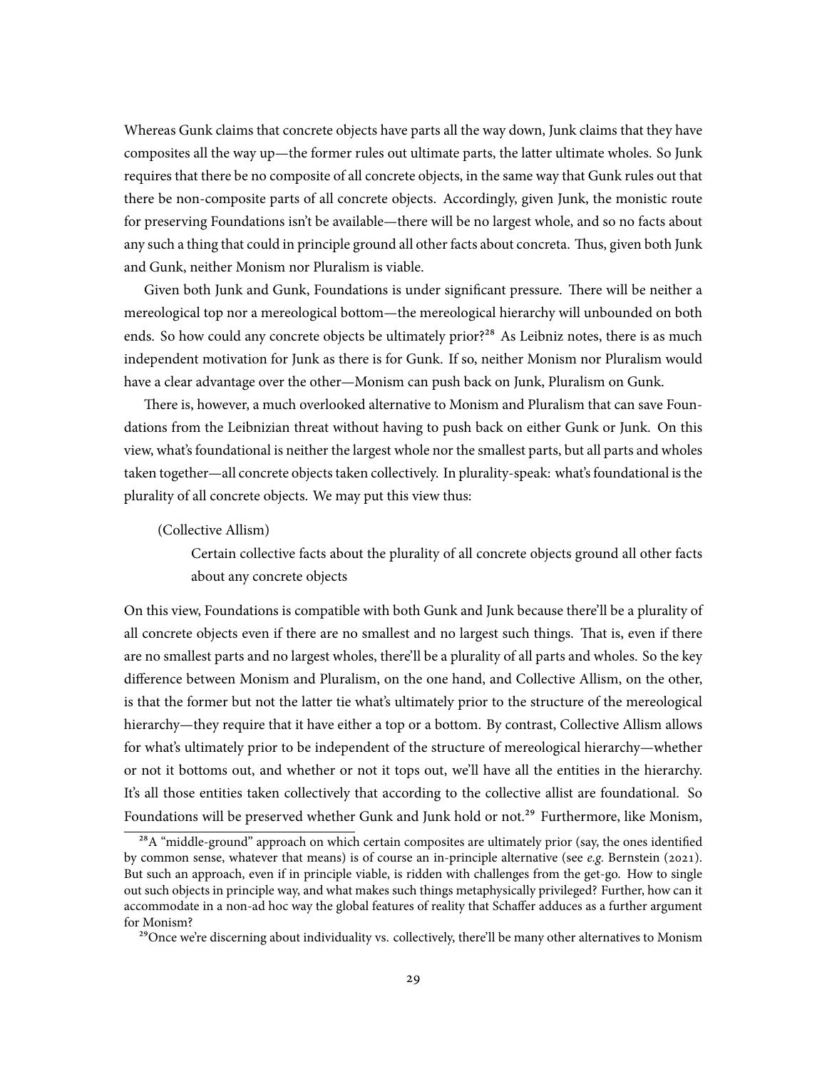Whereas Gunk claims that concrete objects have parts all the way down, Junk claims that they have composites all the way up—the former rules out ultimate parts, the latter ultimate wholes. So Junk requires that there be no composite of all concrete objects, in the same way that Gunk rules out that there be non-composite parts of all concrete objects. Accordingly, given Junk, the monistic route for preserving Foundations isn't be available—there will be no largest whole, and so no facts about any such a thing that could in principle ground all other facts about concreta. Thus, given both Junk and Gunk, neither Monism nor Pluralism is viable.

Given both Junk and Gunk, Foundations is under significant pressure. There will be neither a mereological top nor a mereological bottom—the mereological hierarchy will unbounded on both ends. So how could any concrete objects be ultimately prior?[28] As Leibniz notes, there is as much independent motivation for Junk as there is for Gunk. If so, neither Monism nor Pluralism would have a clear advantage over the other—Monism can push back on Junk, Pluralism on Gunk.

There is, however, a much overlooked alternative to Monism and Pluralism that can save Foundations from the Leibnizian threat without having to push back on either Gunk or Junk. On this view, what's foundational is neither the largest whole nor the smallest parts, but all parts and wholes taken together—all concrete objects taken collectively. In plurality-speak: what's foundational is the plurality of all concrete objects. We may put this view thus:

(Collective Allism)

> Certain collective facts about the plurality of all concrete objects ground all other facts about any concrete objects

On this view, Foundations is compatible with both Gunk and Junk because there'll be a plurality of all concrete objects even if there are no smallest and no largest such things. That is, even if there are no smallest parts and no largest wholes, there'll be a plurality of all parts and wholes. So the key difference between Monism and Pluralism, on the one hand, and Collective Allism, on the other, is that the former but not the latter tie what's ultimately prior to the structure of the mereological hierarchy—they require that it have either a top or a bottom. By contrast, Collective Allism allows for what's ultimately prior to be independent of the structure of mereological hierarchy—whether or not it bottoms out, and whether or not it tops out, we'll have all the entities in the hierarchy. It's all those entities taken collectively that according to the collective allist are foundational. So Foundations will be preserved whether Gunk and Junk hold or not.[29] Furthermore, like Monism,

[28] A "middle-ground" approach on which certain composites are ultimately prior (say, the ones identified by common sense, whatever that means) is of course an in-principle alternative (see *e.g.* Bernstein (2021). But such an approach, even if in principle viable, is ridden with challenges from the get-go. How to single out such objects in principle way, and what makes such things metaphysically privileged? Further, how can it accommodate in a non-ad hoc way the global features of reality that Schaffer adduces as a further argument for Monism?

[29] Once we're discerning about individuality vs. collectively, there'll be many other alternatives to Monism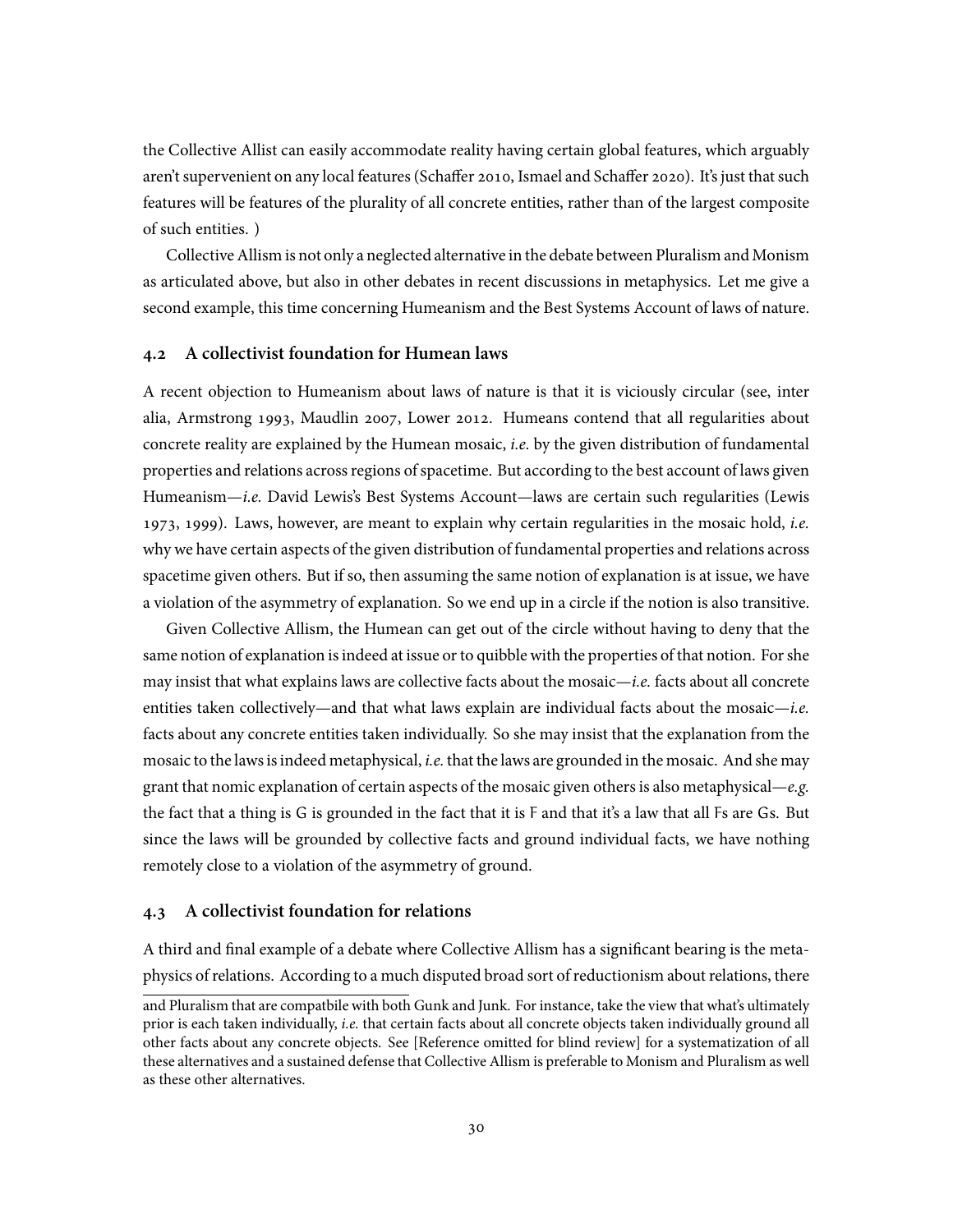the Collective Allist can easily accommodate reality having certain global features, which arguably aren't supervenient on any local features (Schaffer 2010, Ismael and Schaffer 2020). It's just that such features will be features of the plurality of all concrete entities, rather than of the largest composite of such entities. )

Collective Allism is not only a neglected alternative in the debate between Pluralism and Monism as articulated above, but also in other debates in recent discussions in metaphysics. Let me give a second example, this time concerning Humeanism and the Best Systems Account of laws of nature.

### 4.2 A collectivist foundation for Humean laws

A recent objection to Humeanism about laws of nature is that it is viciously circular (see, inter alia, Armstrong 1993, Maudlin 2007, Lower 2012. Humeans contend that all regularities about concrete reality are explained by the Humean mosaic, *i.e.* by the given distribution of fundamental properties and relations across regions of spacetime. But according to the best account of laws given Humeanism—*i.e.* David Lewis's Best Systems Account—laws are certain such regularities (Lewis 1973, 1999). Laws, however, are meant to explain why certain regularities in the mosaic hold, *i.e.* why we have certain aspects of the given distribution of fundamental properties and relations across spacetime given others. But if so, then assuming the same notion of explanation is at issue, we have a violation of the asymmetry of explanation. So we end up in a circle if the notion is also transitive.

Given Collective Allism, the Humean can get out of the circle without having to deny that the same notion of explanation is indeed at issue or to quibble with the properties of that notion. For she may insist that what explains laws are collective facts about the mosaic—*i.e.* facts about all concrete entities taken collectively—and that what laws explain are individual facts about the mosaic—*i.e.* facts about any concrete entities taken individually. So she may insist that the explanation from the mosaic to the laws is indeed metaphysical, *i.e.* that the laws are grounded in the mosaic. And she may grant that nomic explanation of certain aspects of the mosaic given others is also metaphysical—*e.g.* the fact that a thing is G is grounded in the fact that it is F and that it's a law that all Fs are Gs. But since the laws will be grounded by collective facts and ground individual facts, we have nothing remotely close to a violation of the asymmetry of ground.

### 4.3 A collectivist foundation for relations

A third and final example of a debate where Collective Allism has a significant bearing is the metaphysics of relations. According to a much disputed broad sort of reductionism about relations, there

---

and Pluralism that are compatbile with both Gunk and Junk. For instance, take the view that what's ultimately prior is each taken individually, *i.e.* that certain facts about all concrete objects taken individually ground all other facts about any concrete objects. See [Reference omitted for blind review] for a systematization of all these alternatives and a sustained defense that Collective Allism is preferable to Monism and Pluralism as well as these other alternatives.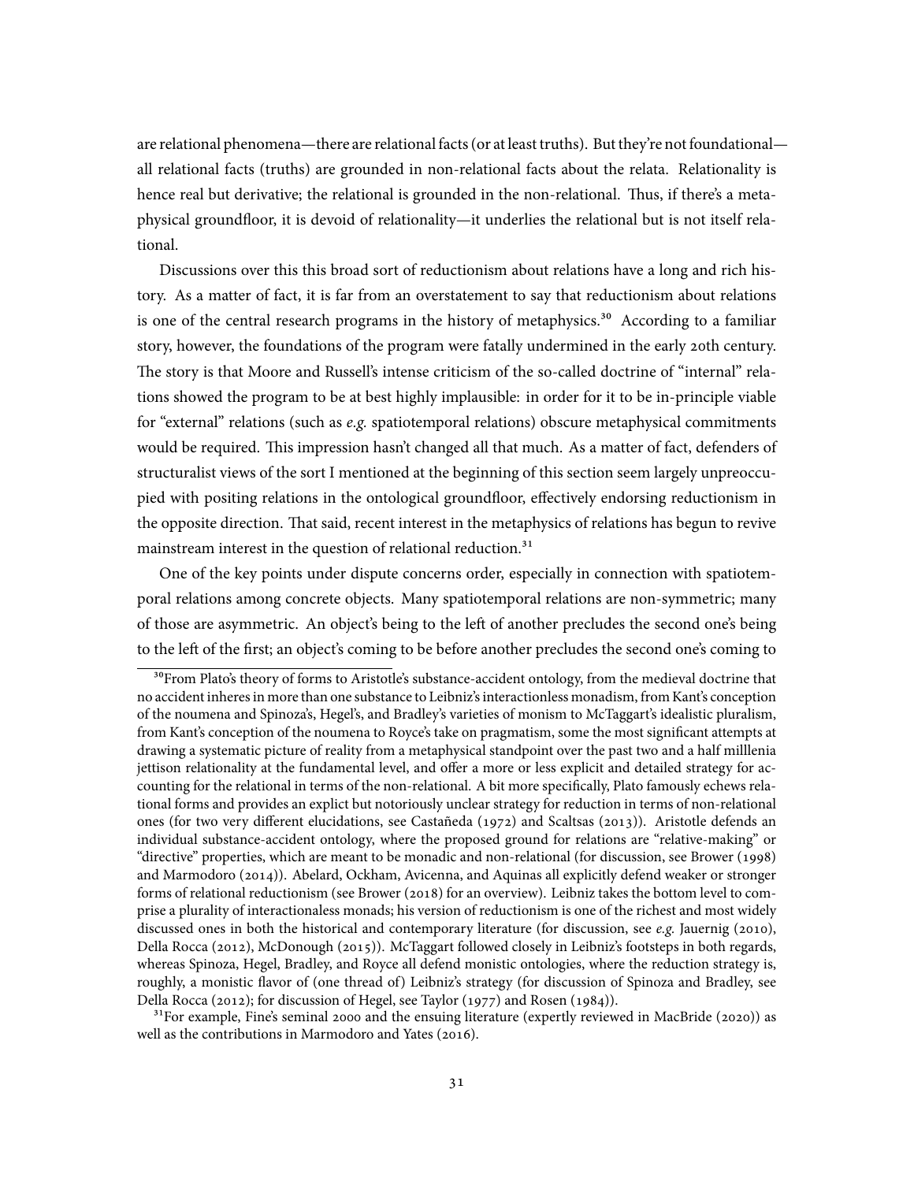are relational phenomena—there are relational facts (or at least truths). But they're not foundational—all relational facts (truths) are grounded in non-relational facts about the relata. Relationality is hence real but derivative; the relational is grounded in the non-relational. Thus, if there's a metaphysical groundfloor, it is devoid of relationality—it underlies the relational but is not itself relational.

Discussions over this this broad sort of reductionism about relations have a long and rich history. As a matter of fact, it is far from an overstatement to say that reductionism about relations is one of the central research programs in the history of metaphysics.[30] According to a familiar story, however, the foundations of the program were fatally undermined in the early 20th century. The story is that Moore and Russell's intense criticism of the so-called doctrine of "internal" relations showed the program to be at best highly implausible: in order for it to be in-principle viable for "external" relations (such as *e.g.* spatiotemporal relations) obscure metaphysical commitments would be required. This impression hasn't changed all that much. As a matter of fact, defenders of structuralist views of the sort I mentioned at the beginning of this section seem largely unpreoccupied with positing relations in the ontological groundfloor, effectively endorsing reductionism in the opposite direction. That said, recent interest in the metaphysics of relations has begun to revive mainstream interest in the question of relational reduction.[31]

One of the key points under dispute concerns order, especially in connection with spatiotemporal relations among concrete objects. Many spatiotemporal relations are non-symmetric; many of those are asymmetric. An object's being to the left of another precludes the second one's being to the left of the first; an object's coming to be before another precludes the second one's coming to

[30]From Plato's theory of forms to Aristotle's substance-accident ontology, from the medieval doctrine that no accident inheres in more than one substance to Leibniz's interactionless monadism, from Kant's conception of the noumena and Spinoza's, Hegel's, and Bradley's varieties of monism to McTaggart's idealistic pluralism, from Kant's conception of the noumena to Royce's take on pragmatism, some the most significant attempts at drawing a systematic picture of reality from a metaphysical standpoint over the past two and a half milllenia jettison relationality at the fundamental level, and offer a more or less explicit and detailed strategy for accounting for the relational in terms of the non-relational. A bit more specifically, Plato famously echews relational forms and provides an explict but notoriously unclear strategy for reduction in terms of non-relational ones (for two very different elucidations, see Castañeda (1972) and Scaltsas (2013)). Aristotle defends an individual substance-accident ontology, where the proposed ground for relations are "relative-making" or "directive" properties, which are meant to be monadic and non-relational (for discussion, see Brower (1998) and Marmodoro (2014)). Abelard, Ockham, Avicenna, and Aquinas all explicitly defend weaker or stronger forms of relational reductionism (see Brower (2018) for an overview). Leibniz takes the bottom level to comprise a plurality of interactionaless monads; his version of reductionism is one of the richest and most widely discussed ones in both the historical and contemporary literature (for discussion, see *e.g.* Jauernig (2010), Della Rocca (2012), McDonough (2015)). McTaggart followed closely in Leibniz's footsteps in both regards, whereas Spinoza, Hegel, Bradley, and Royce all defend monistic ontologies, where the reduction strategy is, roughly, a monistic flavor of (one thread of) Leibniz's strategy (for discussion of Spinoza and Bradley, see Della Rocca (2012); for discussion of Hegel, see Taylor (1977) and Rosen (1984)).

[31]For example, Fine's seminal 2000 and the ensuing literature (expertly reviewed in MacBride (2020)) as well as the contributions in Marmodoro and Yates (2016).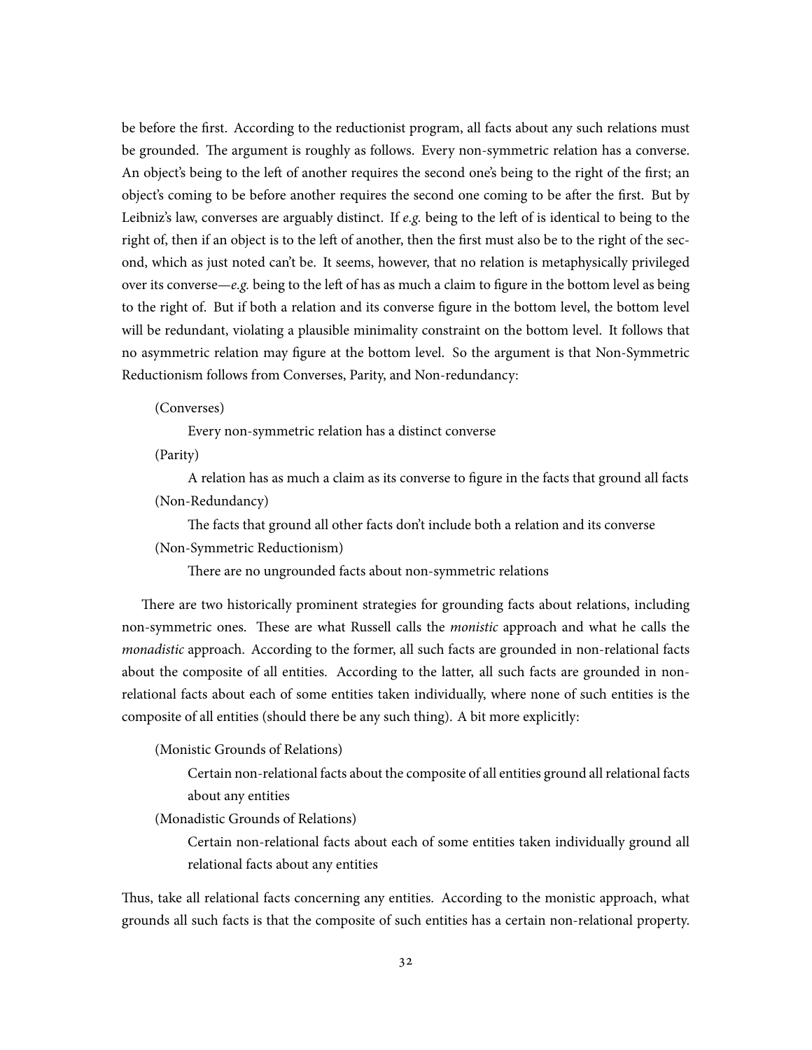be before the first. According to the reductionist program, all facts about any such relations must be grounded. The argument is roughly as follows. Every non-symmetric relation has a converse. An object's being to the left of another requires the second one's being to the right of the first; an object's coming to be before another requires the second one coming to be after the first. But by Leibniz's law, converses are arguably distinct. If *e.g.* being to the left of is identical to being to the right of, then if an object is to the left of another, then the first must also be to the right of the second, which as just noted can't be. It seems, however, that no relation is metaphysically privileged over its converse—*e.g.* being to the left of has as much a claim to figure in the bottom level as being to the right of. But if both a relation and its converse figure in the bottom level, the bottom level will be redundant, violating a plausible minimality constraint on the bottom level. It follows that no asymmetric relation may figure at the bottom level. So the argument is that Non-Symmetric Reductionism follows from Converses, Parity, and Non-redundancy:

(Converses)

> Every non-symmetric relation has a distinct converse

(Parity)

> A relation has as much a claim as its converse to figure in the facts that ground all facts

(Non-Redundancy)

> The facts that ground all other facts don't include both a relation and its converse

(Non-Symmetric Reductionism)

> There are no ungrounded facts about non-symmetric relations

There are two historically prominent strategies for grounding facts about relations, including non-symmetric ones. These are what Russell calls the *monistic* approach and what he calls the *monadistic* approach. According to the former, all such facts are grounded in non-relational facts about the composite of all entities. According to the latter, all such facts are grounded in non-relational facts about each of some entities taken individually, where none of such entities is the composite of all entities (should there be any such thing). A bit more explicitly:

(Monistic Grounds of Relations)

> Certain non-relational facts about the composite of all entities ground all relational facts about any entities

(Monadistic Grounds of Relations)

> Certain non-relational facts about each of some entities taken individually ground all relational facts about any entities

Thus, take all relational facts concerning any entities. According to the monistic approach, what grounds all such facts is that the composite of such entities has a certain non-relational property.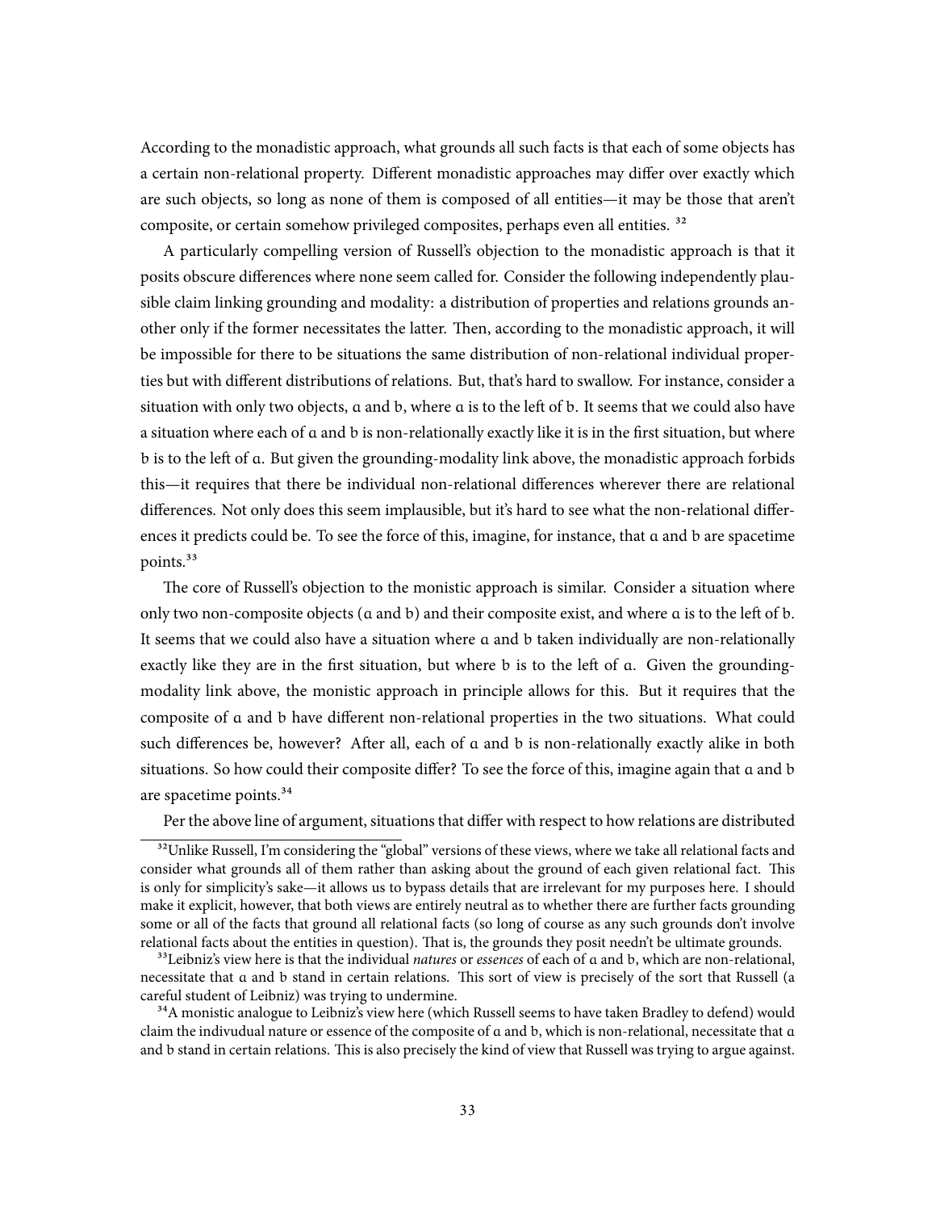According to the monadistic approach, what grounds all such facts is that each of some objects has a certain non-relational property. Different monadistic approaches may differ over exactly which are such objects, so long as none of them is composed of all entities—it may be those that aren't composite, or certain somehow privileged composites, perhaps even all entities. [32]

A particularly compelling version of Russell's objection to the monadistic approach is that it posits obscure differences where none seem called for. Consider the following independently plausible claim linking grounding and modality: a distribution of properties and relations grounds another only if the former necessitates the latter. Then, according to the monadistic approach, it will be impossible for there to be situations the same distribution of non-relational individual properties but with different distributions of relations. But, that's hard to swallow. For instance, consider a situation with only two objects, $a$ and $b$, where $a$ is to the left of $b$. It seems that we could also have a situation where each of $a$ and $b$ is non-relationally exactly like it is in the first situation, but where $b$ is to the left of $a$. But given the grounding-modality link above, the monadistic approach forbids this—it requires that there be individual non-relational differences wherever there are relational differences. Not only does this seem implausible, but it's hard to see what the non-relational differences it predicts could be. To see the force of this, imagine, for instance, that $a$ and $b$ are spacetime points.[33]

The core of Russell's objection to the monistic approach is similar. Consider a situation where only two non-composite objects ($a$ and $b$) and their composite exist, and where $a$ is to the left of $b$. It seems that we could also have a situation where $a$ and $b$ taken individually are non-relationally exactly like they are in the first situation, but where $b$ is to the left of $a$. Given the grounding-modality link above, the monistic approach in principle allows for this. But it requires that the composite of $a$ and $b$ have different non-relational properties in the two situations. What could such differences be, however? After all, each of $a$ and $b$ is non-relationally exactly alike in both situations. So how could their composite differ? To see the force of this, imagine again that $a$ and $b$ are spacetime points.[34]

Per the above line of argument, situations that differ with respect to how relations are distributed

[32] Unlike Russell, I'm considering the "global" versions of these views, where we take all relational facts and consider what grounds all of them rather than asking about the ground of each given relational fact. This is only for simplicity's sake—it allows us to bypass details that are irrelevant for my purposes here. I should make it explicit, however, that both views are entirely neutral as to whether there are further facts grounding some or all of the facts that ground all relational facts (so long of course as any such grounds don't involve relational facts about the entities in question). That is, the grounds they posit needn't be ultimate grounds.

[33] Leibniz's view here is that the individual *natures* or *essences* of each of $a$ and $b$, which are non-relational, necessitate that $a$ and $b$ stand in certain relations. This sort of view is precisely of the sort that Russell (a careful student of Leibniz) was trying to undermine.

[34] A monistic analogue to Leibniz's view here (which Russell seems to have taken Bradley to defend) would claim the indivudual nature or essence of the composite of $a$ and $b$, which is non-relational, necessitate that $a$ and $b$ stand in certain relations. This is also precisely the kind of view that Russell was trying to argue against.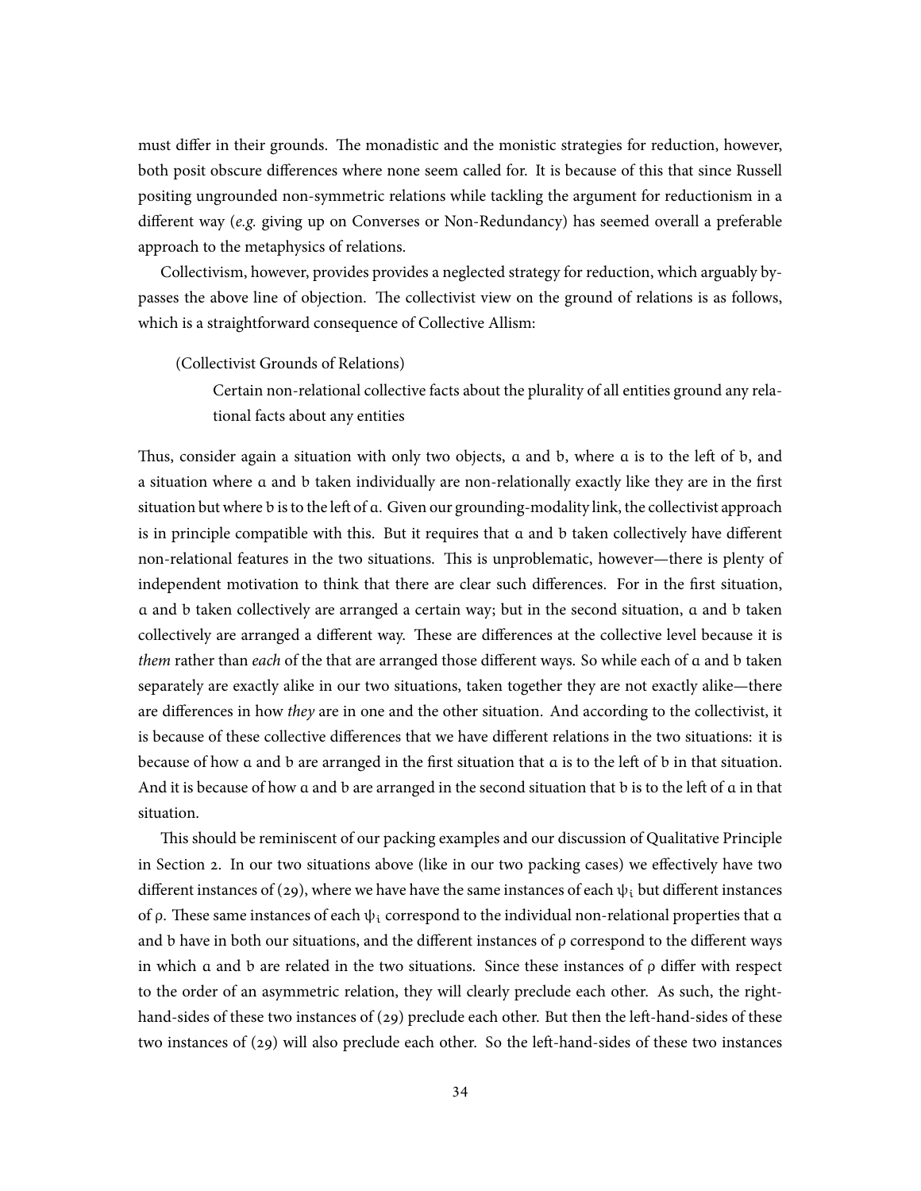must differ in their grounds. The monadistic and the monistic strategies for reduction, however, both posit obscure differences where none seem called for. It is because of this that since Russell positing ungrounded non-symmetric relations while tackling the argument for reductionism in a different way (*e.g.* giving up on Converses or Non-Redundancy) has seemed overall a preferable approach to the metaphysics of relations.

Collectivism, however, provides provides a neglected strategy for reduction, which arguably bypasses the above line of objection. The collectivist view on the ground of relations is as follows, which is a straightforward consequence of Collective Allism:

> (Collectivist Grounds of Relations)
>
> Certain non-relational collective facts about the plurality of all entities ground any relational facts about any entities

Thus, consider again a situation with only two objects, $a$ and $b$, where $a$ is to the left of $b$, and a situation where $a$ and $b$ taken individually are non-relationally exactly like they are in the first situation but where $b$ is to the left of $a$. Given our grounding-modality link, the collectivist approach is in principle compatible with this. But it requires that $a$ and $b$ taken collectively have different non-relational features in the two situations. This is unproblematic, however—there is plenty of independent motivation to think that there are clear such differences. For in the first situation, $a$ and $b$ taken collectively are arranged a certain way; but in the second situation, $a$ and $b$ taken collectively are arranged a different way. These are differences at the collective level because it is *them* rather than *each* of the that are arranged those different ways. So while each of $a$ and $b$ taken separately are exactly alike in our two situations, taken together they are not exactly alike—there are differences in how *they* are in one and the other situation. And according to the collectivist, it is because of these collective differences that we have different relations in the two situations: it is because of how $a$ and $b$ are arranged in the first situation that $a$ is to the left of $b$ in that situation. And it is because of how $a$ and $b$ are arranged in the second situation that $b$ is to the left of $a$ in that situation.

This should be reminiscent of our packing examples and our discussion of Qualitative Principle in Section 2. In our two situations above (like in our two packing cases) we effectively have two different instances of (29), where we have have the same instances of each $\psi_i$ but different instances of $\rho$. These same instances of each $\psi_i$ correspond to the individual non-relational properties that $a$ and $b$ have in both our situations, and the different instances of $\rho$ correspond to the different ways in which $a$ and $b$ are related in the two situations. Since these instances of $\rho$ differ with respect to the order of an asymmetric relation, they will clearly preclude each other. As such, the right-hand-sides of these two instances of (29) preclude each other. But then the left-hand-sides of these two instances of (29) will also preclude each other. So the left-hand-sides of these two instances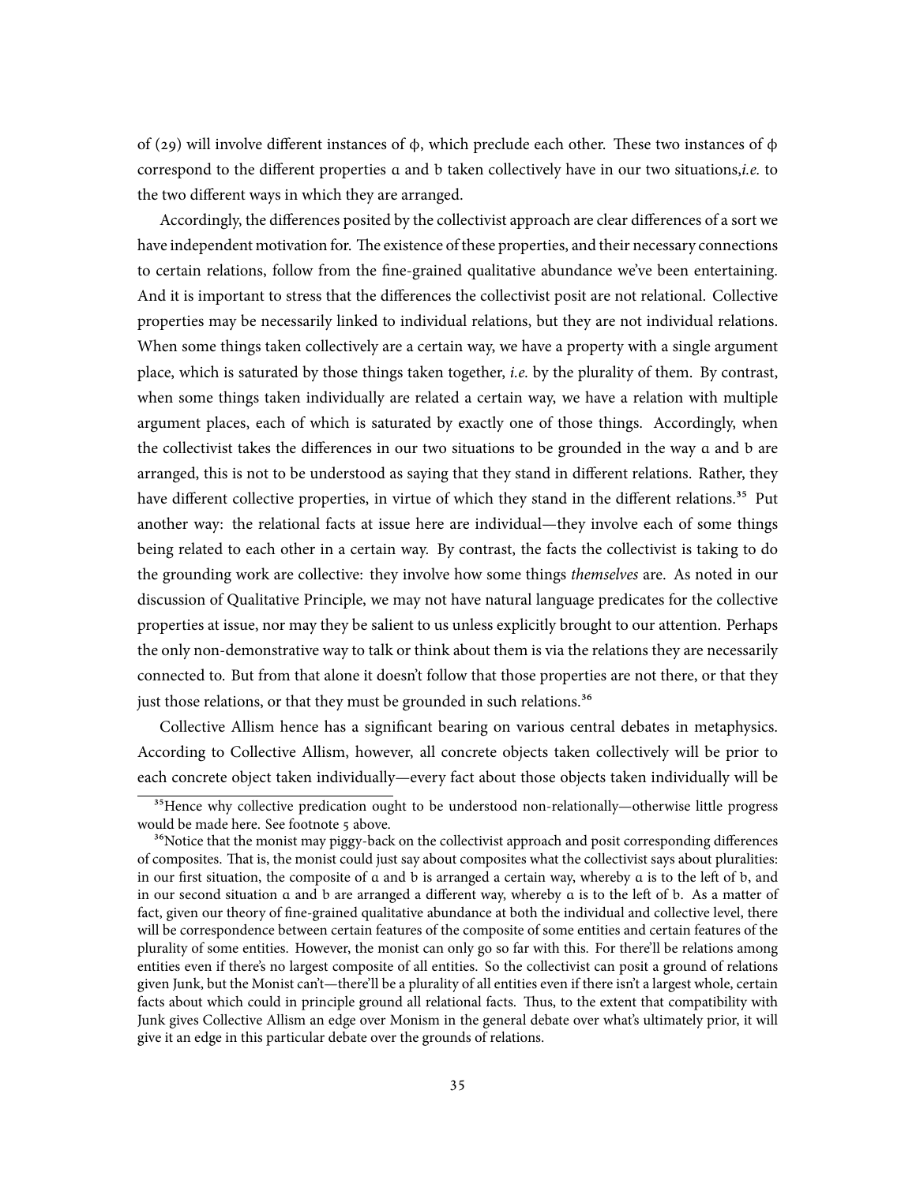of (29) will involve different instances of $\phi$, which preclude each other. These two instances of $\phi$ correspond to the different properties a and b taken collectively have in our two situations,*i.e.* to the two different ways in which they are arranged.

Accordingly, the differences posited by the collectivist approach are clear differences of a sort we have independent motivation for. The existence of these properties, and their necessary connections to certain relations, follow from the fine-grained qualitative abundance we've been entertaining. And it is important to stress that the differences the collectivist posit are not relational. Collective properties may be necessarily linked to individual relations, but they are not individual relations. When some things taken collectively are a certain way, we have a property with a single argument place, which is saturated by those things taken together, *i.e.* by the plurality of them. By contrast, when some things taken individually are related a certain way, we have a relation with multiple argument places, each of which is saturated by exactly one of those things. Accordingly, when the collectivist takes the differences in our two situations to be grounded in the way a and b are arranged, this is not to be understood as saying that they stand in different relations. Rather, they have different collective properties, in virtue of which they stand in the different relations.[35] Put another way: the relational facts at issue here are individual—they involve each of some things being related to each other in a certain way. By contrast, the facts the collectivist is taking to do the grounding work are collective: they involve how some things *themselves* are. As noted in our discussion of Qualitative Principle, we may not have natural language predicates for the collective properties at issue, nor may they be salient to us unless explicitly brought to our attention. Perhaps the only non-demonstrative way to talk or think about them is via the relations they are necessarily connected to. But from that alone it doesn't follow that those properties are not there, or that they just those relations, or that they must be grounded in such relations.[36]

Collective Allism hence has a significant bearing on various central debates in metaphysics. According to Collective Allism, however, all concrete objects taken collectively will be prior to each concrete object taken individually—every fact about those objects taken individually will be

[35] Hence why collective predication ought to be understood non-relationally—otherwise little progress would be made here. See footnote 5 above.

[36] Notice that the monist may piggy-back on the collectivist approach and posit corresponding differences of composites. That is, the monist could just say about composites what the collectivist says about pluralities: in our first situation, the composite of a and b is arranged a certain way, whereby a is to the left of b, and in our second situation a and b are arranged a different way, whereby a is to the left of b. As a matter of fact, given our theory of fine-grained qualitative abundance at both the individual and collective level, there will be correspondence between certain features of the composite of some entities and certain features of the plurality of some entities. However, the monist can only go so far with this. For there'll be relations among entities even if there's no largest composite of all entities. So the collectivist can posit a ground of relations given Junk, but the Monist can't—there'll be a plurality of all entities even if there isn't a largest whole, certain facts about which could in principle ground all relational facts. Thus, to the extent that compatibility with Junk gives Collective Allism an edge over Monism in the general debate over what's ultimately prior, it will give it an edge in this particular debate over the grounds of relations.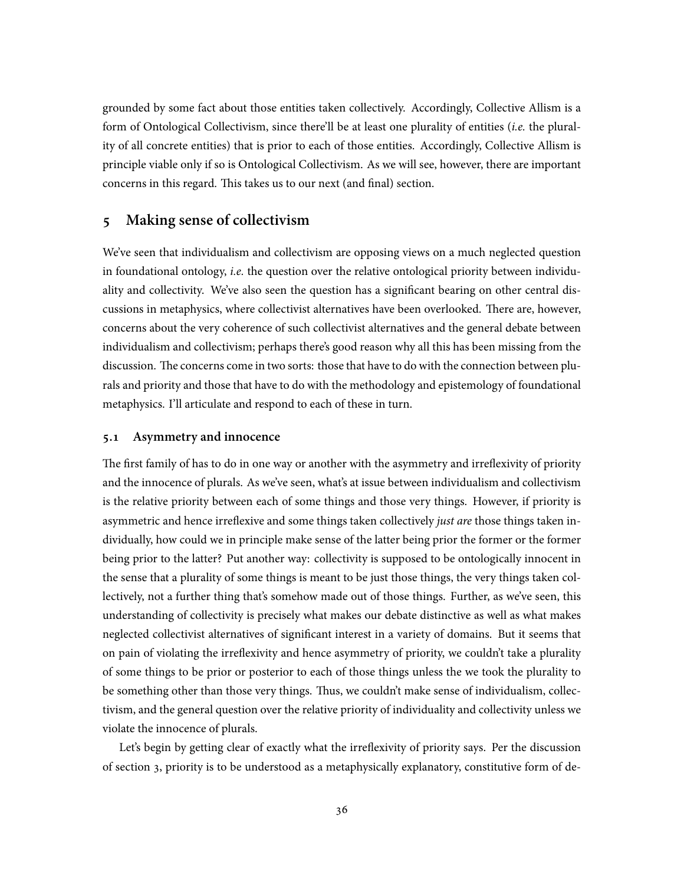grounded by some fact about those entities taken collectively. Accordingly, Collective Allism is a form of Ontological Collectivism, since there'll be at least one plurality of entities (*i.e.* the plurality of all concrete entities) that is prior to each of those entities. Accordingly, Collective Allism is principle viable only if so is Ontological Collectivism. As we will see, however, there are important concerns in this regard. This takes us to our next (and final) section.

## 5 Making sense of collectivism

We've seen that individualism and collectivism are opposing views on a much neglected question in foundational ontology, *i.e.* the question over the relative ontological priority between individuality and collectivity. We've also seen the question has a significant bearing on other central discussions in metaphysics, where collectivist alternatives have been overlooked. There are, however, concerns about the very coherence of such collectivist alternatives and the general debate between individualism and collectivism; perhaps there's good reason why all this has been missing from the discussion. The concerns come in two sorts: those that have to do with the connection between plurals and priority and those that have to do with the methodology and epistemology of foundational metaphysics. I'll articulate and respond to each of these in turn.

### 5.1 Asymmetry and innocence

The first family of has to do in one way or another with the asymmetry and irreflexivity of priority and the innocence of plurals. As we've seen, what's at issue between individualism and collectivism is the relative priority between each of some things and those very things. However, if priority is asymmetric and hence irreflexive and some things taken collectively *just are* those things taken individually, how could we in principle make sense of the latter being prior the former or the former being prior to the latter? Put another way: collectivity is supposed to be ontologically innocent in the sense that a plurality of some things is meant to be just those things, the very things taken collectively, not a further thing that's somehow made out of those things. Further, as we've seen, this understanding of collectivity is precisely what makes our debate distinctive as well as what makes neglected collectivist alternatives of significant interest in a variety of domains. But it seems that on pain of violating the irreflexivity and hence asymmetry of priority, we couldn't take a plurality of some things to be prior or posterior to each of those things unless the we took the plurality to be something other than those very things. Thus, we couldn't make sense of individualism, collectivism, and the general question over the relative priority of individuality and collectivity unless we violate the innocence of plurals.

Let's begin by getting clear of exactly what the irreflexivity of priority says. Per the discussion of section 3, priority is to be understood as a metaphysically explanatory, constitutive form of de-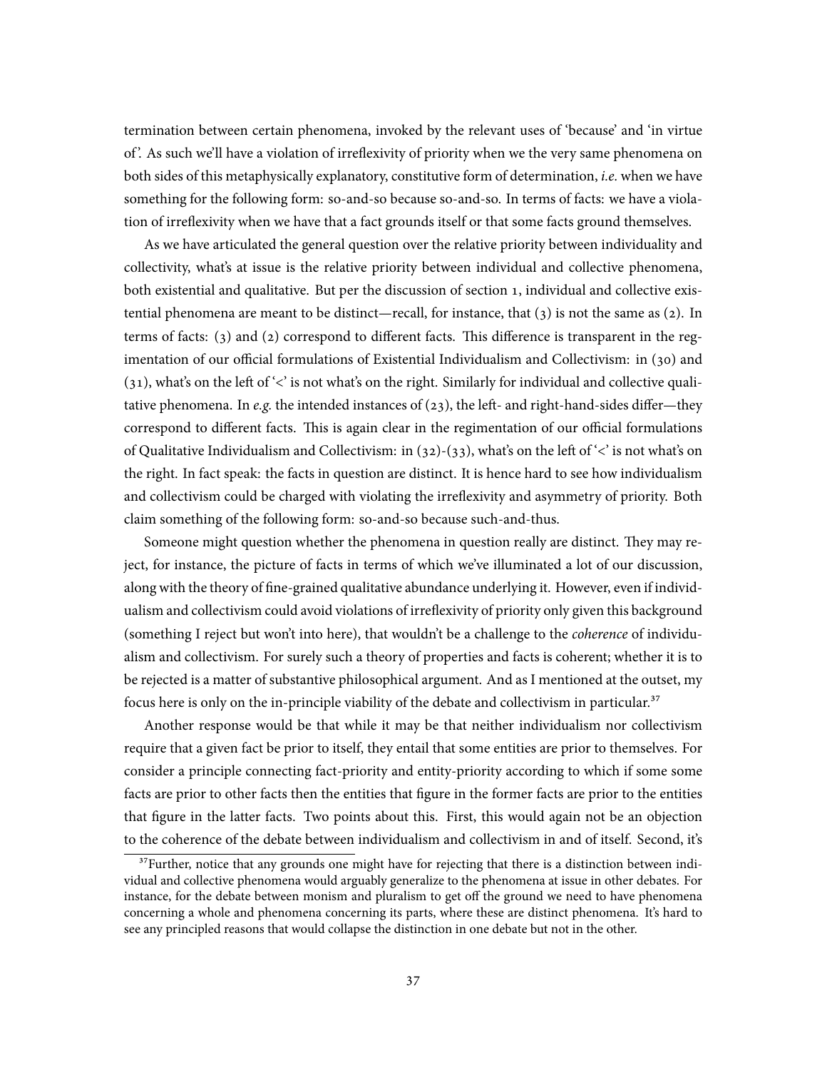termination between certain phenomena, invoked by the relevant uses of 'because' and 'in virtue of'. As such we'll have a violation of irreflexivity of priority when we the very same phenomena on both sides of this metaphysically explanatory, constitutive form of determination, *i.e.* when we have something for the following form: so-and-so because so-and-so. In terms of facts: we have a violation of irreflexivity when we have that a fact grounds itself or that some facts ground themselves.

As we have articulated the general question over the relative priority between individuality and collectivity, what's at issue is the relative priority between individual and collective phenomena, both existential and qualitative. But per the discussion of section 1, individual and collective existential phenomena are meant to be distinct—recall, for instance, that (3) is not the same as (2). In terms of facts: (3) and (2) correspond to different facts. This difference is transparent in the regimentation of our official formulations of Existential Individualism and Collectivism: in (30) and (31), what's on the left of '<' is not what's on the right. Similarly for individual and collective qualitative phenomena. In *e.g.* the intended instances of (23), the left- and right-hand-sides differ—they correspond to different facts. This is again clear in the regimentation of our official formulations of Qualitative Individualism and Collectivism: in (32)-(33), what's on the left of '<' is not what's on the right. In fact speak: the facts in question are distinct. It is hence hard to see how individualism and collectivism could be charged with violating the irreflexivity and asymmetry of priority. Both claim something of the following form: so-and-so because such-and-thus.

Someone might question whether the phenomena in question really are distinct. They may reject, for instance, the picture of facts in terms of which we've illuminated a lot of our discussion, along with the theory of fine-grained qualitative abundance underlying it. However, even if individualism and collectivism could avoid violations of irreflexivity of priority only given this background (something I reject but won't into here), that wouldn't be a challenge to the *coherence* of individualism and collectivism. For surely such a theory of properties and facts is coherent; whether it is to be rejected is a matter of substantive philosophical argument. And as I mentioned at the outset, my focus here is only on the in-principle viability of the debate and collectivism in particular.[37]

Another response would be that while it may be that neither individualism nor collectivism require that a given fact be prior to itself, they entail that some entities are prior to themselves. For consider a principle connecting fact-priority and entity-priority according to which if some some facts are prior to other facts then the entities that figure in the former facts are prior to the entities that figure in the latter facts. Two points about this. First, this would again not be an objection to the coherence of the debate between individualism and collectivism in and of itself. Second, it's

[37]Further, notice that any grounds one might have for rejecting that there is a distinction between individual and collective phenomena would arguably generalize to the phenomena at issue in other debates. For instance, for the debate between monism and pluralism to get off the ground we need to have phenomena concerning a whole and phenomena concerning its parts, where these are distinct phenomena. It's hard to see any principled reasons that would collapse the distinction in one debate but not in the other.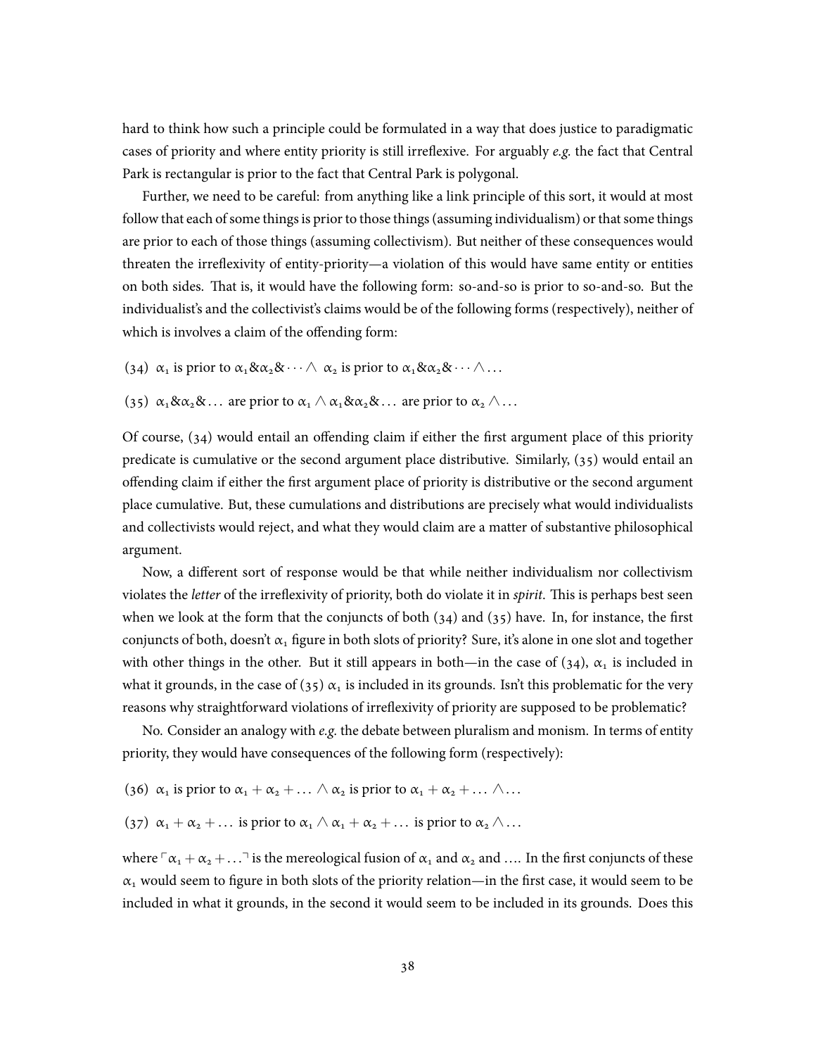hard to think how such a principle could be formulated in a way that does justice to paradigmatic cases of priority and where entity priority is still irreflexive. For arguably *e.g.* the fact that Central Park is rectangular is prior to the fact that Central Park is polygonal.

Further, we need to be careful: from anything like a link principle of this sort, it would at most follow that each of some things is prior to those things (assuming individualism) or that some things are prior to each of those things (assuming collectivism). But neither of these consequences would threaten the irreflexivity of entity-priority—a violation of this would have same entity or entities on both sides. That is, it would have the following form: so-and-so is prior to so-and-so. But the individualist's and the collectivist's claims would be of the following forms (respectively), neither of which is involves a claim of the offending form:

(34) $\alpha_1$ is prior to $\alpha_1 \& \alpha_2 \& \cdots \wedge$ $\alpha_2$ is prior to $\alpha_1 \& \alpha_2 \& \cdots \wedge \ldots$

(35) $\alpha_1 \& \alpha_2 \& \ldots$ are prior to $\alpha_1 \wedge \alpha_1 \& \alpha_2 \& \ldots$ are prior to $\alpha_2 \wedge \ldots$

Of course, (34) would entail an offending claim if either the first argument place of this priority predicate is cumulative or the second argument place distributive. Similarly, (35) would entail an offending claim if either the first argument place of priority is distributive or the second argument place cumulative. But, these cumulations and distributions are precisely what would individualists and collectivists would reject, and what they would claim are a matter of substantive philosophical argument.

Now, a different sort of response would be that while neither individualism nor collectivism violates the *letter* of the irreflexivity of priority, both do violate it in *spirit*. This is perhaps best seen when we look at the form that the conjuncts of both (34) and (35) have. In, for instance, the first conjuncts of both, doesn't $\alpha_1$ figure in both slots of priority? Sure, it's alone in one slot and together with other things in the other. But it still appears in both—in the case of (34), $\alpha_1$ is included in what it grounds, in the case of (35) $\alpha_1$ is included in its grounds. Isn't this problematic for the very reasons why straightforward violations of irreflexivity of priority are supposed to be problematic?

No. Consider an analogy with *e.g.* the debate between pluralism and monism. In terms of entity priority, they would have consequences of the following form (respectively):

(36) $\alpha_1$ is prior to $\alpha_1 + \alpha_2 + \ldots \wedge \alpha_2$ is prior to $\alpha_1 + \alpha_2 + \ldots \wedge \ldots$

(37) $\alpha_1 + \alpha_2 + \ldots$ is prior to $\alpha_1 \wedge \alpha_1 + \alpha_2 + \ldots$ is prior to $\alpha_2 \wedge \ldots$

where $\ulcorner \alpha_1 + \alpha_2 + \ldots \urcorner$ is the mereological fusion of $\alpha_1$ and $\alpha_2$ and .... In the first conjuncts of these $\alpha_1$ would seem to figure in both slots of the priority relation—in the first case, it would seem to be included in what it grounds, in the second it would seem to be included in its grounds. Does this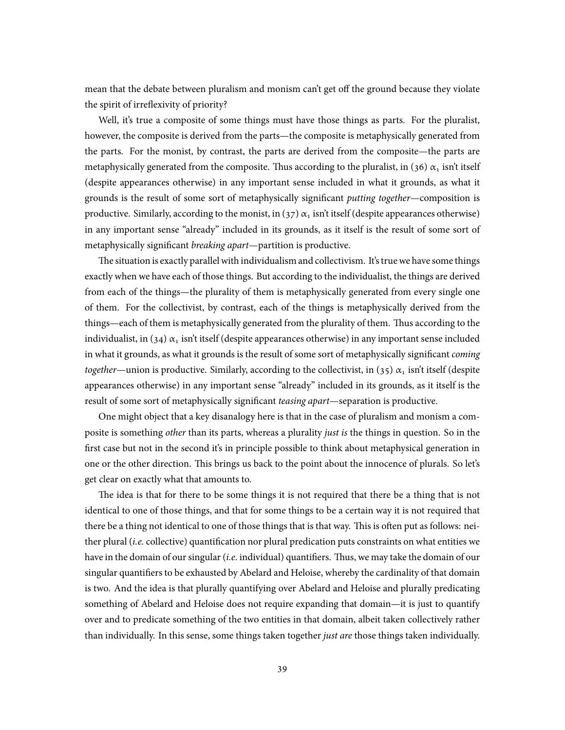mean that the debate between pluralism and monism can't get off the ground because they violate the spirit of irreflexivity of priority?

Well, it's true a composite of some things must have those things as parts. For the pluralist, however, the composite is derived from the parts—the composite is metaphysically generated from the parts. For the monist, by contrast, the parts are derived from the composite—the parts are metaphysically generated from the composite. Thus according to the pluralist, in (36) $\alpha_1$ isn't itself (despite appearances otherwise) in any important sense included in what it grounds, as what it grounds is the result of some sort of metaphysically significant *putting together*—composition is productive. Similarly, according to the monist, in (37) $\alpha_1$ isn't itself (despite appearances otherwise) in any important sense "already" included in its grounds, as it itself is the result of some sort of metaphysically significant *breaking apart*—partition is productive.

The situation is exactly parallel with individualism and collectivism. It's true we have some things exactly when we have each of those things. But according to the individualist, the things are derived from each of the things—the plurality of them is metaphysically generated from every single one of them. For the collectivist, by contrast, each of the things is metaphysically derived from the things—each of them is metaphysically generated from the plurality of them. Thus according to the individualist, in (34) $\alpha_1$ isn't itself (despite appearances otherwise) in any important sense included in what it grounds, as what it grounds is the result of some sort of metaphysically significant *coming together*—union is productive. Similarly, according to the collectivist, in (35) $\alpha_1$ isn't itself (despite appearances otherwise) in any important sense "already" included in its grounds, as it itself is the result of some sort of metaphysically significant *teasing apart*—separation is productive.

One might object that a key disanalogy here is that in the case of pluralism and monism a composite is something *other* than its parts, whereas a plurality *just is* the things in question. So in the first case but not in the second it's in principle possible to think about metaphysical generation in one or the other direction. This brings us back to the point about the innocence of plurals. So let's get clear on exactly what that amounts to.

The idea is that for there to be some things it is not required that there be a thing that is not identical to one of those things, and that for some things to be a certain way it is not required that there be a thing not identical to one of those things that is that way. This is often put as follows: neither plural (*i.e.* collective) quantification nor plural predication puts constraints on what entities we have in the domain of our singular (*i.e.* individual) quantifiers. Thus, we may take the domain of our singular quantifiers to be exhausted by Abelard and Heloise, whereby the cardinality of that domain is two. And the idea is that plurally quantifying over Abelard and Heloise and plurally predicating something of Abelard and Heloise does not require expanding that domain—it is just to quantify over and to predicate something of the two entities in that domain, albeit taken collectively rather than individually. In this sense, some things taken together *just are* those things taken individually.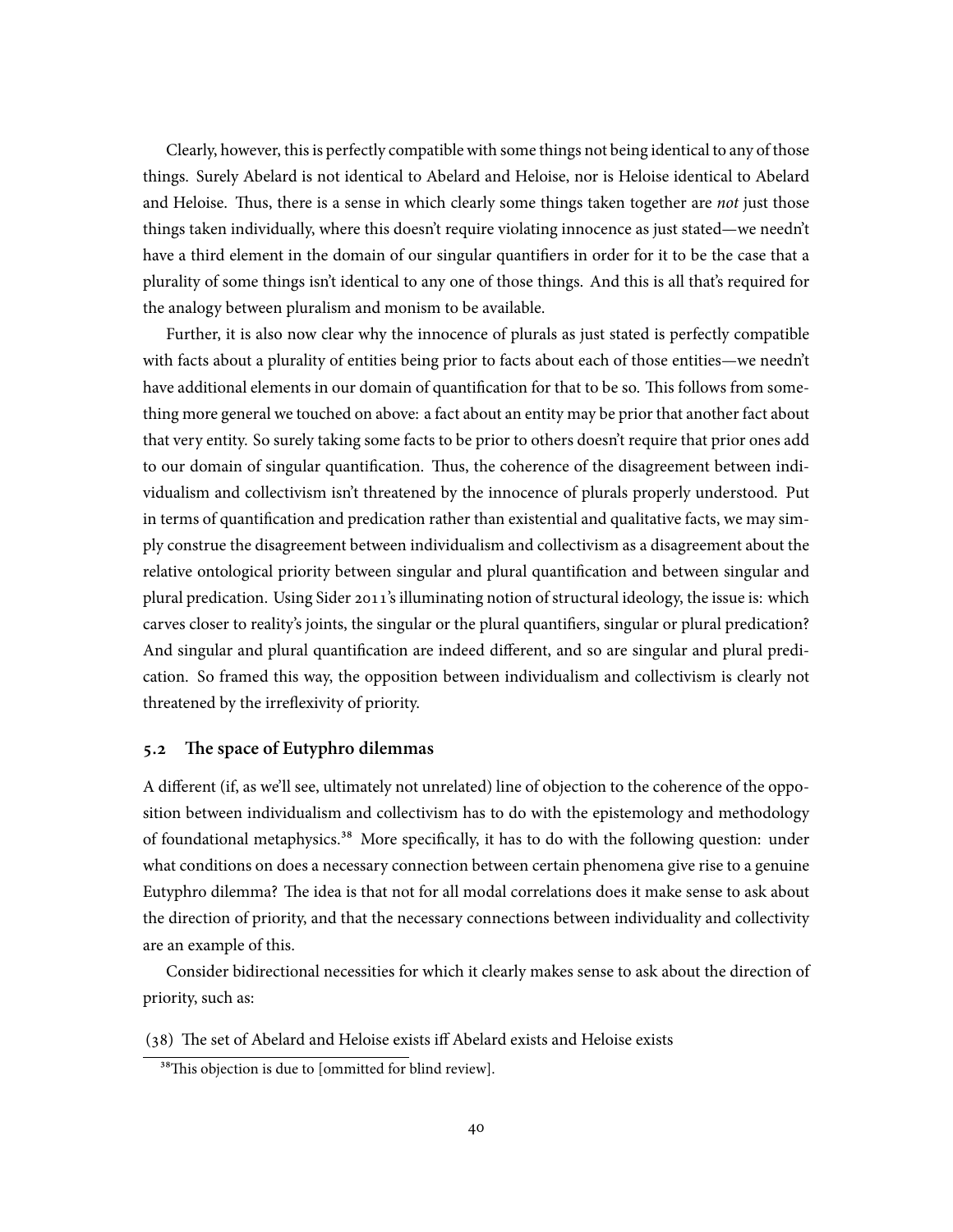Clearly, however, this is perfectly compatible with some things not being identical to any of those things. Surely Abelard is not identical to Abelard and Heloise, nor is Heloise identical to Abelard and Heloise. Thus, there is a sense in which clearly some things taken together are *not* just those things taken individually, where this doesn't require violating innocence as just stated—we needn't have a third element in the domain of our singular quantifiers in order for it to be the case that a plurality of some things isn't identical to any one of those things. And this is all that's required for the analogy between pluralism and monism to be available.

Further, it is also now clear why the innocence of plurals as just stated is perfectly compatible with facts about a plurality of entities being prior to facts about each of those entities—we needn't have additional elements in our domain of quantification for that to be so. This follows from something more general we touched on above: a fact about an entity may be prior that another fact about that very entity. So surely taking some facts to be prior to others doesn't require that prior ones add to our domain of singular quantification. Thus, the coherence of the disagreement between individualism and collectivism isn't threatened by the innocence of plurals properly understood. Put in terms of quantification and predication rather than existential and qualitative facts, we may simply construe the disagreement between individualism and collectivism as a disagreement about the relative ontological priority between singular and plural quantification and between singular and plural predication. Using Sider 2011's illuminating notion of structural ideology, the issue is: which carves closer to reality's joints, the singular or the plural quantifiers, singular or plural predication? And singular and plural quantification are indeed different, and so are singular and plural predication. So framed this way, the opposition between individualism and collectivism is clearly not threatened by the irreflexivity of priority.

### 5.2 The space of Eutyphro dilemmas

A different (if, as we'll see, ultimately not unrelated) line of objection to the coherence of the opposition between individualism and collectivism has to do with the epistemology and methodology of foundational metaphysics.[38] More specifically, it has to do with the following question: under what conditions on does a necessary connection between certain phenomena give rise to a genuine Eutyphro dilemma? The idea is that not for all modal correlations does it make sense to ask about the direction of priority, and that the necessary connections between individuality and collectivity are an example of this.

Consider bidirectional necessities for which it clearly makes sense to ask about the direction of priority, such as:

(38) The set of Abelard and Heloise exists iff Abelard exists and Heloise exists

[38] This objection is due to [ommitted for blind review].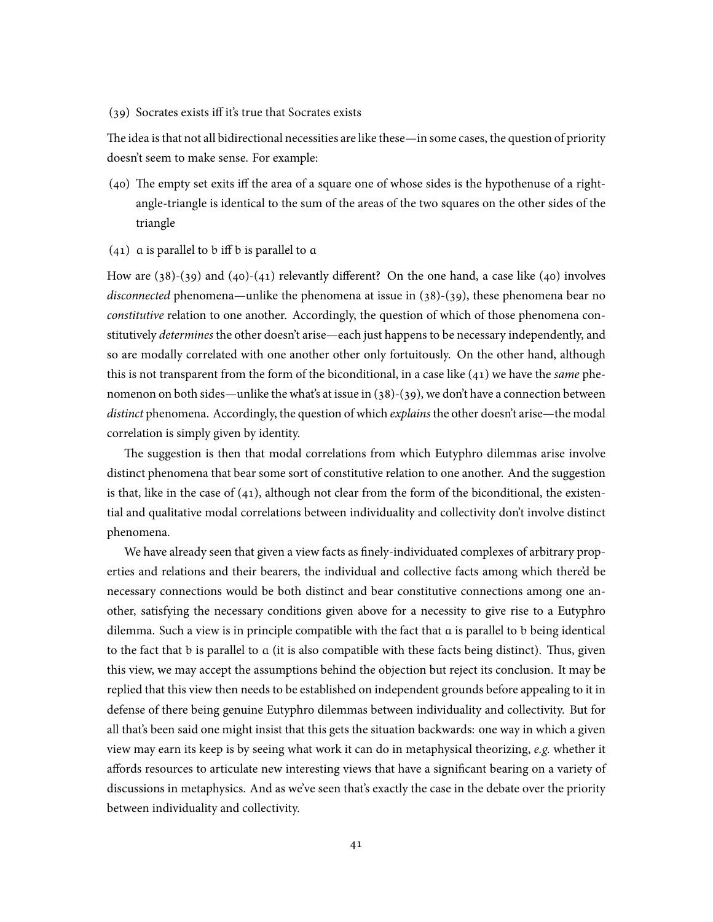(39) Socrates exists iff it's true that Socrates exists

The idea is that not all bidirectional necessities are like these—in some cases, the question of priority doesn't seem to make sense. For example:

(40) The empty set exits iff the area of a square one of whose sides is the hypothenuse of a right-angle-triangle is identical to the sum of the areas of the two squares on the other sides of the triangle

(41) a is parallel to b iff b is parallel to a

How are (38)-(39) and (40)-(41) relevantly different? On the one hand, a case like (40) involves *disconnected* phenomena—unlike the phenomena at issue in (38)-(39), these phenomena bear no *constitutive* relation to one another. Accordingly, the question of which of those phenomena constitutively *determines* the other doesn't arise—each just happens to be necessary independently, and so are modally correlated with one another other only fortuitously. On the other hand, although this is not transparent from the form of the biconditional, in a case like (41) we have the *same* phenomenon on both sides—unlike the what's at issue in (38)-(39), we don't have a connection between *distinct* phenomena. Accordingly, the question of which *explains* the other doesn't arise—the modal correlation is simply given by identity.

The suggestion is then that modal correlations from which Eutyphro dilemmas arise involve distinct phenomena that bear some sort of constitutive relation to one another. And the suggestion is that, like in the case of (41), although not clear from the form of the biconditional, the existential and qualitative modal correlations between individuality and collectivity don't involve distinct phenomena.

We have already seen that given a view facts as finely-individuated complexes of arbitrary properties and relations and their bearers, the individual and collective facts among which there'd be necessary connections would be both distinct and bear constitutive connections among one another, satisfying the necessary conditions given above for a necessity to give rise to a Eutyphro dilemma. Such a view is in principle compatible with the fact that a is parallel to b being identical to the fact that b is parallel to a (it is also compatible with these facts being distinct). Thus, given this view, we may accept the assumptions behind the objection but reject its conclusion. It may be replied that this view then needs to be established on independent grounds before appealing to it in defense of there being genuine Eutyphro dilemmas between individuality and collectivity. But for all that's been said one might insist that this gets the situation backwards: one way in which a given view may earn its keep is by seeing what work it can do in metaphysical theorizing, *e.g.* whether it affords resources to articulate new interesting views that have a significant bearing on a variety of discussions in metaphysics. And as we've seen that's exactly the case in the debate over the priority between individuality and collectivity.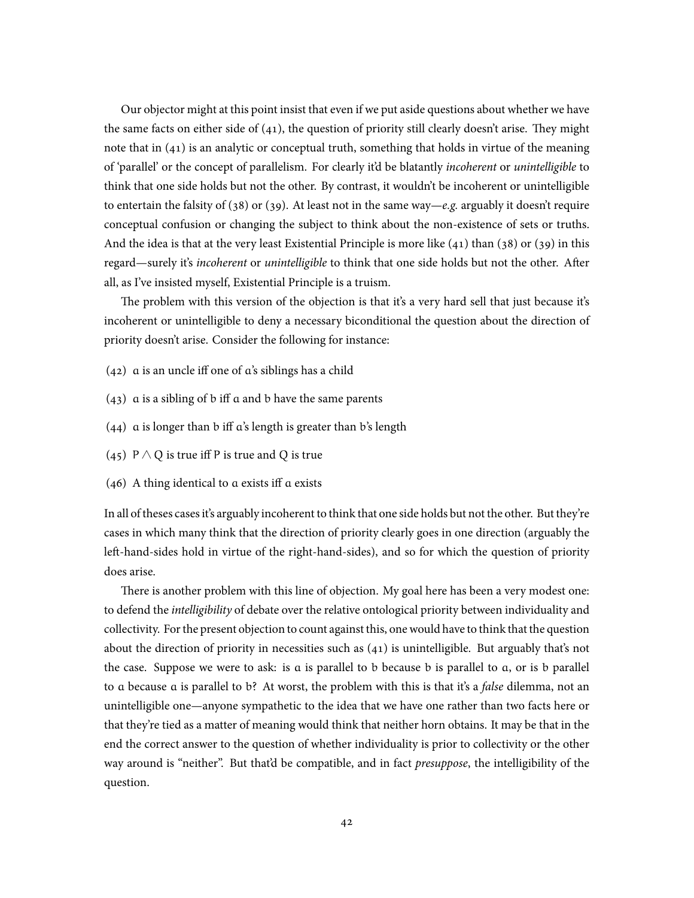Our objector might at this point insist that even if we put aside questions about whether we have the same facts on either side of (41), the question of priority still clearly doesn't arise. They might note that in (41) is an analytic or conceptual truth, something that holds in virtue of the meaning of 'parallel' or the concept of parallelism. For clearly it'd be blatantly *incoherent* or *unintelligible* to think that one side holds but not the other. By contrast, it wouldn't be incoherent or unintelligible to entertain the falsity of (38) or (39). At least not in the same way—*e.g.* arguably it doesn't require conceptual confusion or changing the subject to think about the non-existence of sets or truths. And the idea is that at the very least Existential Principle is more like (41) than (38) or (39) in this regard—surely it's *incoherent* or *unintelligible* to think that one side holds but not the other. After all, as I've insisted myself, Existential Principle is a truism.

The problem with this version of the objection is that it's a very hard sell that just because it's incoherent or unintelligible to deny a necessary biconditional the question about the direction of priority doesn't arise. Consider the following for instance:

(42) a is an uncle iff one of a's siblings has a child

(43) a is a sibling of b iff a and b have the same parents

(44) a is longer than b iff a's length is greater than b's length

(45) $P \wedge Q$ is true iff P is true and Q is true

(46) A thing identical to a exists iff a exists

In all of theses cases it's arguably incoherent to think that one side holds but not the other. But they're cases in which many think that the direction of priority clearly goes in one direction (arguably the left-hand-sides hold in virtue of the right-hand-sides), and so for which the question of priority does arise.

There is another problem with this line of objection. My goal here has been a very modest one: to defend the *intelligibility* of debate over the relative ontological priority between individuality and collectivity. For the present objection to count against this, one would have to think that the question about the direction of priority in necessities such as (41) is unintelligible. But arguably that's not the case. Suppose we were to ask: is a is parallel to b because b is parallel to a, or is b parallel to a because a is parallel to b? At worst, the problem with this is that it's a *false* dilemma, not an unintelligible one—anyone sympathetic to the idea that we have one rather than two facts here or that they're tied as a matter of meaning would think that neither horn obtains. It may be that in the end the correct answer to the question of whether individuality is prior to collectivity or the other way around is "neither". But that'd be compatible, and in fact *presuppose*, the intelligibility of the question.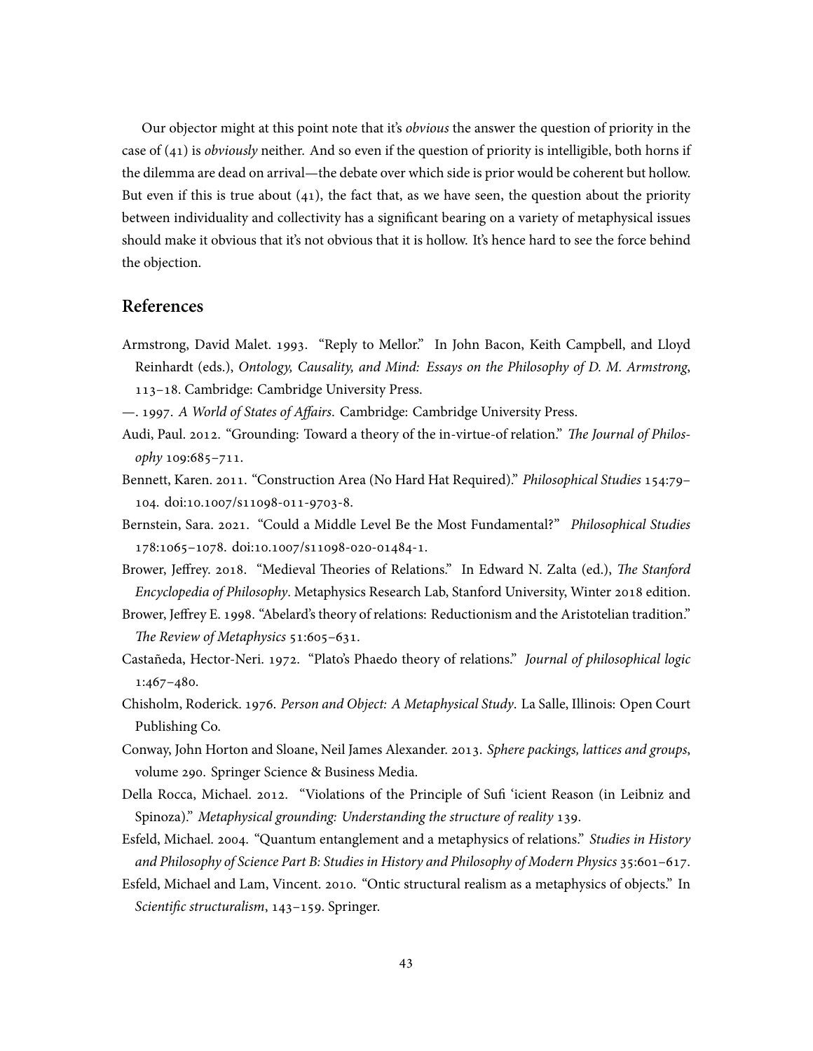Our objector might at this point note that it's *obvious* the answer the question of priority in the case of (41) is *obviously* neither. And so even if the question of priority is intelligible, both horns if the dilemma are dead on arrival—the debate over which side is prior would be coherent but hollow. But even if this is true about (41), the fact that, as we have seen, the question about the priority between individuality and collectivity has a significant bearing on a variety of metaphysical issues should make it obvious that it's not obvious that it is hollow. It's hence hard to see the force behind the objection.

## References

Armstrong, David Malet. 1993. "Reply to Mellor." In John Bacon, Keith Campbell, and Lloyd Reinhardt (eds.), *Ontology, Causality, and Mind: Essays on the Philosophy of D. M. Armstrong*, 113–18. Cambridge: Cambridge University Press.

—. 1997. *A World of States of Affairs*. Cambridge: Cambridge University Press.

Audi, Paul. 2012. "Grounding: Toward a theory of the in-virtue-of relation." *The Journal of Philosophy* 109:685–711.

Bennett, Karen. 2011. "Construction Area (No Hard Hat Required)." *Philosophical Studies* 154:79–104. doi:10.1007/s11098-011-9703-8.

Bernstein, Sara. 2021. "Could a Middle Level Be the Most Fundamental?" *Philosophical Studies* 178:1065–1078. doi:10.1007/s11098-020-01484-1.

Brower, Jeffrey. 2018. "Medieval Theories of Relations." In Edward N. Zalta (ed.), *The Stanford Encyclopedia of Philosophy*. Metaphysics Research Lab, Stanford University, Winter 2018 edition.

Brower, Jeffrey E. 1998. "Abelard's theory of relations: Reductionism and the Aristotelian tradition." *The Review of Metaphysics* 51:605–631.

Castañeda, Hector-Neri. 1972. "Plato's Phaedo theory of relations." *Journal of philosophical logic* 1:467–480.

Chisholm, Roderick. 1976. *Person and Object: A Metaphysical Study*. La Salle, Illinois: Open Court Publishing Co.

Conway, John Horton and Sloane, Neil James Alexander. 2013. *Sphere packings, lattices and groups*, volume 290. Springer Science & Business Media.

Della Rocca, Michael. 2012. "Violations of the Principle of Sufi 'icient Reason (in Leibniz and Spinoza)." *Metaphysical grounding: Understanding the structure of reality* 139.

Esfeld, Michael. 2004. "Quantum entanglement and a metaphysics of relations." *Studies in History and Philosophy of Science Part B: Studies in History and Philosophy of Modern Physics* 35:601–617.

Esfeld, Michael and Lam, Vincent. 2010. "Ontic structural realism as a metaphysics of objects." In *Scientific structuralism*, 143–159. Springer.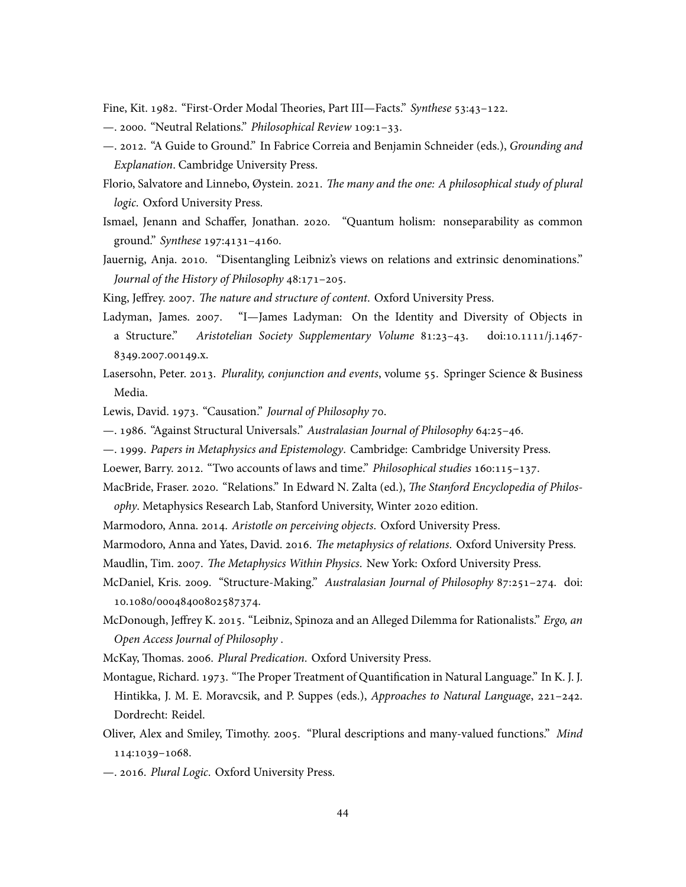Fine, Kit. 1982. "First-Order Modal Theories, Part III—Facts." *Synthese* 53:43–122.

—. 2000. "Neutral Relations." *Philosophical Review* 109:1–33.

—. 2012. "A Guide to Ground." In Fabrice Correia and Benjamin Schneider (eds.), *Grounding and Explanation*. Cambridge University Press.

Florio, Salvatore and Linnebo, Øystein. 2021. *The many and the one: A philosophical study of plural logic*. Oxford University Press.

Ismael, Jenann and Schaffer, Jonathan. 2020. "Quantum holism: nonseparability as common ground." *Synthese* 197:4131–4160.

Jauernig, Anja. 2010. "Disentangling Leibniz's views on relations and extrinsic denominations." *Journal of the History of Philosophy* 48:171–205.

King, Jeffrey. 2007. *The nature and structure of content*. Oxford University Press.

Ladyman, James. 2007. "I—James Ladyman: On the Identity and Diversity of Objects in a Structure." *Aristotelian Society Supplementary Volume* 81:23–43. doi:10.1111/j.1467-8349.2007.00149.x.

Lasersohn, Peter. 2013. *Plurality, conjunction and events*, volume 55. Springer Science & Business Media.

Lewis, David. 1973. "Causation." *Journal of Philosophy* 70.

—. 1986. "Against Structural Universals." *Australasian Journal of Philosophy* 64:25–46.

—. 1999. *Papers in Metaphysics and Epistemology*. Cambridge: Cambridge University Press.

Loewer, Barry. 2012. "Two accounts of laws and time." *Philosophical studies* 160:115–137.

MacBride, Fraser. 2020. "Relations." In Edward N. Zalta (ed.), *The Stanford Encyclopedia of Philosophy*. Metaphysics Research Lab, Stanford University, Winter 2020 edition.

Marmodoro, Anna. 2014. *Aristotle on perceiving objects*. Oxford University Press.

Marmodoro, Anna and Yates, David. 2016. *The metaphysics of relations*. Oxford University Press.

Maudlin, Tim. 2007. *The Metaphysics Within Physics*. New York: Oxford University Press.

McDaniel, Kris. 2009. "Structure-Making." *Australasian Journal of Philosophy* 87:251–274. doi:10.1080/00048400802587374.

McDonough, Jeffrey K. 2015. "Leibniz, Spinoza and an Alleged Dilemma for Rationalists." *Ergo, an Open Access Journal of Philosophy* .

McKay, Thomas. 2006. *Plural Predication*. Oxford University Press.

Montague, Richard. 1973. "The Proper Treatment of Quantification in Natural Language." In K. J. J. Hintikka, J. M. E. Moravcsik, and P. Suppes (eds.), *Approaches to Natural Language*, 221–242. Dordrecht: Reidel.

Oliver, Alex and Smiley, Timothy. 2005. "Plural descriptions and many-valued functions." *Mind* 114:1039–1068.

—. 2016. *Plural Logic*. Oxford University Press.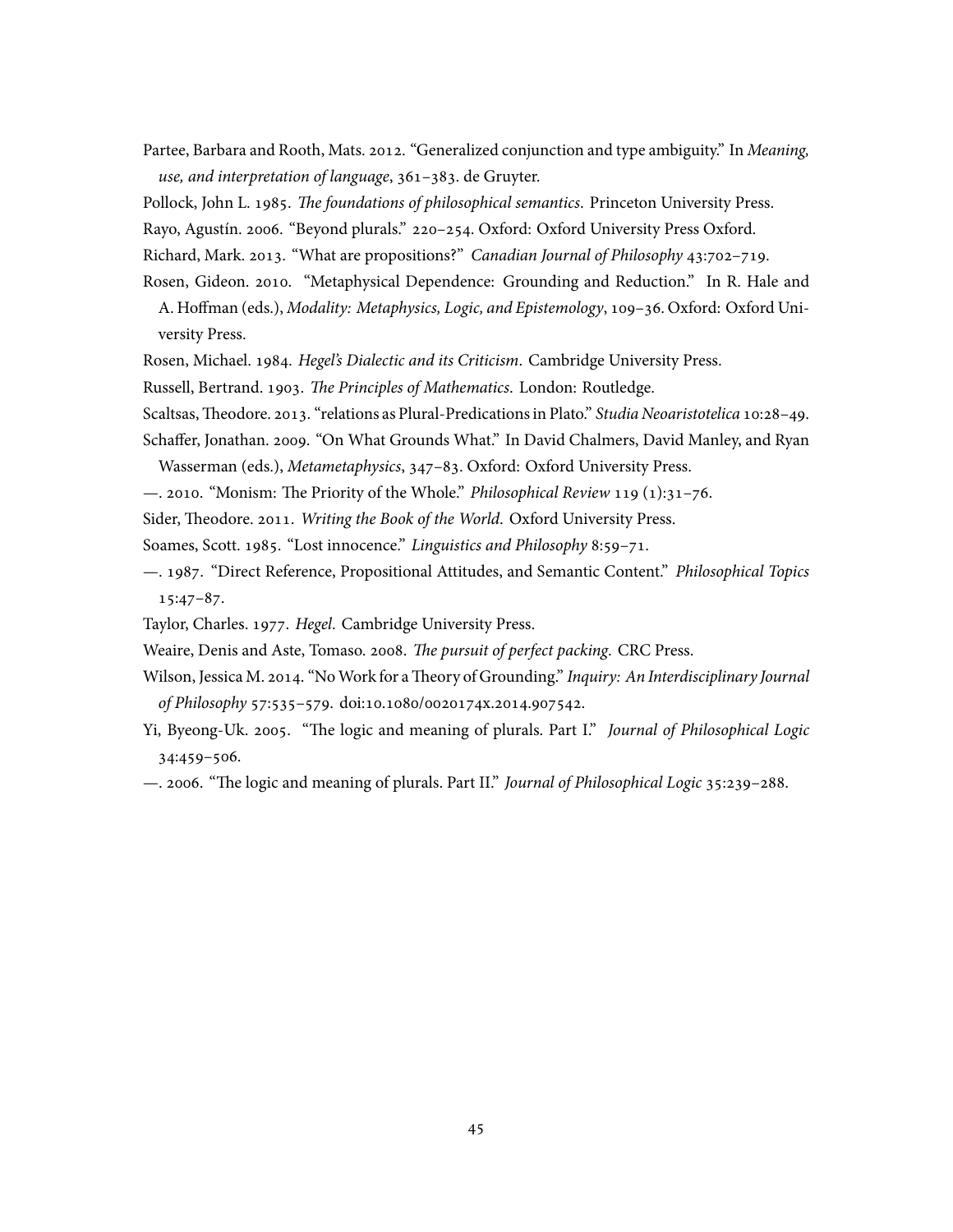Partee, Barbara and Rooth, Mats. 2012. "Generalized conjunction and type ambiguity." In *Meaning, use, and interpretation of language*, 361–383. de Gruyter.

Pollock, John L. 1985. *The foundations of philosophical semantics*. Princeton University Press.

Rayo, Agustín. 2006. "Beyond plurals." 220–254. Oxford: Oxford University Press Oxford.

Richard, Mark. 2013. "What are propositions?" *Canadian Journal of Philosophy* 43:702–719.

Rosen, Gideon. 2010. "Metaphysical Dependence: Grounding and Reduction." In R. Hale and A. Hoffman (eds.), *Modality: Metaphysics, Logic, and Epistemology*, 109–36. Oxford: Oxford University Press.

Rosen, Michael. 1984. *Hegel's Dialectic and its Criticism*. Cambridge University Press.

Russell, Bertrand. 1903. *The Principles of Mathematics*. London: Routledge.

Scaltsas, Theodore. 2013. "relations as Plural-Predications in Plato." *Studia Neoaristotelica* 10:28–49.

Schaffer, Jonathan. 2009. "On What Grounds What." In David Chalmers, David Manley, and Ryan Wasserman (eds.), *Metametaphysics*, 347–83. Oxford: Oxford University Press.

—. 2010. "Monism: The Priority of the Whole." *Philosophical Review* 119 (1):31–76.

Sider, Theodore. 2011. *Writing the Book of the World*. Oxford University Press.

Soames, Scott. 1985. "Lost innocence." *Linguistics and Philosophy* 8:59–71.

—. 1987. "Direct Reference, Propositional Attitudes, and Semantic Content." *Philosophical Topics* 15:47–87.

Taylor, Charles. 1977. *Hegel*. Cambridge University Press.

Weaire, Denis and Aste, Tomaso. 2008. *The pursuit of perfect packing*. CRC Press.

Wilson, Jessica M. 2014. "No Work for a Theory of Grounding." *Inquiry: An Interdisciplinary Journal of Philosophy* 57:535–579. doi:10.1080/0020174x.2014.907542.

Yi, Byeong-Uk. 2005. "The logic and meaning of plurals. Part I." *Journal of Philosophical Logic* 34:459–506.

—. 2006. "The logic and meaning of plurals. Part II." *Journal of Philosophical Logic* 35:239–288.